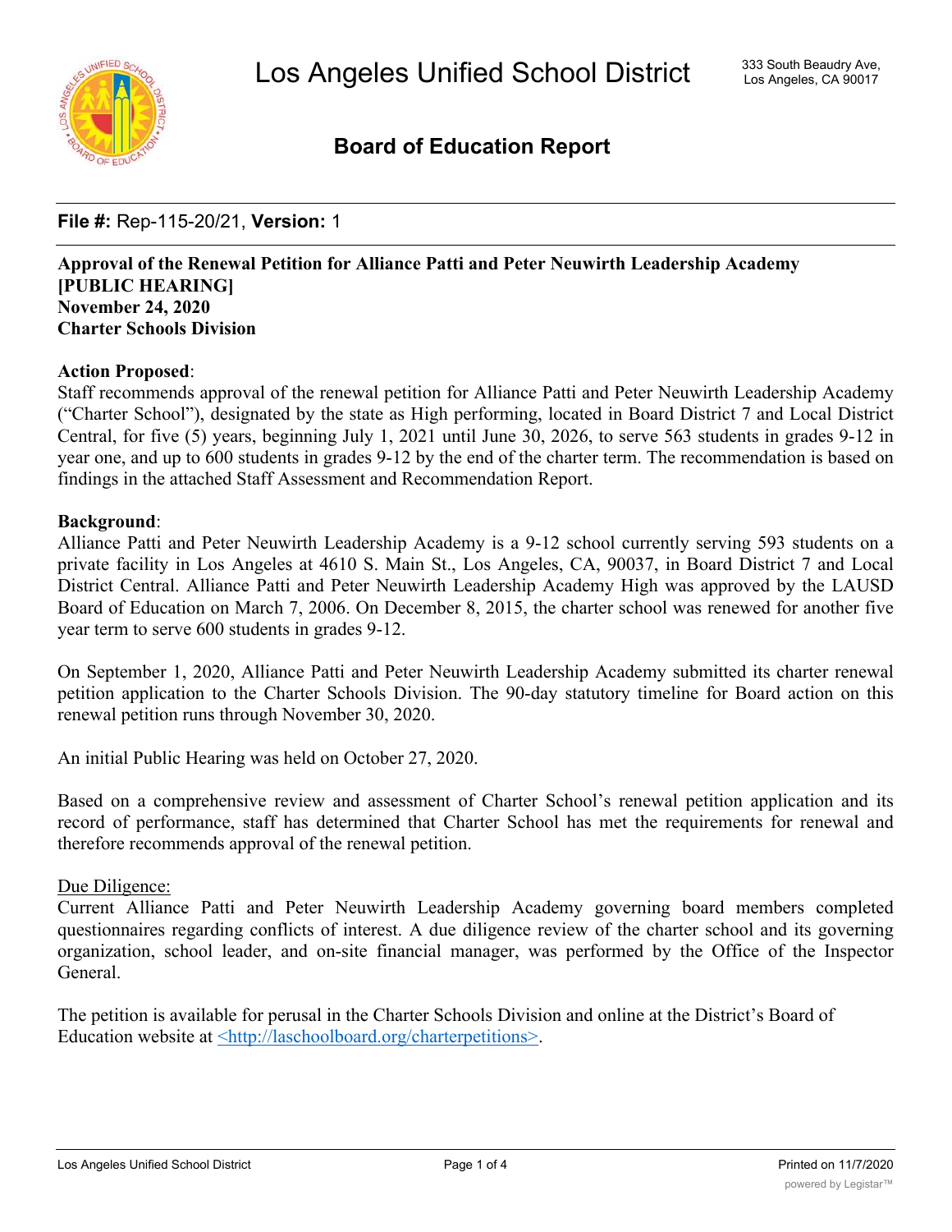# Los Angeles Unified School District

333 South Beaudry Ave, Los Angeles, CA 90017

## Board of Education Report

**File #:** Rep-115-20/21, **Version:** 1

**Approval of the Renewal Petition for Alliance Patti and Peter Neuwirth Leadership Academy [PUBLIC HEARING]**
**November 24, 2020**
**Charter Schools Division**

**Action Proposed**:
Staff recommends approval of the renewal petition for Alliance Patti and Peter Neuwirth Leadership Academy ("Charter School"), designated by the state as High performing, located in Board District 7 and Local District Central, for five (5) years, beginning July 1, 2021 until June 30, 2026, to serve 563 students in grades 9-12 in year one, and up to 600 students in grades 9-12 by the end of the charter term. The recommendation is based on findings in the attached Staff Assessment and Recommendation Report.

**Background**:
Alliance Patti and Peter Neuwirth Leadership Academy is a 9-12 school currently serving 593 students on a private facility in Los Angeles at 4610 S. Main St., Los Angeles, CA, 90037, in Board District 7 and Local District Central. Alliance Patti and Peter Neuwirth Leadership Academy High was approved by the LAUSD Board of Education on March 7, 2006. On December 8, 2015, the charter school was renewed for another five year term to serve 600 students in grades 9-12.

On September 1, 2020, Alliance Patti and Peter Neuwirth Leadership Academy submitted its charter renewal petition application to the Charter Schools Division. The 90-day statutory timeline for Board action on this renewal petition runs through November 30, 2020.

An initial Public Hearing was held on October 27, 2020.

Based on a comprehensive review and assessment of Charter School's renewal petition application and its record of performance, staff has determined that Charter School has met the requirements for renewal and therefore recommends approval of the renewal petition.

Due Diligence:
Current Alliance Patti and Peter Neuwirth Leadership Academy governing board members completed questionnaires regarding conflicts of interest. A due diligence review of the charter school and its governing organization, school leader, and on-site financial manager, was performed by the Office of the Inspector General.

The petition is available for perusal in the Charter Schools Division and online at the District's Board of Education website at <http://laschoolboard.org/charterpetitions>.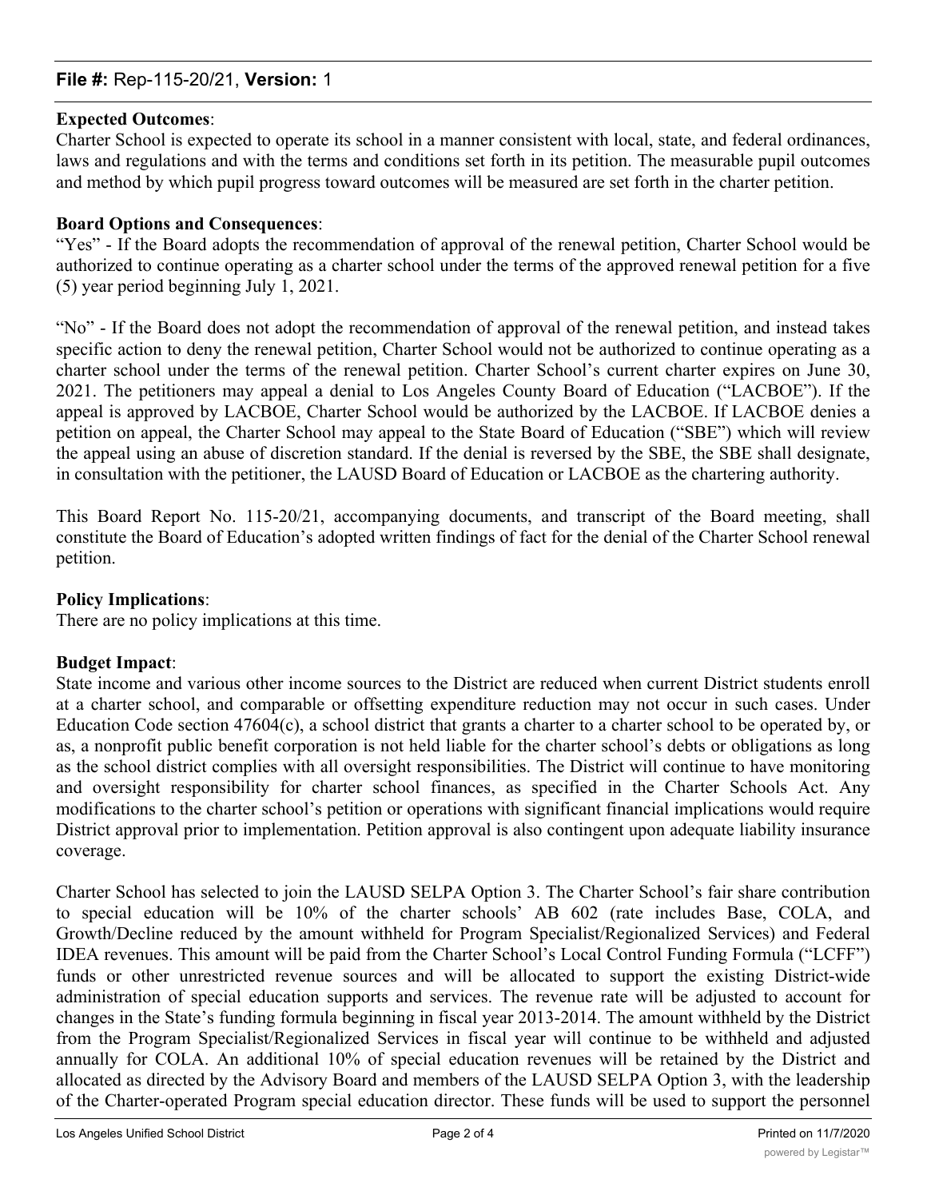**Expected Outcomes**:
Charter School is expected to operate its school in a manner consistent with local, state, and federal ordinances, laws and regulations and with the terms and conditions set forth in its petition. The measurable pupil outcomes and method by which pupil progress toward outcomes will be measured are set forth in the charter petition.

**Board Options and Consequences**:
"Yes" - If the Board adopts the recommendation of approval of the renewal petition, Charter School would be authorized to continue operating as a charter school under the terms of the approved renewal petition for a five (5) year period beginning July 1, 2021.

"No" - If the Board does not adopt the recommendation of approval of the renewal petition, and instead takes specific action to deny the renewal petition, Charter School would not be authorized to continue operating as a charter school under the terms of the renewal petition. Charter School's current charter expires on June 30, 2021. The petitioners may appeal a denial to Los Angeles County Board of Education ("LACBOE"). If the appeal is approved by LACBOE, Charter School would be authorized by the LACBOE. If LACBOE denies a petition on appeal, the Charter School may appeal to the State Board of Education ("SBE") which will review the appeal using an abuse of discretion standard. If the denial is reversed by the SBE, the SBE shall designate, in consultation with the petitioner, the LAUSD Board of Education or LACBOE as the chartering authority.

This Board Report No. 115-20/21, accompanying documents, and transcript of the Board meeting, shall constitute the Board of Education's adopted written findings of fact for the denial of the Charter School renewal petition.

**Policy Implications**:
There are no policy implications at this time.

**Budget Impact**:
State income and various other income sources to the District are reduced when current District students enroll at a charter school, and comparable or offsetting expenditure reduction may not occur in such cases. Under Education Code section 47604(c), a school district that grants a charter to a charter school to be operated by, or as, a nonprofit public benefit corporation is not held liable for the charter school's debts or obligations as long as the school district complies with all oversight responsibilities. The District will continue to have monitoring and oversight responsibility for charter school finances, as specified in the Charter Schools Act. Any modifications to the charter school's petition or operations with significant financial implications would require District approval prior to implementation. Petition approval is also contingent upon adequate liability insurance coverage.

Charter School has selected to join the LAUSD SELPA Option 3. The Charter School's fair share contribution to special education will be 10% of the charter schools' AB 602 (rate includes Base, COLA, and Growth/Decline reduced by the amount withheld for Program Specialist/Regionalized Services) and Federal IDEA revenues. This amount will be paid from the Charter School's Local Control Funding Formula ("LCFF") funds or other unrestricted revenue sources and will be allocated to support the existing District-wide administration of special education supports and services. The revenue rate will be adjusted to account for changes in the State's funding formula beginning in fiscal year 2013-2014. The amount withheld by the District from the Program Specialist/Regionalized Services in fiscal year will continue to be withheld and adjusted annually for COLA. An additional 10% of special education revenues will be retained by the District and allocated as directed by the Advisory Board and members of the LAUSD SELPA Option 3, with the leadership of the Charter-operated Program special education director. These funds will be used to support the personnel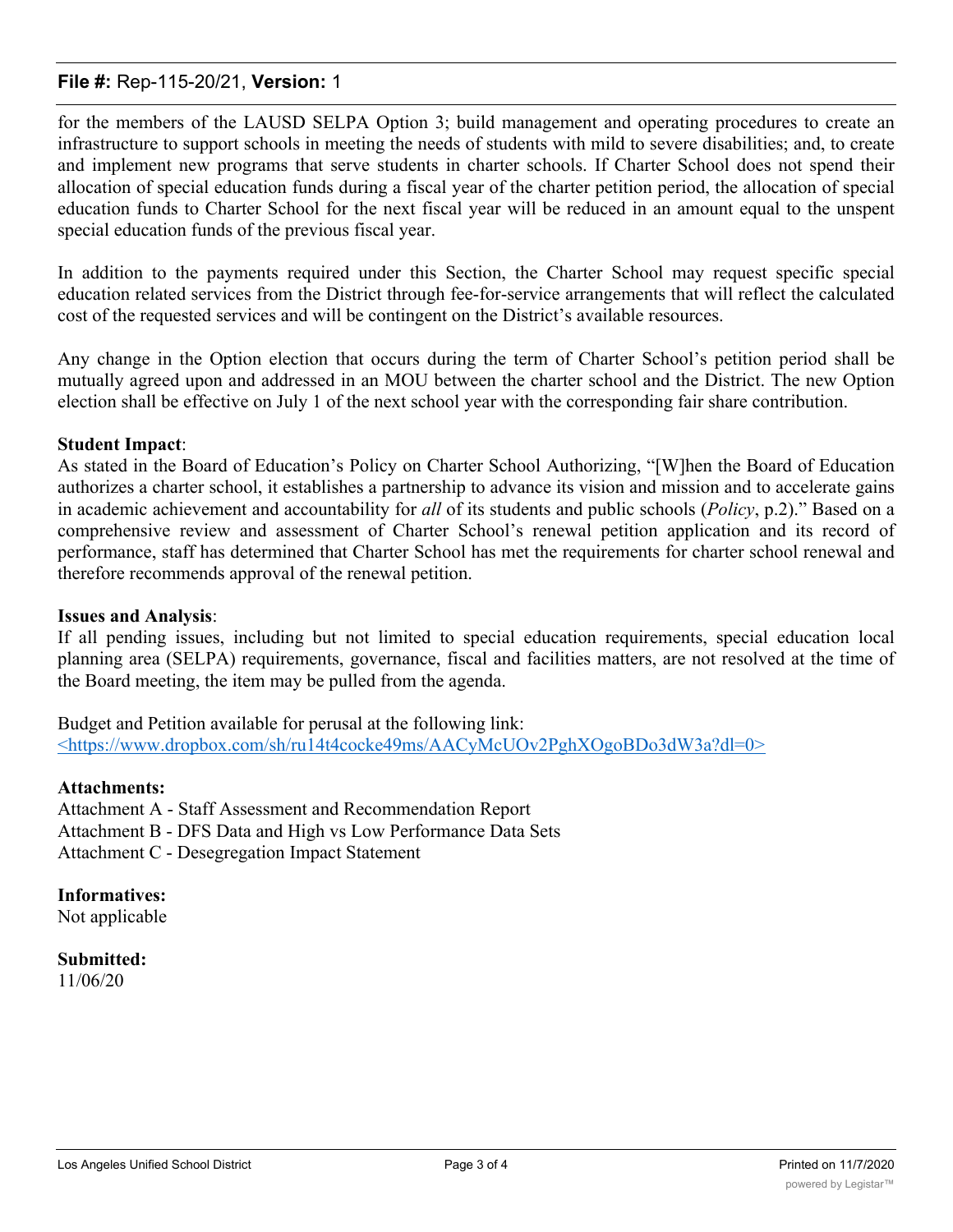for the members of the LAUSD SELPA Option 3; build management and operating procedures to create an infrastructure to support schools in meeting the needs of students with mild to severe disabilities; and, to create and implement new programs that serve students in charter schools. If Charter School does not spend their allocation of special education funds during a fiscal year of the charter petition period, the allocation of special education funds to Charter School for the next fiscal year will be reduced in an amount equal to the unspent special education funds of the previous fiscal year.

In addition to the payments required under this Section, the Charter School may request specific special education related services from the District through fee-for-service arrangements that will reflect the calculated cost of the requested services and will be contingent on the District's available resources.

Any change in the Option election that occurs during the term of Charter School's petition period shall be mutually agreed upon and addressed in an MOU between the charter school and the District. The new Option election shall be effective on July 1 of the next school year with the corresponding fair share contribution.

**Student Impact**:
As stated in the Board of Education's Policy on Charter School Authorizing, "[W]hen the Board of Education authorizes a charter school, it establishes a partnership to advance its vision and mission and to accelerate gains in academic achievement and accountability for *all* of its students and public schools (*Policy*, p.2)." Based on a comprehensive review and assessment of Charter School's renewal petition application and its record of performance, staff has determined that Charter School has met the requirements for charter school renewal and therefore recommends approval of the renewal petition.

**Issues and Analysis**:
If all pending issues, including but not limited to special education requirements, special education local planning area (SELPA) requirements, governance, fiscal and facilities matters, are not resolved at the time of the Board meeting, the item may be pulled from the agenda.

Budget and Petition available for perusal at the following link:
<https://www.dropbox.com/sh/ru14t4cocke49ms/AACyMcUOv2PghXOgoBDo3dW3a?dl=0>

**Attachments:**
Attachment A - Staff Assessment and Recommendation Report
Attachment B - DFS Data and High vs Low Performance Data Sets
Attachment C - Desegregation Impact Statement

**Informatives:**
Not applicable

**Submitted:**
11/06/20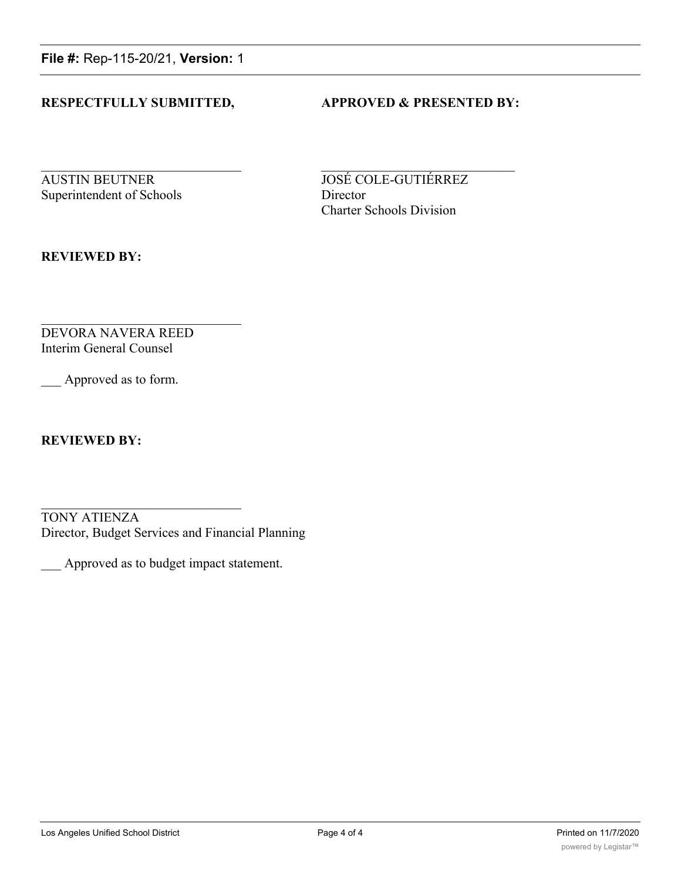**RESPECTFULLY SUBMITTED,**

AUSTIN BEUTNER
Superintendent of Schools

**APPROVED & PRESENTED BY:**

JOSÉ COLE-GUTIÉRREZ
Director
Charter Schools Division

**REVIEWED BY:**

DEVORA NAVERA REED
Interim General Counsel

___ Approved as to form.

**REVIEWED BY:**

TONY ATIENZA
Director, Budget Services and Financial Planning

___ Approved as to budget impact statement.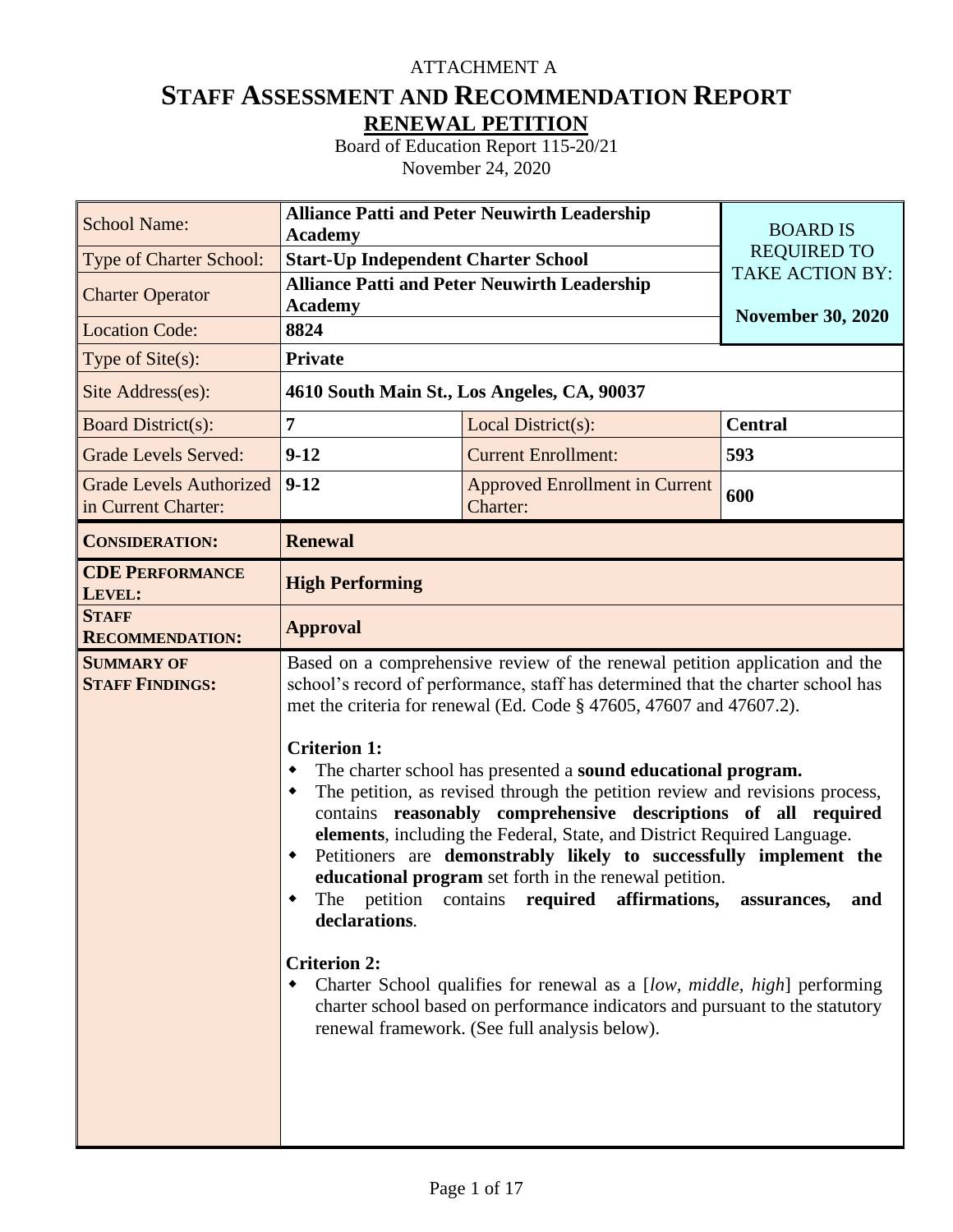ATTACHMENT A

# STAFF ASSESSMENT AND RECOMMENDATION REPORT

## RENEWAL PETITION

Board of Education Report 115-20/21

November 24, 2020

| | | | |
|---|---|---|---|
| School Name: | **Alliance Patti and Peter Neuwirth Leadership Academy** | | BOARD IS REQUIRED TO TAKE ACTION BY: **November 30, 2020** |
| Type of Charter School: | **Start-Up Independent Charter School** | | |
| Charter Operator | **Alliance Patti and Peter Neuwirth Leadership Academy** | | |
| Location Code: | **8824** | | |
| Type of Site(s): | **Private** | | |
| Site Address(es): | **4610 South Main St., Los Angeles, CA, 90037** | | |
| Board District(s): | **7** | Local District(s): | **Central** |
| Grade Levels Served: | **9-12** | Current Enrollment: | **593** |
| Grade Levels Authorized in Current Charter: | **9-12** | Approved Enrollment in Current Charter: | **600** |
| **CONSIDERATION:** | **Renewal** | | |
| **CDE PERFORMANCE LEVEL:** | **High Performing** | | |
| **STAFF RECOMMENDATION:** | **Approval** | | |

**SUMMARY OF STAFF FINDINGS:**

Based on a comprehensive review of the renewal petition application and the school's record of performance, staff has determined that the charter school has met the criteria for renewal (Ed. Code § 47605, 47607 and 47607.2).

**Criterion 1:**

- The charter school has presented a **sound educational program.**
- The petition, as revised through the petition review and revisions process, contains **reasonably comprehensive descriptions of all required elements**, including the Federal, State, and District Required Language.
- Petitioners are **demonstrably likely to successfully implement the educational program** set forth in the renewal petition.
- The petition contains **required affirmations, assurances, and declarations**.

**Criterion 2:**

- Charter School qualifies for renewal as a [*low, middle, high*] performing charter school based on performance indicators and pursuant to the statutory renewal framework. (See full analysis below).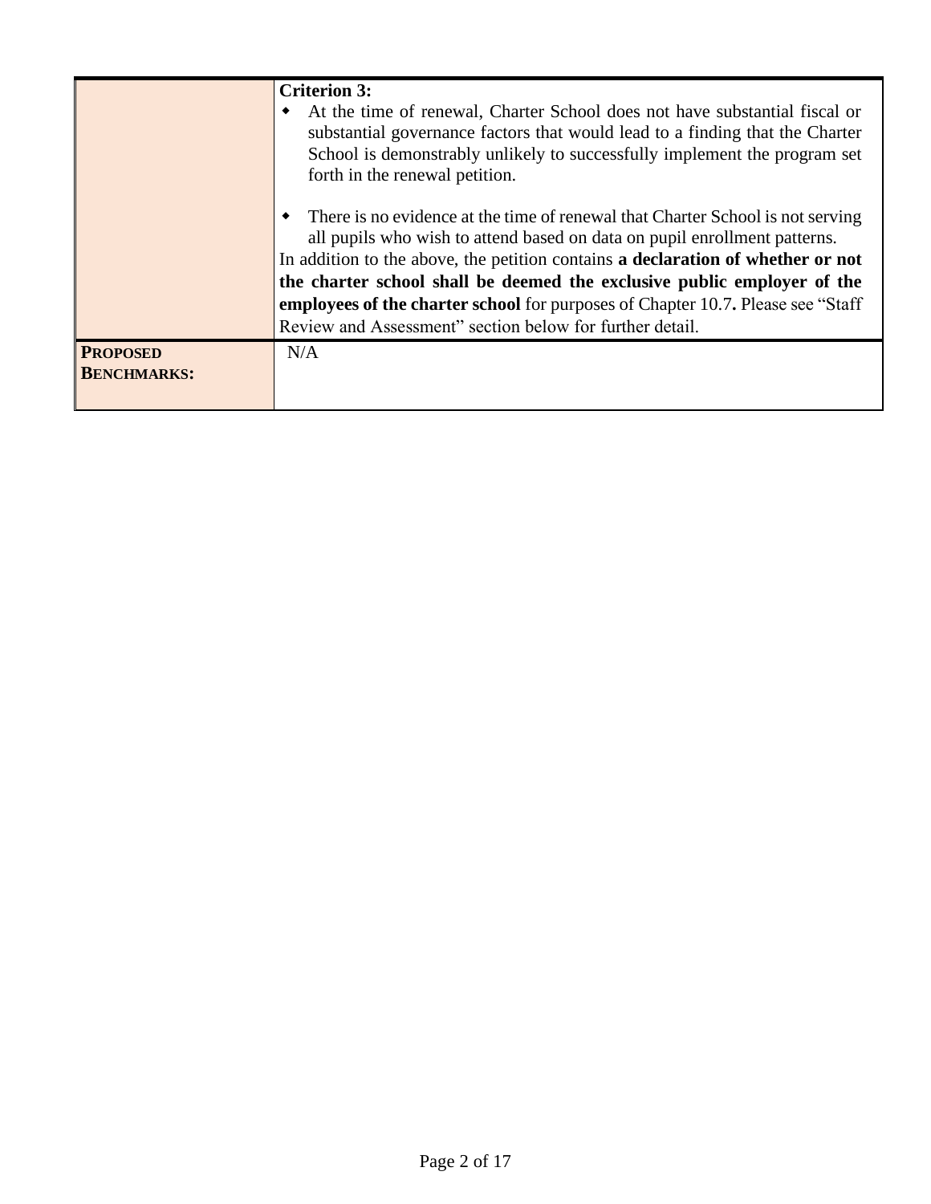| | |
|---|---|
| | **Criterion 3:**<br>• At the time of renewal, Charter School does not have substantial fiscal or substantial governance factors that would lead to a finding that the Charter School is demonstrably unlikely to successfully implement the program set forth in the renewal petition.<br><br>• There is no evidence at the time of renewal that Charter School is not serving all pupils who wish to attend based on data on pupil enrollment patterns.<br>In addition to the above, the petition contains **a declaration of whether or not the charter school shall be deemed the exclusive public employer of the employees of the charter school** for purposes of Chapter 10.7**.** Please see "Staff Review and Assessment" section below for further detail. |
| **PROPOSED BENCHMARKS:** | N/A |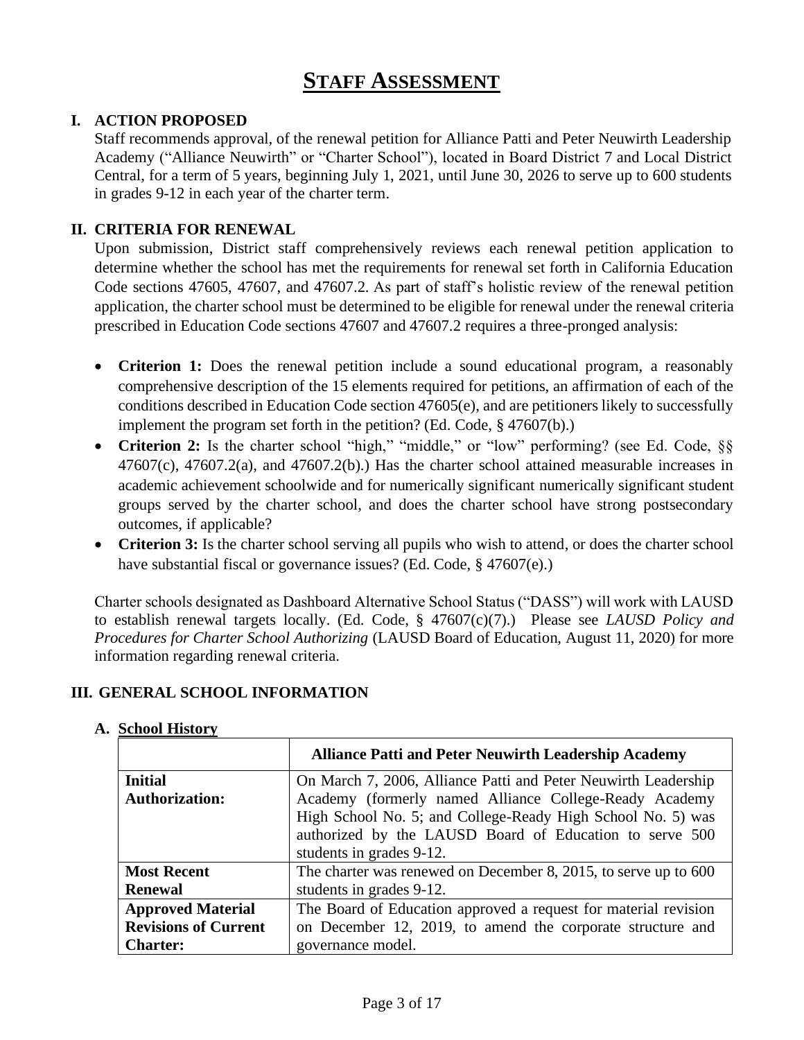# STAFF ASSESSMENT

## I. ACTION PROPOSED

Staff recommends approval, of the renewal petition for Alliance Patti and Peter Neuwirth Leadership Academy ("Alliance Neuwirth" or "Charter School"), located in Board District 7 and Local District Central, for a term of 5 years, beginning July 1, 2021, until June 30, 2026 to serve up to 600 students in grades 9-12 in each year of the charter term.

## II. CRITERIA FOR RENEWAL

Upon submission, District staff comprehensively reviews each renewal petition application to determine whether the school has met the requirements for renewal set forth in California Education Code sections 47605, 47607, and 47607.2. As part of staff's holistic review of the renewal petition application, the charter school must be determined to be eligible for renewal under the renewal criteria prescribed in Education Code sections 47607 and 47607.2 requires a three-pronged analysis:

- **Criterion 1:** Does the renewal petition include a sound educational program, a reasonably comprehensive description of the 15 elements required for petitions, an affirmation of each of the conditions described in Education Code section 47605(e), and are petitioners likely to successfully implement the program set forth in the petition? (Ed. Code, § 47607(b).)
- **Criterion 2:** Is the charter school "high," "middle," or "low" performing? (see Ed. Code, §§ 47607(c), 47607.2(a), and 47607.2(b).) Has the charter school attained measurable increases in academic achievement schoolwide and for numerically significant numerically significant student groups served by the charter school, and does the charter school have strong postsecondary outcomes, if applicable?
- **Criterion 3:** Is the charter school serving all pupils who wish to attend, or does the charter school have substantial fiscal or governance issues? (Ed. Code, § 47607(e).)

Charter schools designated as Dashboard Alternative School Status ("DASS") will work with LAUSD to establish renewal targets locally. (Ed. Code, § 47607(c)(7).) Please see *LAUSD Policy and Procedures for Charter School Authorizing* (LAUSD Board of Education, August 11, 2020) for more information regarding renewal criteria.

## III. GENERAL SCHOOL INFORMATION

### A. School History

| | Alliance Patti and Peter Neuwirth Leadership Academy |
|---|---|
| **Initial Authorization:** | On March 7, 2006, Alliance Patti and Peter Neuwirth Leadership Academy (formerly named Alliance College-Ready Academy High School No. 5; and College-Ready High School No. 5) was authorized by the LAUSD Board of Education to serve 500 students in grades 9-12. |
| **Most Recent Renewal** | The charter was renewed on December 8, 2015, to serve up to 600 students in grades 9-12. |
| **Approved Material Revisions of Current Charter:** | The Board of Education approved a request for material revision on December 12, 2019, to amend the corporate structure and governance model. |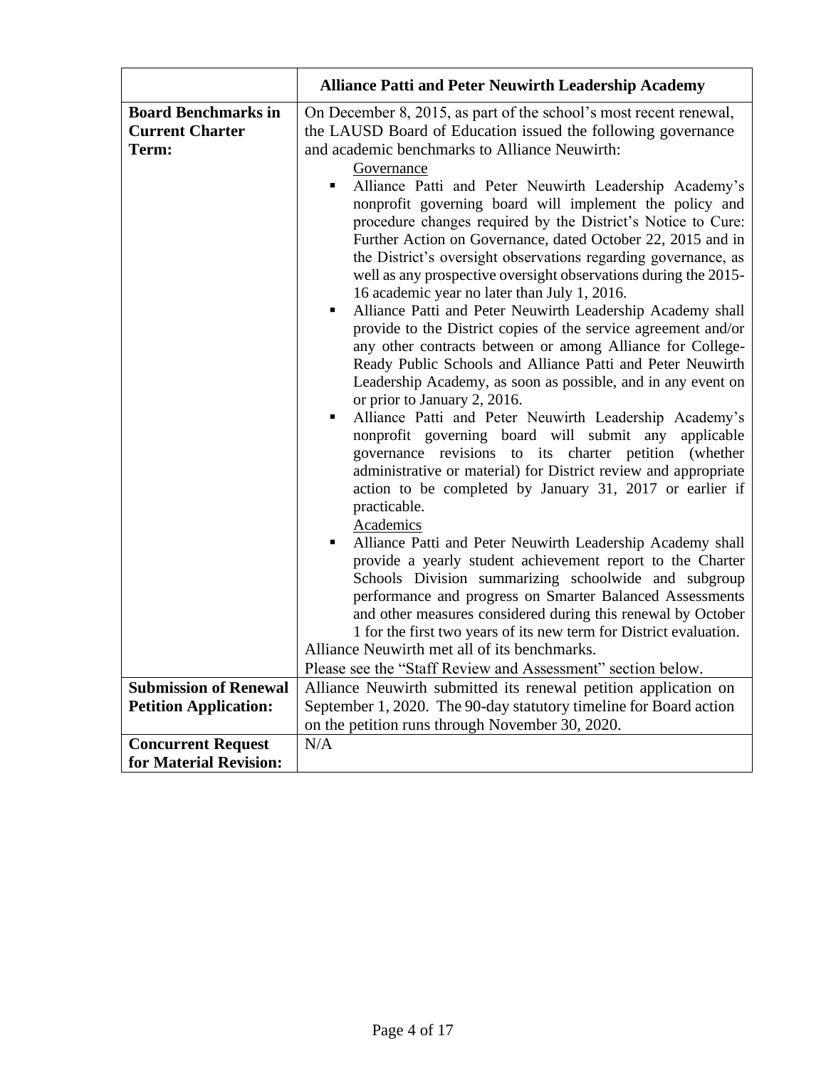| | **Alliance Patti and Peter Neuwirth Leadership Academy** |
|---|---|
| **Board Benchmarks in Current Charter Term:** | On December 8, 2015, as part of the school's most recent renewal, the LAUSD Board of Education issued the following governance and academic benchmarks to Alliance Neuwirth:<br><br><u>Governance</u><br>▪ Alliance Patti and Peter Neuwirth Leadership Academy's nonprofit governing board will implement the policy and procedure changes required by the District's Notice to Cure: Further Action on Governance, dated October 22, 2015 and in the District's oversight observations regarding governance, as well as any prospective oversight observations during the 2015-16 academic year no later than July 1, 2016.<br>▪ Alliance Patti and Peter Neuwirth Leadership Academy shall provide to the District copies of the service agreement and/or any other contracts between or among Alliance for College-Ready Public Schools and Alliance Patti and Peter Neuwirth Leadership Academy, as soon as possible, and in any event on or prior to January 2, 2016.<br>▪ Alliance Patti and Peter Neuwirth Leadership Academy's nonprofit governing board will submit any applicable governance revisions to its charter petition (whether administrative or material) for District review and appropriate action to be completed by January 31, 2017 or earlier if practicable.<br><br><u>Academics</u><br>▪ Alliance Patti and Peter Neuwirth Leadership Academy shall provide a yearly student achievement report to the Charter Schools Division summarizing schoolwide and subgroup performance and progress on Smarter Balanced Assessments and other measures considered during this renewal by October 1 for the first two years of its new term for District evaluation.<br><br>Alliance Neuwirth met all of its benchmarks.<br>Please see the "Staff Review and Assessment" section below. |
| **Submission of Renewal Petition Application:** | Alliance Neuwirth submitted its renewal petition application on September 1, 2020. The 90-day statutory timeline for Board action on the petition runs through November 30, 2020. |
| **Concurrent Request for Material Revision:** | N/A |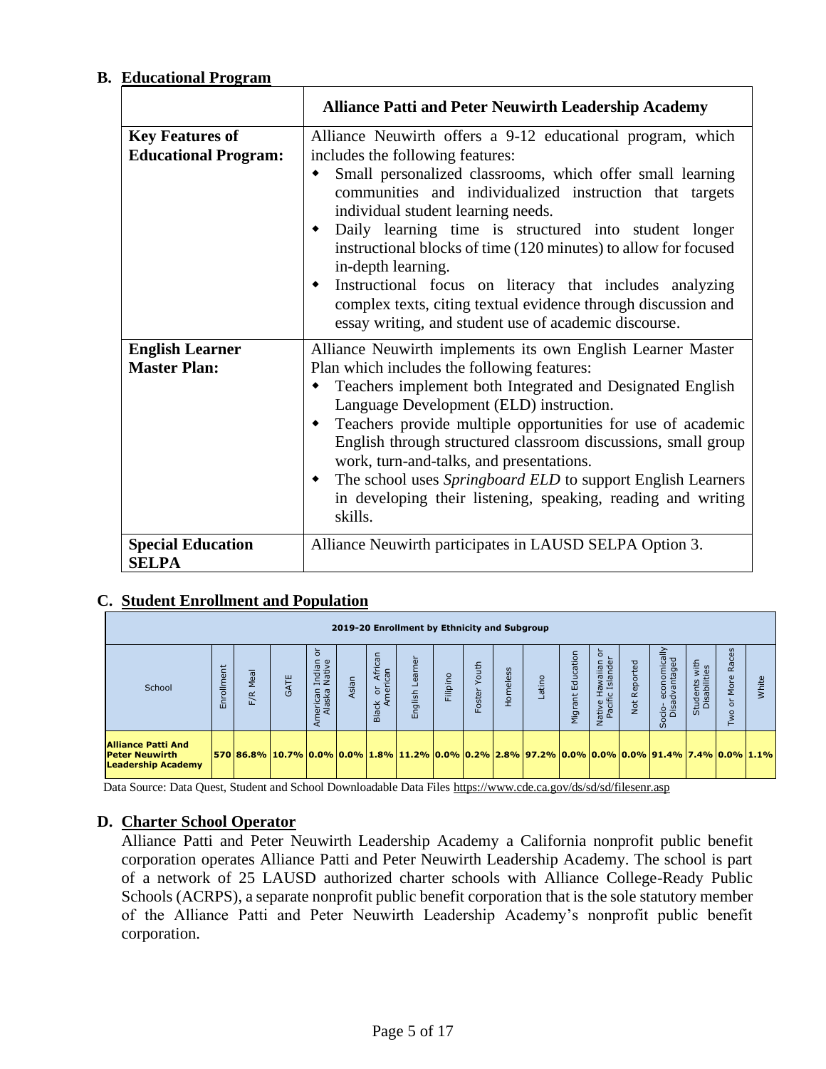## B. Educational Program

| | Alliance Patti and Peter Neuwirth Leadership Academy |
|---|---|
| **Key Features of Educational Program:** | Alliance Neuwirth offers a 9-12 educational program, which includes the following features:<br>◆ Small personalized classrooms, which offer small learning communities and individualized instruction that targets individual student learning needs.<br>◆ Daily learning time is structured into student longer instructional blocks of time (120 minutes) to allow for focused in-depth learning.<br>◆ Instructional focus on literacy that includes analyzing complex texts, citing textual evidence through discussion and essay writing, and student use of academic discourse. |
| **English Learner Master Plan:** | Alliance Neuwirth implements its own English Learner Master Plan which includes the following features:<br>◆ Teachers implement both Integrated and Designated English Language Development (ELD) instruction.<br>◆ Teachers provide multiple opportunities for use of academic English through structured classroom discussions, small group work, turn-and-talks, and presentations.<br>◆ The school uses *Springboard ELD* to support English Learners in developing their listening, speaking, reading and writing skills. |
| **Special Education SELPA** | Alliance Neuwirth participates in LAUSD SELPA Option 3. |

## C. Student Enrollment and Population

| 2019-20 Enrollment by Ethnicity and Subgroup | | | | | | | | | | | | | | | | | | | |
|---|---|---|---|---|---|---|---|---|---|---|---|---|---|---|---|---|---|---|---|
| School | Enrollment | F/R Meal | GATE | American Indian or Alaska Native | Asian | Black or African American | English Learner | Filipino | Foster Youth | Homeless | Latino | Migrant Education | Native Hawaiian or Pacific Islander | Not Reported | Socio- economically Disadvantaged | Students with Disabilities | Two or More Races | White |
| **Alliance Patti And Peter Neuwirth Leadership Academy** | 570 | 86.8% | 10.7% | 0.0% | 0.0% | 1.8% | 11.2% | 0.0% | 0.2% | 2.8% | 97.2% | 0.0% | 0.0% | 0.0% | 91.4% | 7.4% | 0.0% | 1.1% |

Data Source: Data Quest, Student and School Downloadable Data Files https://www.cde.ca.gov/ds/sd/sd/filesenr.asp

## D. Charter School Operator

Alliance Patti and Peter Neuwirth Leadership Academy a California nonprofit public benefit corporation operates Alliance Patti and Peter Neuwirth Leadership Academy. The school is part of a network of 25 LAUSD authorized charter schools with Alliance College-Ready Public Schools (ACRPS), a separate nonprofit public benefit corporation that is the sole statutory member of the Alliance Patti and Peter Neuwirth Leadership Academy's nonprofit public benefit corporation.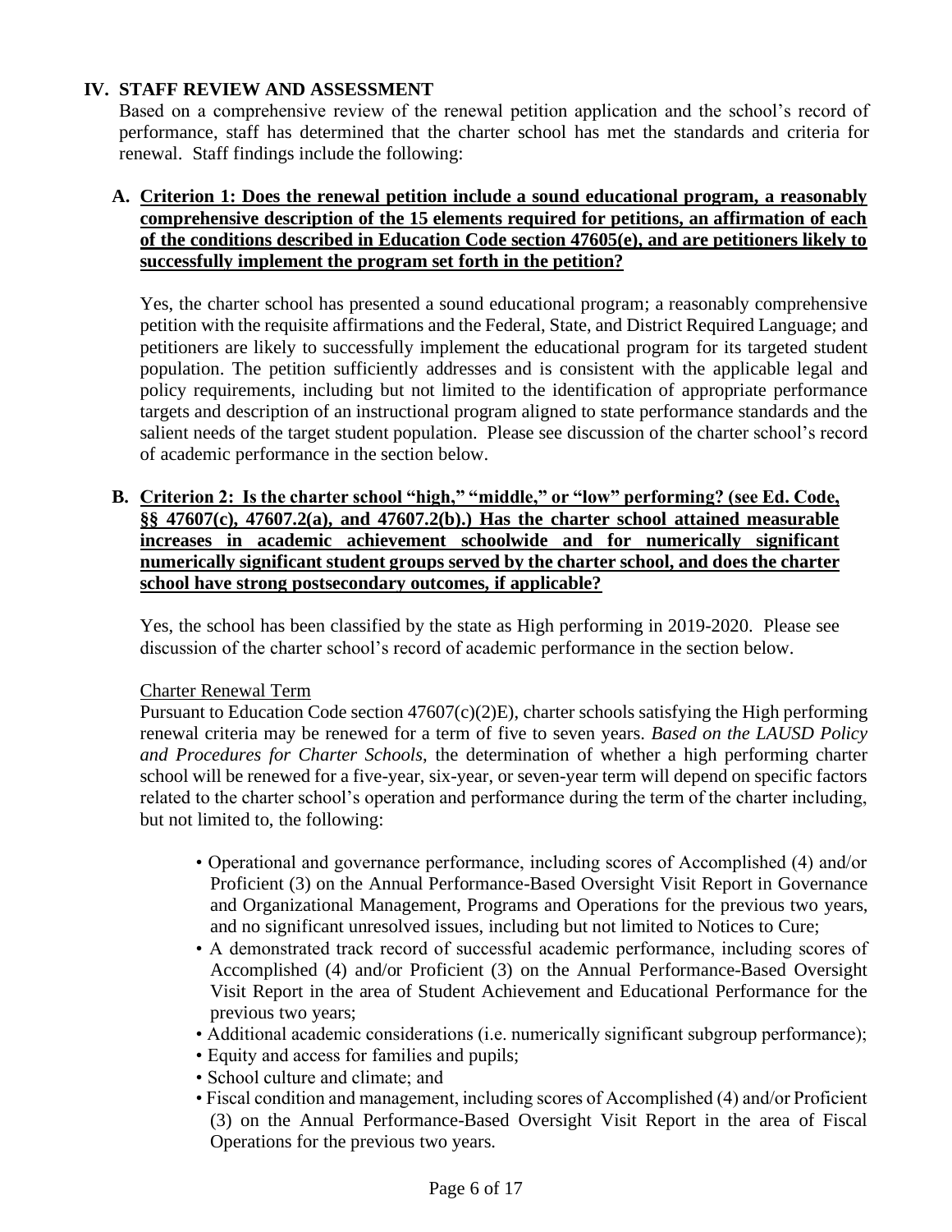## IV. STAFF REVIEW AND ASSESSMENT

Based on a comprehensive review of the renewal petition application and the school's record of performance, staff has determined that the charter school has met the standards and criteria for renewal. Staff findings include the following:

### A. Criterion 1: Does the renewal petition include a sound educational program, a reasonably comprehensive description of the 15 elements required for petitions, an affirmation of each of the conditions described in Education Code section 47605(e), and are petitioners likely to successfully implement the program set forth in the petition?

Yes, the charter school has presented a sound educational program; a reasonably comprehensive petition with the requisite affirmations and the Federal, State, and District Required Language; and petitioners are likely to successfully implement the educational program for its targeted student population. The petition sufficiently addresses and is consistent with the applicable legal and policy requirements, including but not limited to the identification of appropriate performance targets and description of an instructional program aligned to state performance standards and the salient needs of the target student population. Please see discussion of the charter school's record of academic performance in the section below.

### B. Criterion 2: Is the charter school "high," "middle," or "low" performing? (see Ed. Code, §§ 47607(c), 47607.2(a), and 47607.2(b).) Has the charter school attained measurable increases in academic achievement schoolwide and for numerically significant numerically significant student groups served by the charter school, and does the charter school have strong postsecondary outcomes, if applicable?

Yes, the school has been classified by the state as High performing in 2019-2020. Please see discussion of the charter school's record of academic performance in the section below.

Charter Renewal Term

Pursuant to Education Code section 47607(c)(2)E), charter schools satisfying the High performing renewal criteria may be renewed for a term of five to seven years. *Based on the LAUSD Policy and Procedures for Charter Schools*, the determination of whether a high performing charter school will be renewed for a five-year, six-year, or seven-year term will depend on specific factors related to the charter school's operation and performance during the term of the charter including, but not limited to, the following:

- Operational and governance performance, including scores of Accomplished (4) and/or Proficient (3) on the Annual Performance-Based Oversight Visit Report in Governance and Organizational Management, Programs and Operations for the previous two years, and no significant unresolved issues, including but not limited to Notices to Cure;
- A demonstrated track record of successful academic performance, including scores of Accomplished (4) and/or Proficient (3) on the Annual Performance-Based Oversight Visit Report in the area of Student Achievement and Educational Performance for the previous two years;
- Additional academic considerations (i.e. numerically significant subgroup performance);
- Equity and access for families and pupils;
- School culture and climate; and
- Fiscal condition and management, including scores of Accomplished (4) and/or Proficient (3) on the Annual Performance-Based Oversight Visit Report in the area of Fiscal Operations for the previous two years.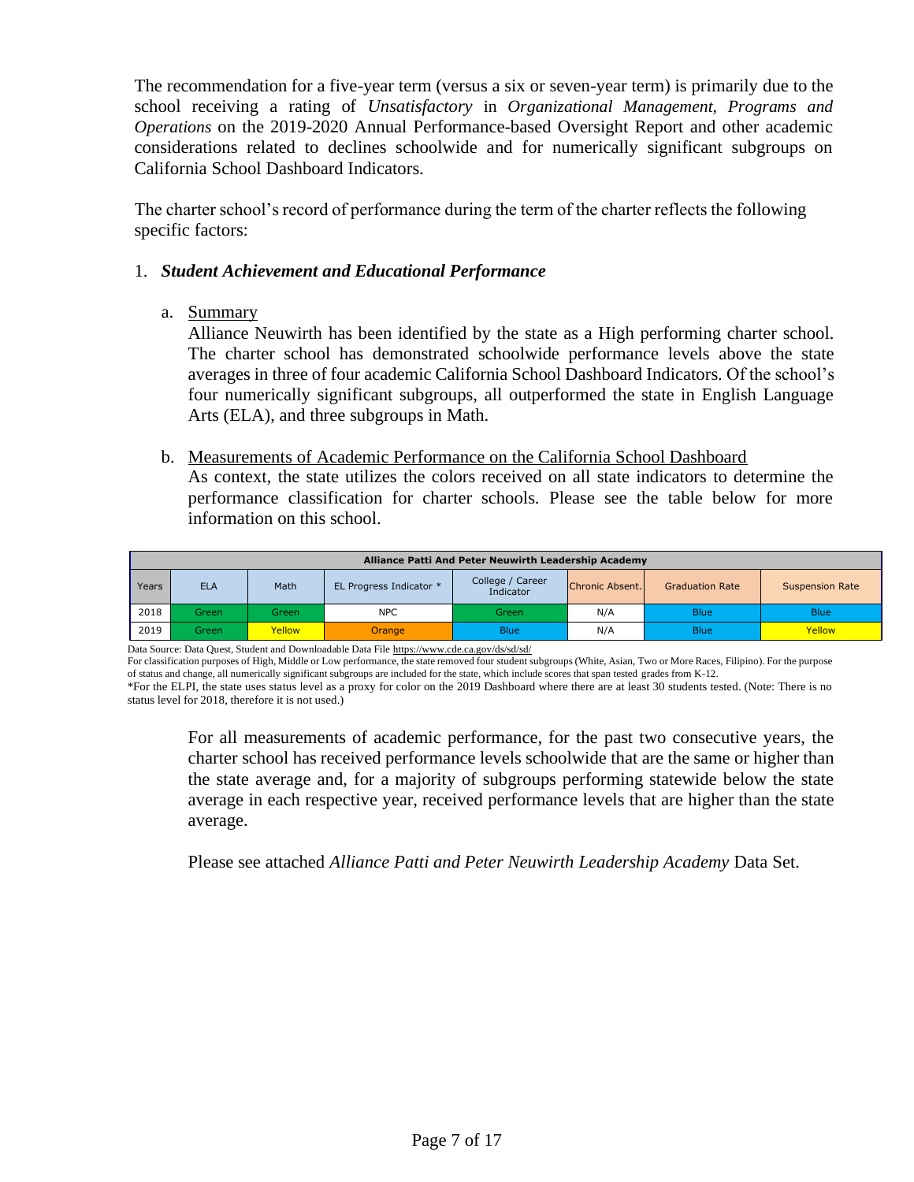The recommendation for a five-year term (versus a six or seven-year term) is primarily due to the school receiving a rating of *Unsatisfactory* in *Organizational Management, Programs and Operations* on the 2019-2020 Annual Performance-based Oversight Report and other academic considerations related to declines schoolwide and for numerically significant subgroups on California School Dashboard Indicators.

The charter school's record of performance during the term of the charter reflects the following specific factors:

1. ***Student Achievement and Educational Performance***

   a. Summary

   Alliance Neuwirth has been identified by the state as a High performing charter school. The charter school has demonstrated schoolwide performance levels above the state averages in three of four academic California School Dashboard Indicators. Of the school's four numerically significant subgroups, all outperformed the state in English Language Arts (ELA), and three subgroups in Math.

   b. Measurements of Academic Performance on the California School Dashboard

   As context, the state utilizes the colors received on all state indicators to determine the performance classification for charter schools. Please see the table below for more information on this school.

| Alliance Patti And Peter Neuwirth Leadership Academy | | | | | | | |
|---|---|---|---|---|---|---|---|
| Years | ELA | Math | EL Progress Indicator * | College / Career Indicator | Chronic Absent. | Graduation Rate | Suspension Rate |
| 2018 | Green | Green | NPC | Green | N/A | Blue | Blue |
| 2019 | Green | Yellow | Orange | Blue | N/A | Blue | Yellow |

Data Source: Data Quest, Student and Downloadable Data File https://www.cde.ca.gov/ds/sd/sd/
For classification purposes of High, Middle or Low performance, the state removed four student subgroups (White, Asian, Two or More Races, Filipino). For the purpose of status and change, all numerically significant subgroups are included for the state, which include scores that span tested grades from K-12.
*For the ELPI, the state uses status level as a proxy for color on the 2019 Dashboard where there are at least 30 students tested. (Note: There is no status level for 2018, therefore it is not used.)

For all measurements of academic performance, for the past two consecutive years, the charter school has received performance levels schoolwide that are the same or higher than the state average and, for a majority of subgroups performing statewide below the state average in each respective year, received performance levels that are higher than the state average.

Please see attached *Alliance Patti and Peter Neuwirth Leadership Academy* Data Set.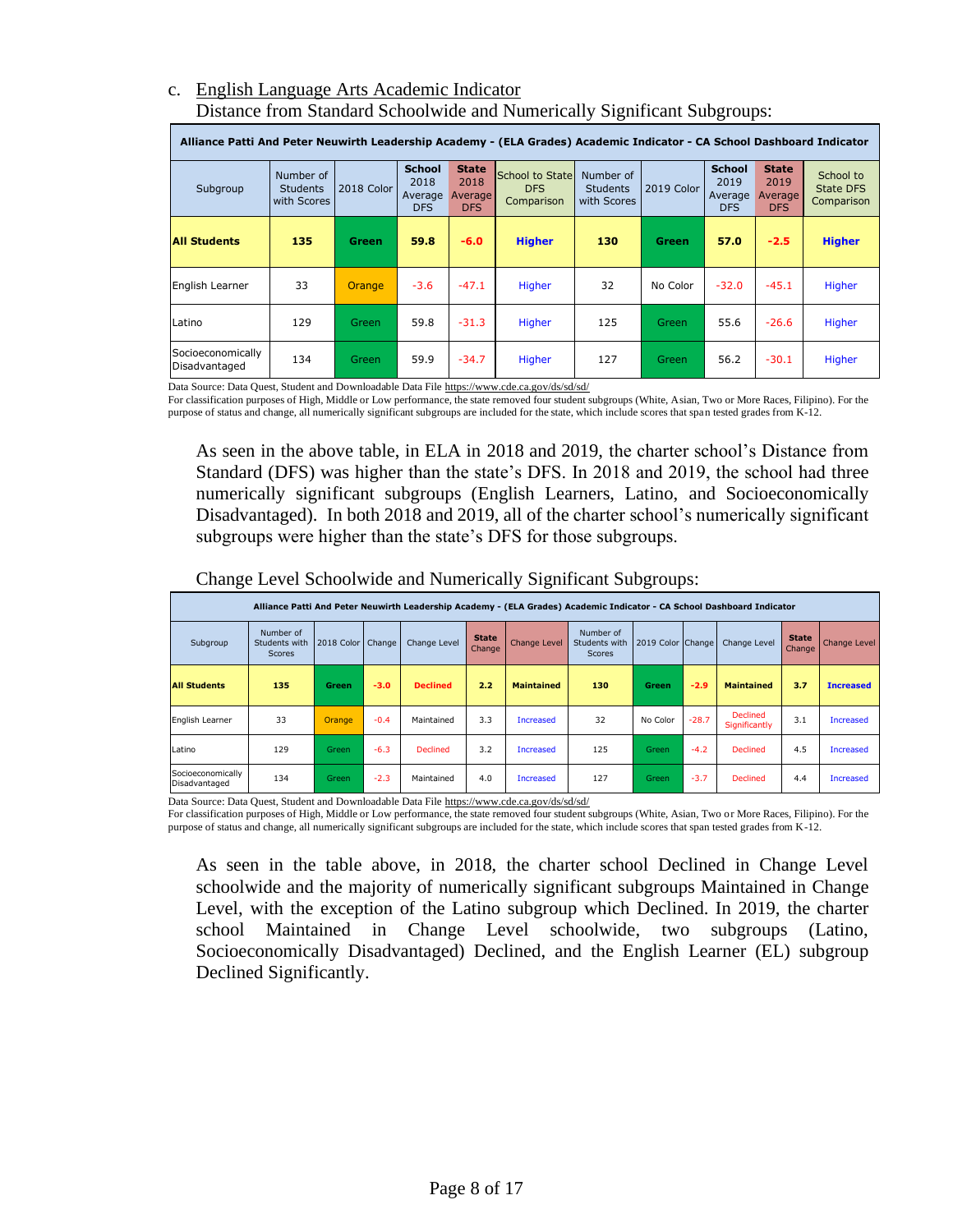c. <u>English Language Arts Academic Indicator</u>

Distance from Standard Schoolwide and Numerically Significant Subgroups:

| Alliance Patti And Peter Neuwirth Leadership Academy - (ELA Grades) Academic Indicator - CA School Dashboard Indicator | | | | | | | | | | |
|---|---|---|---|---|---|---|---|---|---|---|
| Subgroup | Number of Students with Scores | 2018 Color | School 2018 Average DFS | State 2018 Average DFS | School to State DFS Comparison | Number of Students with Scores | 2019 Color | School 2019 Average DFS | State 2019 Average DFS | School to State DFS Comparison |
| **All Students** | **135** | **Green** | **59.8** | **-6.0** | **Higher** | **130** | **Green** | **57.0** | **-2.5** | **Higher** |
| English Learner | 33 | Orange | -3.6 | -47.1 | Higher | 32 | No Color | -32.0 | -45.1 | Higher |
| Latino | 129 | Green | 59.8 | -31.3 | Higher | 125 | Green | 55.6 | -26.6 | Higher |
| Socioeconomically Disadvantaged | 134 | Green | 59.9 | -34.7 | Higher | 127 | Green | 56.2 | -30.1 | Higher |

Data Source: Data Quest, Student and Downloadable Data File https://www.cde.ca.gov/ds/sd/sd/

For classification purposes of High, Middle or Low performance, the state removed four student subgroups (White, Asian, Two or More Races, Filipino). For the purpose of status and change, all numerically significant subgroups are included for the state, which include scores that span tested grades from K-12.

As seen in the above table, in ELA in 2018 and 2019, the charter school's Distance from Standard (DFS) was higher than the state's DFS. In 2018 and 2019, the school had three numerically significant subgroups (English Learners, Latino, and Socioeconomically Disadvantaged). In both 2018 and 2019, all of the charter school's numerically significant subgroups were higher than the state's DFS for those subgroups.

Change Level Schoolwide and Numerically Significant Subgroups:

| Alliance Patti And Peter Neuwirth Leadership Academy - (ELA Grades) Academic Indicator - CA School Dashboard Indicator | | | | | | | | | | | | | |
|---|---|---|---|---|---|---|---|---|---|---|---|---|---|
| Subgroup | Number of Students with Scores | 2018 Color | Change | Change Level | State Change | Change Level | Number of Students with Scores | 2019 Color | Change | Change Level | State Change | Change Level |
| **All Students** | **135** | **Green** | **-3.0** | **Declined** | **2.2** | **Maintained** | **130** | **Green** | **-2.9** | **Maintained** | **3.7** | **Increased** |
| English Learner | 33 | Orange | -0.4 | Maintained | 3.3 | Increased | 32 | No Color | -28.7 | Declined Significantly | 3.1 | Increased |
| Latino | 129 | Green | -6.3 | Declined | 3.2 | Increased | 125 | Green | -4.2 | Declined | 4.5 | Increased |
| Socioeconomically Disadvantaged | 134 | Green | -2.3 | Maintained | 4.0 | Increased | 127 | Green | -3.7 | Declined | 4.4 | Increased |

Data Source: Data Quest, Student and Downloadable Data File https://www.cde.ca.gov/ds/sd/sd/

For classification purposes of High, Middle or Low performance, the state removed four student subgroups (White, Asian, Two or More Races, Filipino). For the purpose of status and change, all numerically significant subgroups are included for the state, which include scores that span tested grades from K-12.

As seen in the table above, in 2018, the charter school Declined in Change Level schoolwide and the majority of numerically significant subgroups Maintained in Change Level, with the exception of the Latino subgroup which Declined. In 2019, the charter school Maintained in Change Level schoolwide, two subgroups (Latino, Socioeconomically Disadvantaged) Declined, and the English Learner (EL) subgroup Declined Significantly.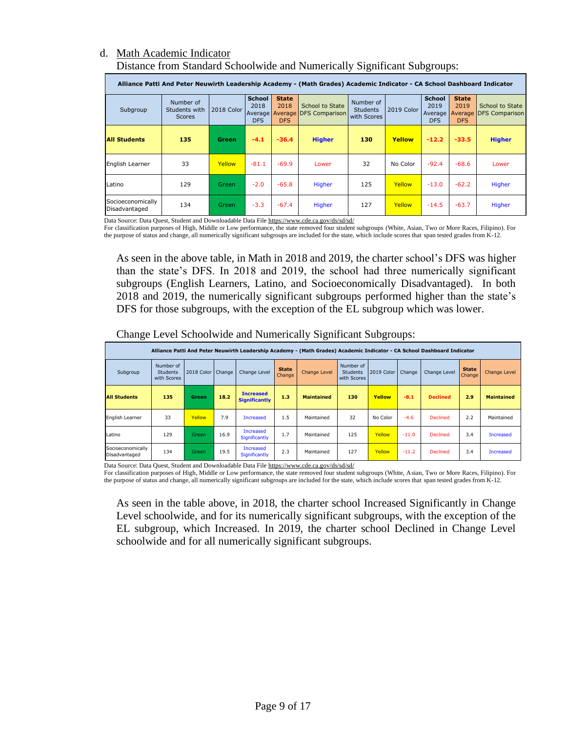d. Math Academic Indicator

Distance from Standard Schoolwide and Numerically Significant Subgroups:

| Alliance Patti And Peter Neuwirth Leadership Academy - (Math Grades) Academic Indicator - CA School Dashboard Indicator | | | | | | | | | | |
|---|---|---|---|---|---|---|---|---|---|---|
| Subgroup | Number of Students with Scores | 2018 Color | School 2018 Average DFS | State 2018 Average DFS | School to State DFS Comparison | Number of Students with Scores | 2019 Color | School 2019 Average DFS | State 2019 Average DFS | School to State DFS Comparison |
| **All Students** | **135** | **Green** | **-4.1** | **-36.4** | **Higher** | **130** | **Yellow** | **-12.2** | **-33.5** | **Higher** |
| English Learner | 33 | Yellow | -81.1 | -69.9 | Lower | 32 | No Color | -92.4 | -68.6 | Lower |
| Latino | 129 | Green | -2.0 | -65.8 | Higher | 125 | Yellow | -13.0 | -62.2 | Higher |
| Socioeconomically Disadvantaged | 134 | Green | -3.3 | -67.4 | Higher | 127 | Yellow | -14.5 | -63.7 | Higher |

Data Source: Data Quest, Student and Downloadable Data File https://www.cde.ca.gov/ds/sd/sd/
For classification purposes of High, Middle or Low performance, the state removed four student subgroups (White, Asian, Two or More Races, Filipino). For the purpose of status and change, all numerically significant subgroups are included for the state, which include scores that span tested grades from K-12.

As seen in the above table, in Math in 2018 and 2019, the charter school's DFS was higher than the state's DFS. In 2018 and 2019, the school had three numerically significant subgroups (English Learners, Latino, and Socioeconomically Disadvantaged). In both 2018 and 2019, the numerically significant subgroups performed higher than the state's DFS for those subgroups, with the exception of the EL subgroup which was lower.

Change Level Schoolwide and Numerically Significant Subgroups:

| Alliance Patti And Peter Neuwirth Leadership Academy - (Math Grades) Academic Indicator - CA School Dashboard Indicator | | | | | | | | | | | | |
|---|---|---|---|---|---|---|---|---|---|---|---|---|
| Subgroup | Number of Students with Scores | 2018 Color | Change | Change Level | State Change | Change Level | Number of Students with Scores | 2019 Color | Change | Change Level | State Change | Change Level |
| **All Students** | **135** | **Green** | **18.2** | **Increased Significantly** | **1.3** | **Maintained** | **130** | **Yellow** | **-8.1** | **Declined** | **2.9** | **Maintained** |
| English Learner | 33 | Yellow | 7.9 | Increased | 1.5 | Maintained | 32 | No Color | -4.6 | Declined | 2.2 | Maintained |
| Latino | 129 | Green | 16.9 | Increased Significantly | 1.7 | Maintained | 125 | Yellow | -11.0 | Declined | 3.4 | Increased |
| Socioeconomically Disadvantaged | 134 | Green | 19.5 | Increased Significantly | 2.3 | Maintained | 127 | Yellow | -11.2 | Declined | 3.4 | Increased |

Data Source: Data Quest, Student and Downloadable Data File https://www.cde.ca.gov/ds/sd/sd/
For classification purposes of High, Middle or Low performance, the state removed four student subgroups (White, Asian, Two or More Races, Filipino). For the purpose of status and change, all numerically significant subgroups are included for the state, which include scores that span tested grades from K-12.

As seen in the table above, in 2018, the charter school Increased Significantly in Change Level schoolwide, and for its numerically significant subgroups, with the exception of the EL subgroup, which Increased. In 2019, the charter school Declined in Change Level schoolwide and for all numerically significant subgroups.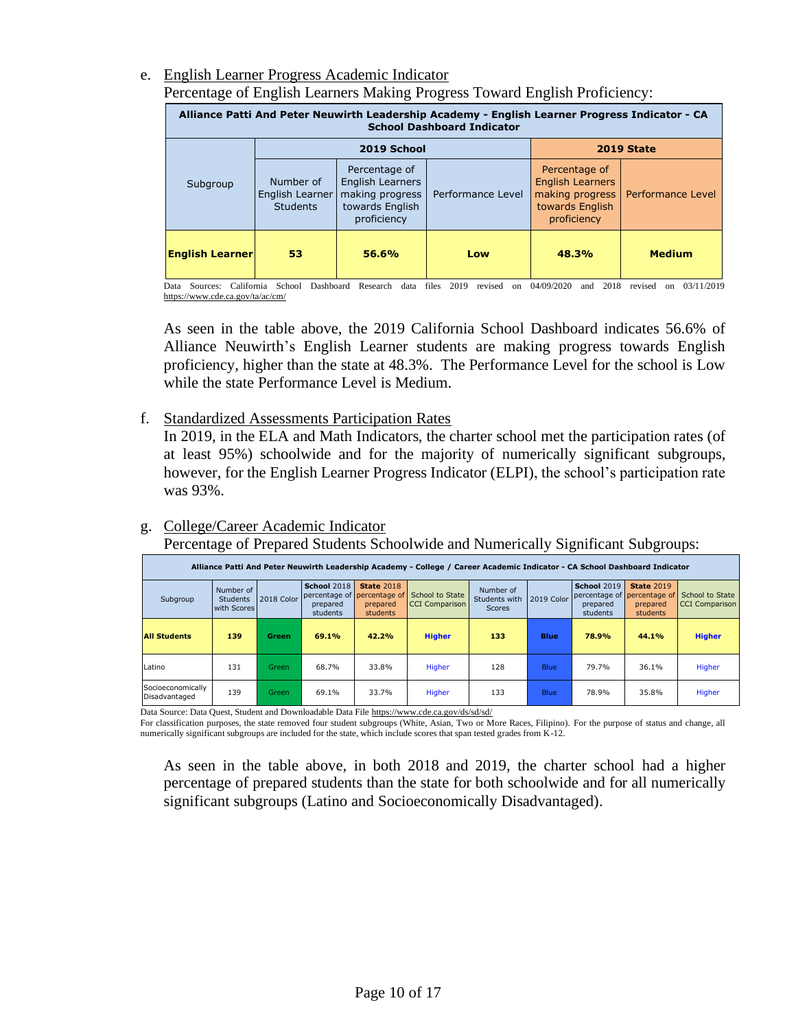e. English Learner Progress Academic Indicator

Percentage of English Learners Making Progress Toward English Proficiency:

| Alliance Patti And Peter Neuwirth Leadership Academy - English Learner Progress Indicator - CA School Dashboard Indicator | | | | | |
|---|---|---|---|---|---|
| Subgroup | 2019 School | | | 2019 State | |
| | Number of English Learner Students | Percentage of English Learners making progress towards English proficiency | Performance Level | Percentage of English Learners making progress towards English proficiency | Performance Level |
| **English Learner** | **53** | **56.6%** | **Low** | **48.3%** | **Medium** |

Data Sources: California School Dashboard Research data files 2019 revised on 04/09/2020 and 2018 revised on 03/11/2019 https://www.cde.ca.gov/ta/ac/cm/

As seen in the table above, the 2019 California School Dashboard indicates 56.6% of Alliance Neuwirth's English Learner students are making progress towards English proficiency, higher than the state at 48.3%. The Performance Level for the school is Low while the state Performance Level is Medium.

f. Standardized Assessments Participation Rates

In 2019, in the ELA and Math Indicators, the charter school met the participation rates (of at least 95%) schoolwide and for the majority of numerically significant subgroups, however, for the English Learner Progress Indicator (ELPI), the school's participation rate was 93%.

g. College/Career Academic Indicator

Percentage of Prepared Students Schoolwide and Numerically Significant Subgroups:

| Alliance Patti And Peter Neuwirth Leadership Academy - College / Career Academic Indicator - CA School Dashboard Indicator | | | | | | | | | | |
|---|---|---|---|---|---|---|---|---|---|---|
| Subgroup | Number of Students with Scores | 2018 Color | **School** 2018 percentage of prepared students | **State** 2018 percentage of prepared students | School to State CCI Comparison | Number of Students with Scores | 2019 Color | **School** 2019 percentage of prepared students | **State** 2019 percentage of prepared students | School to State CCI Comparison |
| **All Students** | **139** | **Green** | **69.1%** | **42.2%** | **Higher** | **133** | **Blue** | **78.9%** | **44.1%** | **Higher** |
| Latino | 131 | Green | 68.7% | 33.8% | Higher | 128 | Blue | 79.7% | 36.1% | Higher |
| Socioeconomically Disadvantaged | 139 | Green | 69.1% | 33.7% | Higher | 133 | Blue | 78.9% | 35.8% | Higher |

Data Source: Data Quest, Student and Downloadable Data File https://www.cde.ca.gov/ds/sd/sd/

For classification purposes, the state removed four student subgroups (White, Asian, Two or More Races, Filipino). For the purpose of status and change, all numerically significant subgroups are included for the state, which include scores that span tested grades from K-12.

As seen in the table above, in both 2018 and 2019, the charter school had a higher percentage of prepared students than the state for both schoolwide and for all numerically significant subgroups (Latino and Socioeconomically Disadvantaged).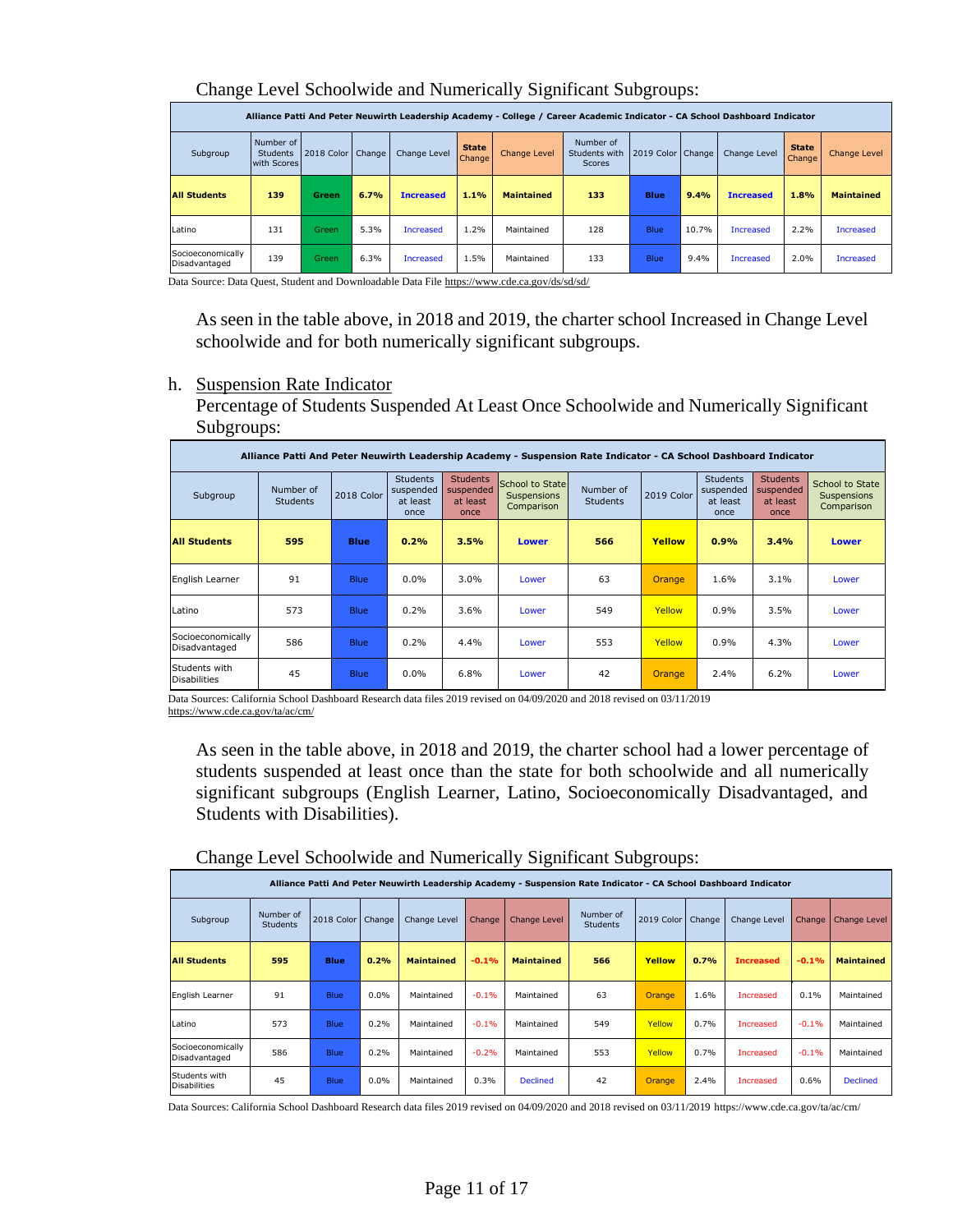Change Level Schoolwide and Numerically Significant Subgroups:

| Alliance Patti And Peter Neuwirth Leadership Academy - College / Career Academic Indicator - CA School Dashboard Indicator | | | | | | | | | | | | |
|---|---|---|---|---|---|---|---|---|---|---|---|---|
| Subgroup | Number of Students with Scores | 2018 Color | Change | Change Level | State Change | Change Level | Number of Students with Scores | 2019 Color | Change | Change Level | State Change | Change Level |
| **All Students** | **139** | **Green** | **6.7%** | **Increased** | **1.1%** | **Maintained** | **133** | **Blue** | **9.4%** | **Increased** | **1.8%** | **Maintained** |
| Latino | 131 | Green | 5.3% | Increased | 1.2% | Maintained | 128 | Blue | 10.7% | Increased | 2.2% | Increased |
| Socioeconomically Disadvantaged | 139 | Green | 6.3% | Increased | 1.5% | Maintained | 133 | Blue | 9.4% | Increased | 2.0% | Increased |

Data Source: Data Quest, Student and Downloadable Data File https://www.cde.ca.gov/ds/sd/sd/

As seen in the table above, in 2018 and 2019, the charter school Increased in Change Level schoolwide and for both numerically significant subgroups.

h. Suspension Rate Indicator

Percentage of Students Suspended At Least Once Schoolwide and Numerically Significant Subgroups:

| Alliance Patti And Peter Neuwirth Leadership Academy - Suspension Rate Indicator - CA School Dashboard Indicator | | | | | | | | | | |
|---|---|---|---|---|---|---|---|---|---|---|
| Subgroup | Number of Students | 2018 Color | Students suspended at least once | Students suspended at least once | School to State Suspensions Comparison | Number of Students | 2019 Color | Students suspended at least once | Students suspended at least once | School to State Suspensions Comparison |
| **All Students** | **595** | **Blue** | **0.2%** | **3.5%** | **Lower** | **566** | **Yellow** | **0.9%** | **3.4%** | **Lower** |
| English Learner | 91 | Blue | 0.0% | 3.0% | Lower | 63 | Orange | 1.6% | 3.1% | Lower |
| Latino | 573 | Blue | 0.2% | 3.6% | Lower | 549 | Yellow | 0.9% | 3.5% | Lower |
| Socioeconomically Disadvantaged | 586 | Blue | 0.2% | 4.4% | Lower | 553 | Yellow | 0.9% | 4.3% | Lower |
| Students with Disabilities | 45 | Blue | 0.0% | 6.8% | Lower | 42 | Orange | 2.4% | 6.2% | Lower |

Data Sources: California School Dashboard Research data files 2019 revised on 04/09/2020 and 2018 revised on 03/11/2019
https://www.cde.ca.gov/ta/ac/cm/

As seen in the table above, in 2018 and 2019, the charter school had a lower percentage of students suspended at least once than the state for both schoolwide and all numerically significant subgroups (English Learner, Latino, Socioeconomically Disadvantaged, and Students with Disabilities).

Change Level Schoolwide and Numerically Significant Subgroups:

| Alliance Patti And Peter Neuwirth Leadership Academy - Suspension Rate Indicator - CA School Dashboard Indicator | | | | | | | | | | | | |
|---|---|---|---|---|---|---|---|---|---|---|---|---|
| Subgroup | Number of Students | 2018 Color | Change | Change Level | Change | Change Level | Number of Students | 2019 Color | Change | Change Level | Change | Change Level |
| **All Students** | **595** | **Blue** | **0.2%** | **Maintained** | **-0.1%** | **Maintained** | **566** | **Yellow** | **0.7%** | **Increased** | **-0.1%** | **Maintained** |
| English Learner | 91 | Blue | 0.0% | Maintained | -0.1% | Maintained | 63 | Orange | 1.6% | Increased | 0.1% | Maintained |
| Latino | 573 | Blue | 0.2% | Maintained | -0.1% | Maintained | 549 | Yellow | 0.7% | Increased | -0.1% | Maintained |
| Socioeconomically Disadvantaged | 586 | Blue | 0.2% | Maintained | -0.2% | Maintained | 553 | Yellow | 0.7% | Increased | -0.1% | Maintained |
| Students with Disabilities | 45 | Blue | 0.0% | Maintained | 0.3% | Declined | 42 | Orange | 2.4% | Increased | 0.6% | Declined |

Data Sources: California School Dashboard Research data files 2019 revised on 04/09/2020 and 2018 revised on 03/11/2019 https://www.cde.ca.gov/ta/ac/cm/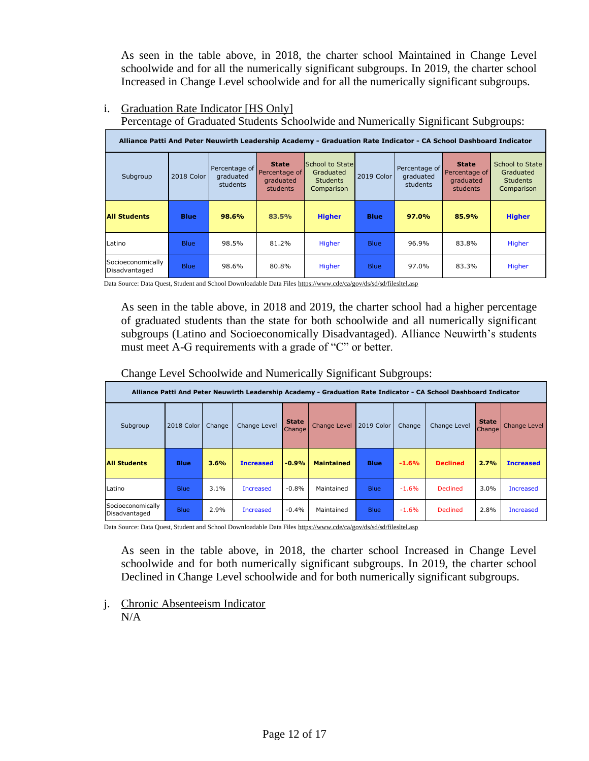As seen in the table above, in 2018, the charter school Maintained in Change Level schoolwide and for all the numerically significant subgroups. In 2019, the charter school Increased in Change Level schoolwide and for all the numerically significant subgroups.

i. Graduation Rate Indicator [HS Only]

Percentage of Graduated Students Schoolwide and Numerically Significant Subgroups:

| Alliance Patti And Peter Neuwirth Leadership Academy - Graduation Rate Indicator - CA School Dashboard Indicator | | | | | | | | |
|---|---|---|---|---|---|---|---|---|
| Subgroup | 2018 Color | Percentage of graduated students | State Percentage of graduated students | School to State Graduated Students Comparison | 2019 Color | Percentage of graduated students | State Percentage of graduated students | School to State Graduated Students Comparison |
| **All Students** | **Blue** | **98.6%** | **83.5%** | **Higher** | **Blue** | **97.0%** | **85.9%** | **Higher** |
| Latino | Blue | 98.5% | 81.2% | Higher | Blue | 96.9% | 83.8% | Higher |
| Socioeconomically Disadvantaged | Blue | 98.6% | 80.8% | Higher | Blue | 97.0% | 83.3% | Higher |

Data Source: Data Quest, Student and School Downloadable Data Files https://www.cde/ca/gov/ds/sd/sd/filesltel.asp

As seen in the table above, in 2018 and 2019, the charter school had a higher percentage of graduated students than the state for both schoolwide and all numerically significant subgroups (Latino and Socioeconomically Disadvantaged). Alliance Neuwirth's students must meet A-G requirements with a grade of "C" or better.

Change Level Schoolwide and Numerically Significant Subgroups:

| Alliance Patti And Peter Neuwirth Leadership Academy - Graduation Rate Indicator - CA School Dashboard Indicator | | | | | | | | | | |
|---|---|---|---|---|---|---|---|---|---|---|
| Subgroup | 2018 Color | Change | Change Level | State Change | Change Level | 2019 Color | Change | Change Level | State Change | Change Level |
| **All Students** | **Blue** | **3.6%** | **Increased** | **-0.9%** | **Maintained** | **Blue** | **-1.6%** | **Declined** | **2.7%** | **Increased** |
| Latino | Blue | 3.1% | Increased | -0.8% | Maintained | Blue | -1.6% | Declined | 3.0% | Increased |
| Socioeconomically Disadvantaged | Blue | 2.9% | Increased | -0.4% | Maintained | Blue | -1.6% | Declined | 2.8% | Increased |

Data Source: Data Quest, Student and School Downloadable Data Files https://www.cde/ca/gov/ds/sd/sd/filesltel.asp

As seen in the table above, in 2018, the charter school Increased in Change Level schoolwide and for both numerically significant subgroups. In 2019, the charter school Declined in Change Level schoolwide and for both numerically significant subgroups.

j. Chronic Absenteeism Indicator

N/A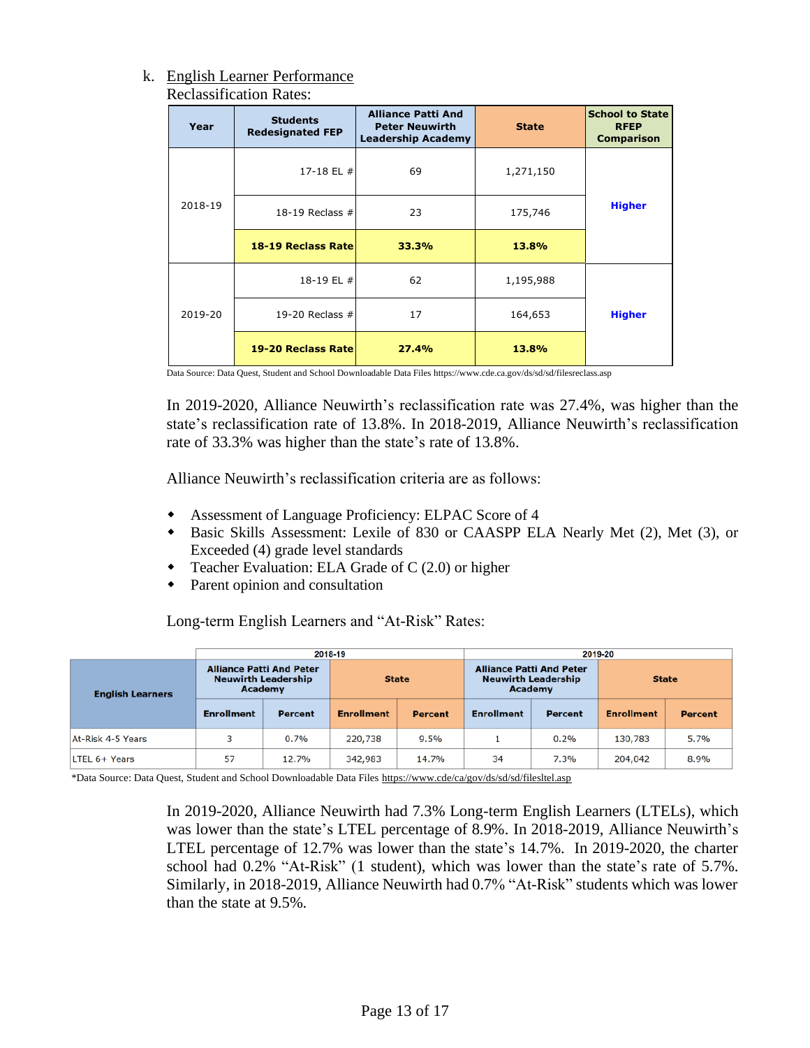k. English Learner Performance

Reclassification Rates:

| Year | Students Redesignated FEP | Alliance Patti And Peter Neuwirth Leadership Academy | State | School to State RFEP Comparison |
|---|---|---|---|---|
| 2018-19 | 17-18 EL # | 69 | 1,271,150 | Higher |
| | 18-19 Reclass # | 23 | 175,746 | |
| | **18-19 Reclass Rate** | **33.3%** | **13.8%** | |
| 2019-20 | 18-19 EL # | 62 | 1,195,988 | Higher |
| | 19-20 Reclass # | 17 | 164,653 | |
| | **19-20 Reclass Rate** | **27.4%** | **13.8%** | |

Data Source: Data Quest, Student and School Downloadable Data Files https://www.cde.ca.gov/ds/sd/sd/filesreclass.asp

In 2019-2020, Alliance Neuwirth's reclassification rate was 27.4%, was higher than the state's reclassification rate of 13.8%. In 2018-2019, Alliance Neuwirth's reclassification rate of 33.3% was higher than the state's rate of 13.8%.

Alliance Neuwirth's reclassification criteria are as follows:

- Assessment of Language Proficiency: ELPAC Score of 4
- Basic Skills Assessment: Lexile of 830 or CAASPP ELA Nearly Met (2), Met (3), or Exceeded (4) grade level standards
- Teacher Evaluation: ELA Grade of C (2.0) or higher
- Parent opinion and consultation

Long-term English Learners and "At-Risk" Rates:

| English Learners | 2018-19 | | | | 2019-20 | | | |
|---|---|---|---|---|---|---|---|---|
| | Alliance Patti And Peter Neuwirth Leadership Academy | | State | | Alliance Patti And Peter Neuwirth Leadership Academy | | State | |
| | Enrollment | Percent | Enrollment | Percent | Enrollment | Percent | Enrollment | Percent |
| At-Risk 4-5 Years | 3 | 0.7% | 220,738 | 9.5% | 1 | 0.2% | 130,783 | 5.7% |
| LTEL 6+ Years | 57 | 12.7% | 342,983 | 14.7% | 34 | 7.3% | 204,042 | 8.9% |

*Data Source: Data Quest, Student and School Downloadable Data Files https://www.cde/ca/gov/ds/sd/sd/filesltel.asp

In 2019-2020, Alliance Neuwirth had 7.3% Long-term English Learners (LTELs), which was lower than the state's LTEL percentage of 8.9%. In 2018-2019, Alliance Neuwirth's LTEL percentage of 12.7% was lower than the state's 14.7%. In 2019-2020, the charter school had 0.2% "At-Risk" (1 student), which was lower than the state's rate of 5.7%. Similarly, in 2018-2019, Alliance Neuwirth had 0.7% "At-Risk" students which was lower than the state at 9.5%.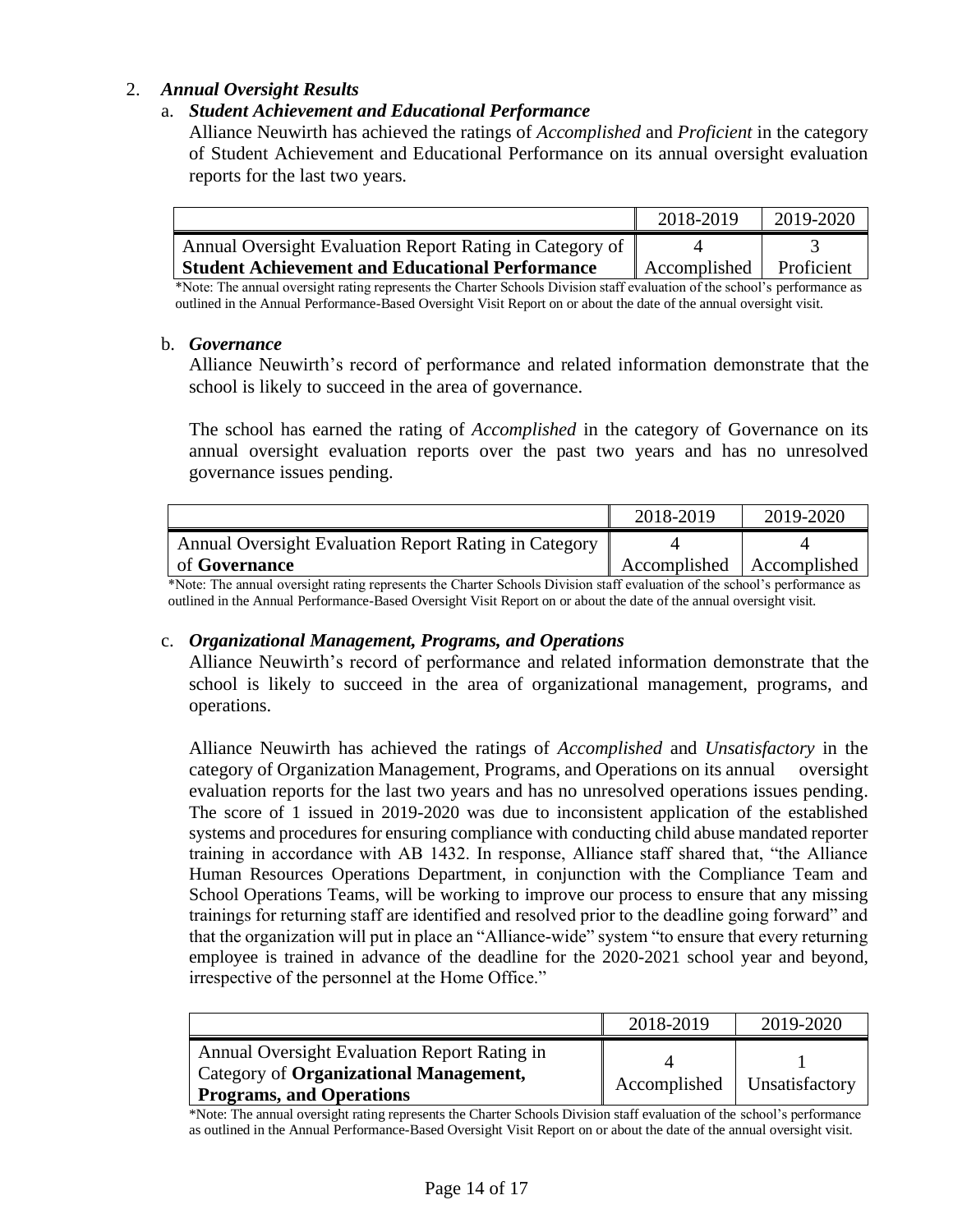2. ***Annual Oversight Results***

a. ***Student Achievement and Educational Performance***

Alliance Neuwirth has achieved the ratings of *Accomplished* and *Proficient* in the category of Student Achievement and Educational Performance on its annual oversight evaluation reports for the last two years.

| | 2018-2019 | 2019-2020 |
|---|---|---|
| Annual Oversight Evaluation Report Rating in Category of **Student Achievement and Educational Performance** | 4 Accomplished | 3 Proficient |

*Note: The annual oversight rating represents the Charter Schools Division staff evaluation of the school's performance as outlined in the Annual Performance-Based Oversight Visit Report on or about the date of the annual oversight visit.

b. ***Governance***

Alliance Neuwirth's record of performance and related information demonstrate that the school is likely to succeed in the area of governance.

The school has earned the rating of *Accomplished* in the category of Governance on its annual oversight evaluation reports over the past two years and has no unresolved governance issues pending.

| | 2018-2019 | 2019-2020 |
|---|---|---|
| Annual Oversight Evaluation Report Rating in Category of **Governance** | 4 Accomplished | 4 Accomplished |

*Note: The annual oversight rating represents the Charter Schools Division staff evaluation of the school's performance as outlined in the Annual Performance-Based Oversight Visit Report on or about the date of the annual oversight visit.

c. ***Organizational Management, Programs, and Operations***

Alliance Neuwirth's record of performance and related information demonstrate that the school is likely to succeed in the area of organizational management, programs, and operations.

Alliance Neuwirth has achieved the ratings of *Accomplished* and *Unsatisfactory* in the category of Organization Management, Programs, and Operations on its annual oversight evaluation reports for the last two years and has no unresolved operations issues pending. The score of 1 issued in 2019-2020 was due to inconsistent application of the established systems and procedures for ensuring compliance with conducting child abuse mandated reporter training in accordance with AB 1432. In response, Alliance staff shared that, "the Alliance Human Resources Operations Department, in conjunction with the Compliance Team and School Operations Teams, will be working to improve our process to ensure that any missing trainings for returning staff are identified and resolved prior to the deadline going forward" and that the organization will put in place an "Alliance-wide" system "to ensure that every returning employee is trained in advance of the deadline for the 2020-2021 school year and beyond, irrespective of the personnel at the Home Office."

| | 2018-2019 | 2019-2020 |
|---|---|---|
| Annual Oversight Evaluation Report Rating in Category of **Organizational Management, Programs, and Operations** | 4 Accomplished | 1 Unsatisfactory |

*Note: The annual oversight rating represents the Charter Schools Division staff evaluation of the school's performance as outlined in the Annual Performance-Based Oversight Visit Report on or about the date of the annual oversight visit.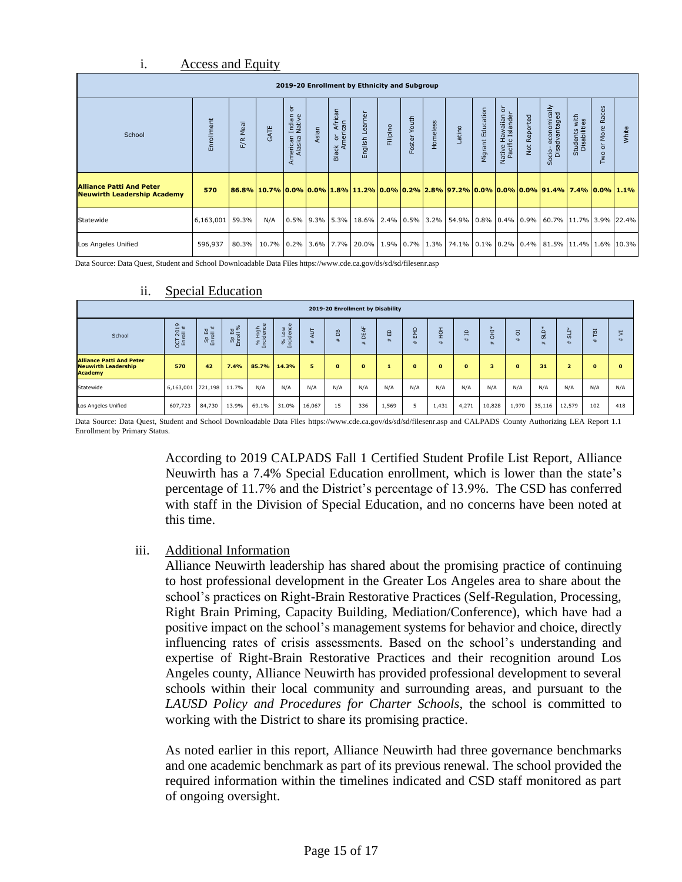i. Access and Equity

| 2019-20 Enrollment by Ethnicity and Subgroup | | | | | | | | | | | | | | | | | | | |
|---|---|---|---|---|---|---|---|---|---|---|---|---|---|---|---|---|---|---|---|
| School | Enrollment | F/R Meal | GATE | American Indian or Alaska Native | Asian | Black or African American | English Learner | Filipino | Foster Youth | Homeless | Latino | Migrant Education | Native Hawaiian or Pacific Islander | Not Reported | Socio- economically Disadvantaged | Students with Disabilities | Two or More Races | White |
| **Alliance Patti And Peter Neuwirth Leadership Academy** | **570** | **86.8%** | **10.7%** | **0.0%** | **0.0%** | **1.8%** | **11.2%** | **0.0%** | **0.2%** | **2.8%** | **97.2%** | **0.0%** | **0.0%** | **0.0%** | **91.4%** | **7.4%** | **0.0%** | **1.1%** |
| Statewide | 6,163,001 | 59.3% | N/A | 0.5% | 9.3% | 5.3% | 18.6% | 2.4% | 0.5% | 3.2% | 54.9% | 0.8% | 0.4% | 0.9% | 60.7% | 11.7% | 3.9% | 22.4% |
| Los Angeles Unified | 596,937 | 80.3% | 10.7% | 0.2% | 3.6% | 7.7% | 20.0% | 1.9% | 0.7% | 1.3% | 74.1% | 0.1% | 0.2% | 0.4% | 81.5% | 11.4% | 1.6% | 10.3% |

Data Source: Data Quest, Student and School Downloadable Data Files https://www.cde.ca.gov/ds/sd/sd/filesenr.asp

ii. Special Education

| 2019-20 Enrollment by Disability | | | | | | | | | | | | | | | | | | | |
|---|---|---|---|---|---|---|---|---|---|---|---|---|---|---|---|---|---|---|---|
| School | OCT 2019 Enroll # | Sp Ed Enroll # | Sp Ed Enroll % | % High Incidence | % Low Incidence | # AUT | # DB | # DEAF | # ED | # EMD | # HOH | # ID | # OHI* | # OI | # SLD* | # SLI* | # TBI | # VI |
| **Alliance Patti And Peter Neuwirth Leadership Academy** | **570** | **42** | **7.4%** | **85.7%** | **14.3%** | **5** | **0** | **0** | **1** | **0** | **0** | **0** | **3** | **0** | **31** | **2** | **0** | **0** |
| Statewide | 6,163,001 | 721,198 | 11.7% | N/A | N/A | N/A | N/A | N/A | N/A | N/A | N/A | N/A | N/A | N/A | N/A | N/A | N/A | N/A |
| Los Angeles Unified | 607,723 | 84,730 | 13.9% | 69.1% | 31.0% | 16,067 | 15 | 336 | 1,569 | 5 | 1,431 | 4,271 | 10,828 | 1,970 | 35,116 | 12,579 | 102 | 418 |

Data Source: Data Quest, Student and School Downloadable Data Files https://www.cde.ca.gov/ds/sd/sd/filesenr.asp and CALPADS County Authorizing LEA Report 1.1 Enrollment by Primary Status.

According to 2019 CALPADS Fall 1 Certified Student Profile List Report, Alliance Neuwirth has a 7.4% Special Education enrollment, which is lower than the state's percentage of 11.7% and the District's percentage of 13.9%. The CSD has conferred with staff in the Division of Special Education, and no concerns have been noted at this time.

iii. Additional Information

Alliance Neuwirth leadership has shared about the promising practice of continuing to host professional development in the Greater Los Angeles area to share about the school's practices on Right-Brain Restorative Practices (Self-Regulation, Processing, Right Brain Priming, Capacity Building, Mediation/Conference), which have had a positive impact on the school's management systems for behavior and choice, directly influencing rates of crisis assessments. Based on the school's understanding and expertise of Right-Brain Restorative Practices and their recognition around Los Angeles county, Alliance Neuwirth has provided professional development to several schools within their local community and surrounding areas, and pursuant to the *LAUSD Policy and Procedures for Charter Schools*, the school is committed to working with the District to share its promising practice.

As noted earlier in this report, Alliance Neuwirth had three governance benchmarks and one academic benchmark as part of its previous renewal. The school provided the required information within the timelines indicated and CSD staff monitored as part of ongoing oversight.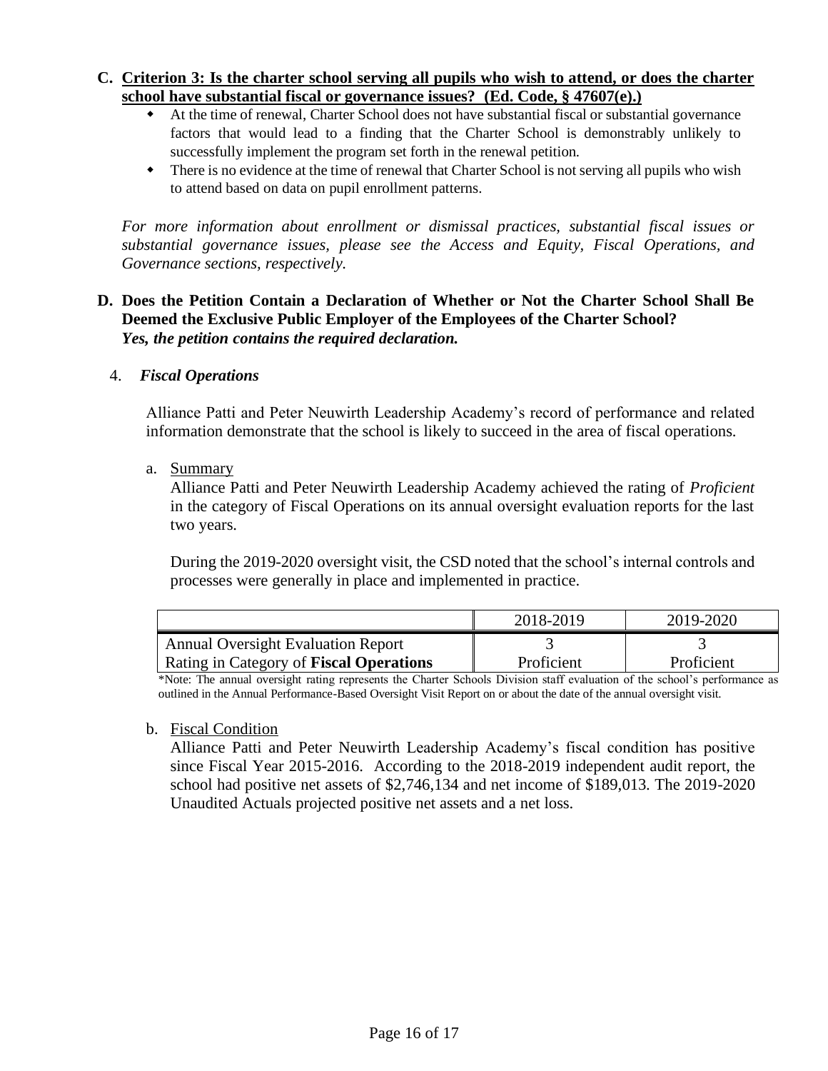**C. Criterion 3: Is the charter school serving all pupils who wish to attend, or does the charter school have substantial fiscal or governance issues? (Ed. Code, § 47607(e).)**

- At the time of renewal, Charter School does not have substantial fiscal or substantial governance factors that would lead to a finding that the Charter School is demonstrably unlikely to successfully implement the program set forth in the renewal petition.
- There is no evidence at the time of renewal that Charter School is not serving all pupils who wish to attend based on data on pupil enrollment patterns.

*For more information about enrollment or dismissal practices, substantial fiscal issues or substantial governance issues, please see the Access and Equity, Fiscal Operations, and Governance sections, respectively.*

**D. Does the Petition Contain a Declaration of Whether or Not the Charter School Shall Be Deemed the Exclusive Public Employer of the Employees of the Charter School?**
***Yes, the petition contains the required declaration.***

4. ***Fiscal Operations***

Alliance Patti and Peter Neuwirth Leadership Academy's record of performance and related information demonstrate that the school is likely to succeed in the area of fiscal operations.

a. Summary

Alliance Patti and Peter Neuwirth Leadership Academy achieved the rating of *Proficient* in the category of Fiscal Operations on its annual oversight evaluation reports for the last two years.

During the 2019-2020 oversight visit, the CSD noted that the school's internal controls and processes were generally in place and implemented in practice.

| | 2018-2019 | 2019-2020 |
|---|---|---|
| Annual Oversight Evaluation Report Rating in Category of **Fiscal Operations** | 3 Proficient | 3 Proficient |

*Note: The annual oversight rating represents the Charter Schools Division staff evaluation of the school's performance as outlined in the Annual Performance-Based Oversight Visit Report on or about the date of the annual oversight visit.

b. Fiscal Condition

Alliance Patti and Peter Neuwirth Leadership Academy's fiscal condition has positive since Fiscal Year 2015-2016. According to the 2018-2019 independent audit report, the school had positive net assets of $2,746,134 and net income of $189,013. The 2019-2020 Unaudited Actuals projected positive net assets and a net loss.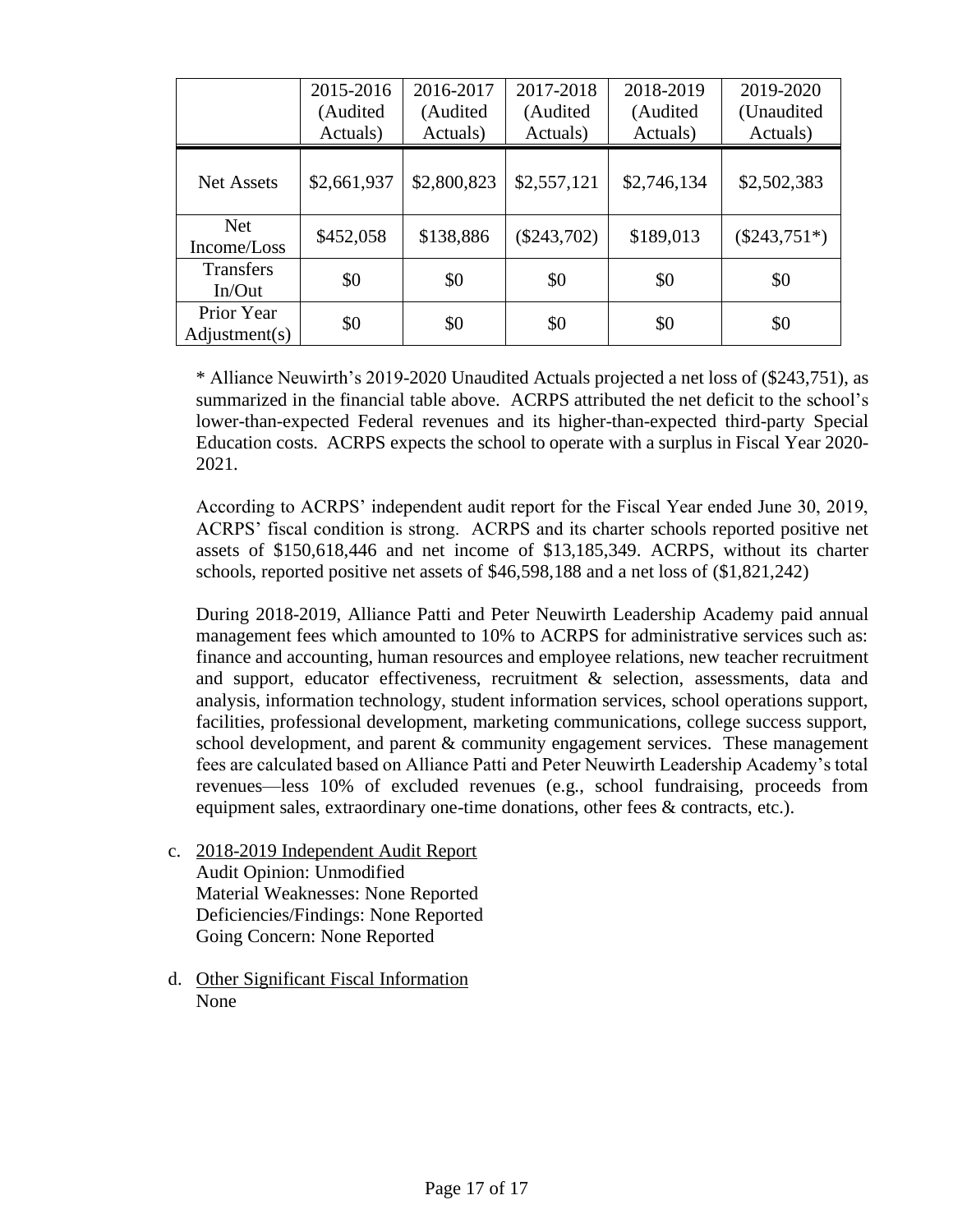|  | 2015-2016 (Audited Actuals) | 2016-2017 (Audited Actuals) | 2017-2018 (Audited Actuals) | 2018-2019 (Audited Actuals) | 2019-2020 (Unaudited Actuals) |
|---|---|---|---|---|---|
| Net Assets | $2,661,937 | $2,800,823 | $2,557,121 | $2,746,134 | $2,502,383 |
| Net Income/Loss | $452,058 | $138,886 | ($243,702) | $189,013 | ($243,751*) |
| Transfers In/Out | $0 | $0 | $0 | $0 | $0 |
| Prior Year Adjustment(s) | $0 | $0 | $0 | $0 | $0 |

* Alliance Neuwirth's 2019-2020 Unaudited Actuals projected a net loss of ($243,751), as summarized in the financial table above. ACRPS attributed the net deficit to the school's lower-than-expected Federal revenues and its higher-than-expected third-party Special Education costs. ACRPS expects the school to operate with a surplus in Fiscal Year 2020-2021.

According to ACRPS' independent audit report for the Fiscal Year ended June 30, 2019, ACRPS' fiscal condition is strong. ACRPS and its charter schools reported positive net assets of $150,618,446 and net income of $13,185,349. ACRPS, without its charter schools, reported positive net assets of $46,598,188 and a net loss of ($1,821,242)

During 2018-2019, Alliance Patti and Peter Neuwirth Leadership Academy paid annual management fees which amounted to 10% to ACRPS for administrative services such as: finance and accounting, human resources and employee relations, new teacher recruitment and support, educator effectiveness, recruitment & selection, assessments, data and analysis, information technology, student information services, school operations support, facilities, professional development, marketing communications, college success support, school development, and parent & community engagement services. These management fees are calculated based on Alliance Patti and Peter Neuwirth Leadership Academy's total revenues—less 10% of excluded revenues (e.g., school fundraising, proceeds from equipment sales, extraordinary one-time donations, other fees & contracts, etc.).

c. <u>2018-2019 Independent Audit Report</u>
   Audit Opinion: Unmodified
   Material Weaknesses: None Reported
   Deficiencies/Findings: None Reported
   Going Concern: None Reported

d. <u>Other Significant Fiscal Information</u>
   None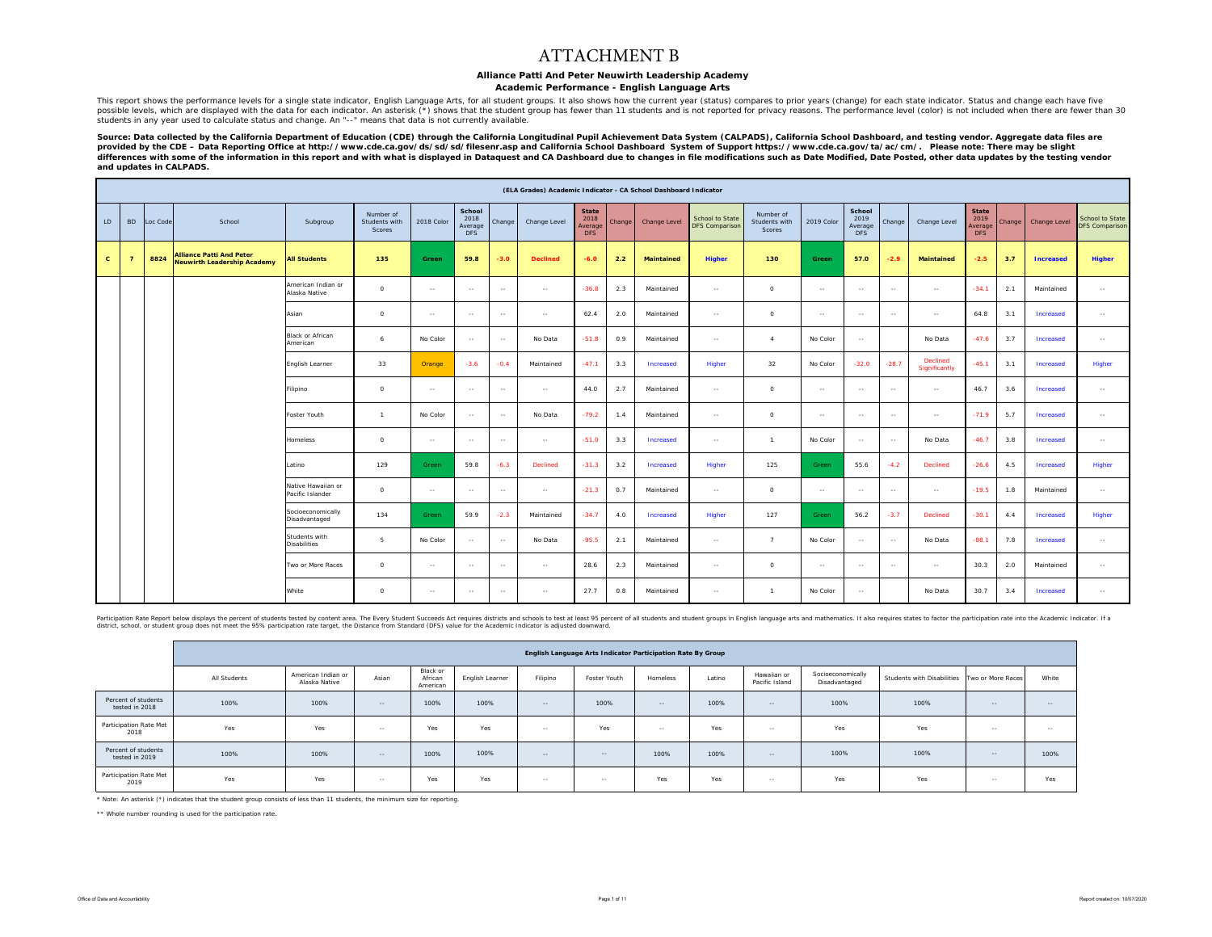# ATTACHMENT B

**Alliance Patti And Peter Neuwirth Leadership Academy**

**Academic Performance - English Language Arts**

This report shows the performance levels for a single state indicator, English Language Arts, for all student groups. It also shows how the current year (status) compares to prior years (change) for each state indicator. Status and change each have five possible levels, which are displayed with the data for each indicator. An asterisk (*) shows that the student group has fewer than 11 students and is not reported for privacy reasons. The performance level (color) is not included when there are fewer than 30 students in any year used to calculate status and change. An "--" means that data is not currently available.

**Source: Data collected by the California Department of Education (CDE) through the California Longitudinal Pupil Achievement Data System (CALPADS), California School Dashboard, and testing vendor. Aggregate data files are provided by the CDE – Data Reporting Office at http://www.cde.ca.gov/ds/sd/sd/filesenr.asp and California School Dashboard System of Support https://www.cde.ca.gov/ta/ac/cm/. Please note: There may be slight differences with some of the information in this report and with what is displayed in Dataquest and CA Dashboard due to changes in file modifications such as Date Modified, Date Posted, other data updates by the testing vendor and updates in CALPADS.**

| (ELA Grades) Academic Indicator - CA School Dashboard Indicator | | | | | | | | | | | | | | | | | | | | | | | | |
|---|---|---|---|---|---|---|---|---|---|---|---|---|---|---|---|---|---|---|---|---|---|---|---|---|
| LD | BD | Loc Code | School | Subgroup | Number of Students with Scores | 2018 Color | School 2018 Average DFS | Change | Change Level | State 2018 Average DFS | Change | Change Level | School to State DFS Comparison | Number of Students with Scores | 2019 Color | School 2019 Average DFS | Change | Change Level | State 2019 Average DFS | Change | Change Level | School to State DFS Comparison |
| **C** | **7** | **8824** | **Alliance Patti And Peter Neuwirth Leadership Academy** | **All Students** | **135** | **Green** | **59.8** | **-3.0** | **Declined** | **-6.0** | **2.2** | **Maintained** | **Higher** | **130** | **Green** | **57.0** | **-2.9** | **Maintained** | **-2.5** | **3.7** | **Increased** | **Higher** |
| | | | | American Indian or Alaska Native | 0 | -- | -- | -- | -- | -36.8 | 2.3 | Maintained | -- | 0 | -- | -- | -- | -- | -34.1 | 2.1 | Maintained | -- |
| | | | | Asian | 0 | -- | -- | -- | -- | 62.4 | 2.0 | Maintained | -- | 0 | -- | -- | -- | -- | 64.8 | 3.1 | Increased | -- |
| | | | | Black or African American | 6 | No Color | -- | -- | No Data | -51.8 | 0.9 | Maintained | -- | 4 | No Color | -- | | No Data | -47.6 | 3.7 | Increased | -- |
| | | | | English Learner | 33 | Orange | -3.6 | -0.4 | Maintained | -47.1 | 3.3 | Increased | Higher | 32 | No Color | -32.0 | -28.7 | Declined Significantly | -45.1 | 3.1 | Increased | Higher |
| | | | | Filipino | 0 | -- | -- | -- | -- | 44.0 | 2.7 | Maintained | -- | 0 | -- | -- | -- | -- | 46.7 | 3.6 | Increased | -- |
| | | | | Foster Youth | 1 | No Color | -- | -- | No Data | -79.2 | 1.4 | Maintained | -- | 0 | -- | -- | -- | -- | -71.9 | 5.7 | Increased | -- |
| | | | | Homeless | 0 | -- | -- | -- | -- | -51.0 | 3.3 | Increased | -- | 1 | No Color | -- | -- | No Data | -46.7 | 3.8 | Increased | -- |
| | | | | Latino | 129 | Green | 59.8 | -6.3 | Declined | -31.3 | 3.2 | Increased | Higher | 125 | Green | 55.6 | -4.2 | Declined | -26.6 | 4.5 | Increased | Higher |
| | | | | Native Hawaiian or Pacific Islander | 0 | -- | -- | -- | -- | -21.3 | 0.7 | Maintained | -- | 0 | -- | -- | -- | -- | -19.5 | 1.8 | Maintained | -- |
| | | | | Socioeconomically Disadvantaged | 134 | Green | 59.9 | -2.3 | Maintained | -34.7 | 4.0 | Increased | Higher | 127 | Green | 56.2 | -3.7 | Declined | -30.1 | 4.4 | Increased | Higher |
| | | | | Students with Disabilities | 5 | No Color | -- | -- | No Data | -95.5 | 2.1 | Maintained | -- | 7 | No Color | -- | -- | No Data | -88.1 | 7.8 | Increased | -- |
| | | | | Two or More Races | 0 | -- | -- | -- | -- | 28.6 | 2.3 | Maintained | -- | 0 | -- | -- | -- | -- | 30.3 | 2.0 | Maintained | -- |
| | | | | White | 0 | -- | -- | -- | -- | 27.7 | 0.8 | Maintained | -- | 1 | No Color | -- | | No Data | 30.7 | 3.4 | Increased | -- |

Participation Rate Report below displays the percent of students tested by content area. The Every Student Succeeds Act requires districts and schools to test at least 95 percent of all students and student groups in English language arts and mathematics. It also requires states to factor the participation rate into the Academic Indicator. If a district, school, or student group does not meet the 95% participation rate target, the Distance from Standard (DFS) value for the Academic Indicator is adjusted downward.

| English Language Arts Indicator Participation Rate By Group | | | | | | | | | | | | | | |
|---|---|---|---|---|---|---|---|---|---|---|---|---|---|---|
| | All Students | American Indian or Alaska Native | Asian | Black or African American | English Learner | Filipino | Foster Youth | Homeless | Latino | Hawaiian or Pacific Island | Socioeconomically Disadvantaged | Students with Disabilities | Two or More Races | White |
| Percent of students tested in 2018 | 100% | 100% | -- | 100% | 100% | -- | 100% | -- | 100% | -- | 100% | 100% | -- | -- |
| Participation Rate Met 2018 | Yes | Yes | -- | Yes | Yes | -- | Yes | -- | Yes | -- | Yes | Yes | -- | -- |
| Percent of students tested in 2019 | 100% | 100% | -- | 100% | 100% | -- | -- | 100% | 100% | -- | 100% | 100% | -- | 100% |
| Participation Rate Met 2019 | Yes | Yes | -- | Yes | Yes | -- | -- | Yes | Yes | -- | Yes | Yes | -- | Yes |

* Note: An asterisk (*) indicates that the student group consists of less than 11 students, the minimum size for reporting.

** Whole number rounding is used for the participation rate.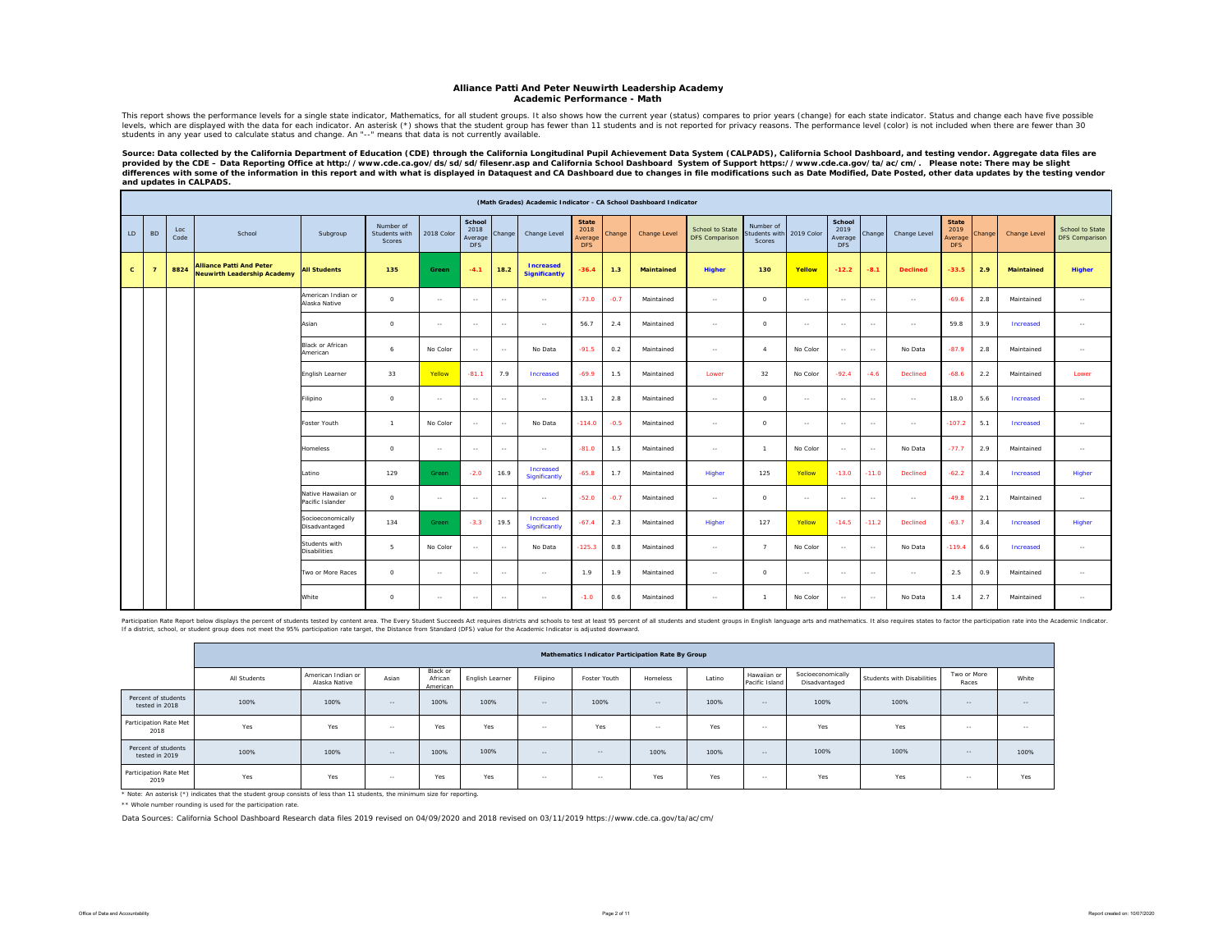# Alliance Patti And Peter Neuwirth Leadership Academy
## Academic Performance - Math

This report shows the performance levels for a single state indicator, Mathematics, for all student groups. It also shows how the current year (status) compares to prior years (change) for each state indicator. Status and change each have five possible levels, which are displayed with the data for each indicator. An asterisk (*) shows that the student group has fewer than 11 students and is not reported for privacy reasons. The performance level (color) is not included when there are fewer than 30 students in any year used to calculate status and change. An "--" means that data is not currently available.

**Source: Data collected by the California Department of Education (CDE) through the California Longitudinal Pupil Achievement Data System (CALPADS), California School Dashboard, and testing vendor. Aggregate data files are provided by the CDE – Data Reporting Office at http://www.cde.ca.gov/ds/sd/sd/filesenr.asp and California School Dashboard System of Support https://www.cde.ca.gov/ta/ac/cm/. Please note: There may be slight differences with some of the information in this report and with what is displayed in Dataquest and CA Dashboard due to changes in file modifications such as Date Modified, Date Posted, other data updates by the testing vendor and updates in CALPADS.**

| (Math Grades) Academic Indicator - CA School Dashboard Indicator | | | | | | | | | | | | | | | | | | | | | | | | |
|---|---|---|---|---|---|---|---|---|---|---|---|---|---|---|---|---|---|---|---|---|---|---|---|---|
| LD | BD | Loc Code | School | Subgroup | Number of Students with Scores | 2018 Color | School 2018 Average DFS | Change | Change Level | State 2018 Average DFS | Change | Change Level | School to State DFS Comparison | Number of Students with Scores | 2019 Color | School 2019 Average DFS | Change | Change Level | State 2019 Average DFS | Change | Change Level | School to State DFS Comparison |
| **C** | **7** | **8824** | **Alliance Patti And Peter Neuwirth Leadership Academy** | **All Students** | **135** | **Green** | **-4.1** | **18.2** | **Increased Significantly** | **-36.4** | **1.3** | **Maintained** | **Higher** | **130** | **Yellow** | **-12.2** | **-8.1** | **Declined** | **-33.5** | **2.9** | **Maintained** | **Higher** |
| | | | | American Indian or Alaska Native | 0 | -- | -- | -- | -- | -73.0 | -0.7 | Maintained | -- | 0 | -- | -- | -- | -- | -69.6 | 2.8 | Maintained | -- |
| | | | | Asian | 0 | -- | -- | -- | -- | 56.7 | 2.4 | Maintained | -- | 0 | -- | -- | -- | -- | 59.8 | 3.9 | Increased | -- |
| | | | | Black or African American | 6 | No Color | -- | -- | No Data | -91.5 | 0.2 | Maintained | -- | 4 | No Color | -- | -- | No Data | -87.9 | 2.8 | Maintained | -- |
| | | | | English Learner | 33 | Yellow | -81.1 | 7.9 | Increased | -69.9 | 1.5 | Maintained | Lower | 32 | No Color | -92.4 | -4.6 | Declined | -68.6 | 2.2 | Maintained | Lower |
| | | | | Filipino | 0 | -- | -- | -- | -- | 13.1 | 2.8 | Maintained | -- | 0 | -- | -- | -- | -- | 18.0 | 5.6 | Increased | -- |
| | | | | Foster Youth | 1 | No Color | -- | -- | No Data | -114.0 | -0.5 | Maintained | -- | 0 | -- | -- | -- | -- | -107.2 | 5.1 | Increased | -- |
| | | | | Homeless | 0 | -- | -- | -- | -- | -81.0 | 1.5 | Maintained | -- | 1 | No Color | -- | -- | No Data | -77.7 | 2.9 | Maintained | -- |
| | | | | Latino | 129 | Green | -2.0 | 16.9 | Increased Significantly | -65.8 | 1.7 | Maintained | Higher | 125 | Yellow | -13.0 | -11.0 | Declined | -62.2 | 3.4 | Increased | Higher |
| | | | | Native Hawaiian or Pacific Islander | 0 | -- | -- | -- | -- | -52.0 | -0.7 | Maintained | -- | 0 | -- | -- | -- | -- | -49.8 | 2.1 | Maintained | -- |
| | | | | Socioeconomically Disadvantaged | 134 | Green | -3.3 | 19.5 | Increased Significantly | -67.4 | 2.3 | Maintained | Higher | 127 | Yellow | -14.5 | -11.2 | Declined | -63.7 | 3.4 | Increased | Higher |
| | | | | Students with Disabilities | 5 | No Color | -- | -- | No Data | -125.3 | 0.8 | Maintained | -- | 7 | No Color | -- | -- | No Data | -119.4 | 6.6 | Increased | -- |
| | | | | Two or More Races | 0 | -- | -- | -- | -- | 1.9 | 1.9 | Maintained | -- | 0 | -- | -- | -- | -- | 2.5 | 0.9 | Maintained | -- |
| | | | | White | 0 | -- | -- | -- | -- | -1.0 | 0.6 | Maintained | -- | 1 | No Color | -- | -- | No Data | 1.4 | 2.7 | Maintained | -- |

Participation Rate Report below displays the percent of students tested by content area. The Every Student Succeeds Act requires districts and schools to test at least 95 percent of all students and student groups in English language arts and mathematics. It also requires states to factor the participation rate into the Academic Indicator. If a district, school, or student group does not meet the 95% participation rate target, the Distance from Standard (DFS) value for the Academic Indicator is adjusted downward.

| | Mathematics Indicator Participation Rate By Group | | | | | | | | | | | | | |
|---|---|---|---|---|---|---|---|---|---|---|---|---|---|---|
| | All Students | American Indian or Alaska Native | Asian | Black or African American | English Learner | Filipino | Foster Youth | Homeless | Latino | Hawaiian or Pacific Island | Socioeconomically Disadvantaged | Students with Disabilities | Two or More Races | White |
| Percent of students tested in 2018 | 100% | 100% | -- | 100% | 100% | -- | 100% | -- | 100% | -- | 100% | 100% | -- | -- |
| Participation Rate Met 2018 | Yes | Yes | -- | Yes | Yes | -- | Yes | -- | Yes | -- | Yes | Yes | -- | -- |
| Percent of students tested in 2019 | 100% | 100% | -- | 100% | 100% | -- | -- | 100% | 100% | -- | 100% | 100% | -- | 100% |
| Participation Rate Met 2019 | Yes | Yes | -- | Yes | Yes | -- | -- | Yes | Yes | -- | Yes | Yes | -- | Yes |

* Note: An asterisk (*) indicates that the student group consists of less than 11 students, the minimum size for reporting.

** Whole number rounding is used for the participation rate.

Data Sources: California School Dashboard Research data files 2019 revised on 04/09/2020 and 2018 revised on 03/11/2019 https://www.cde.ca.gov/ta/ac/cm/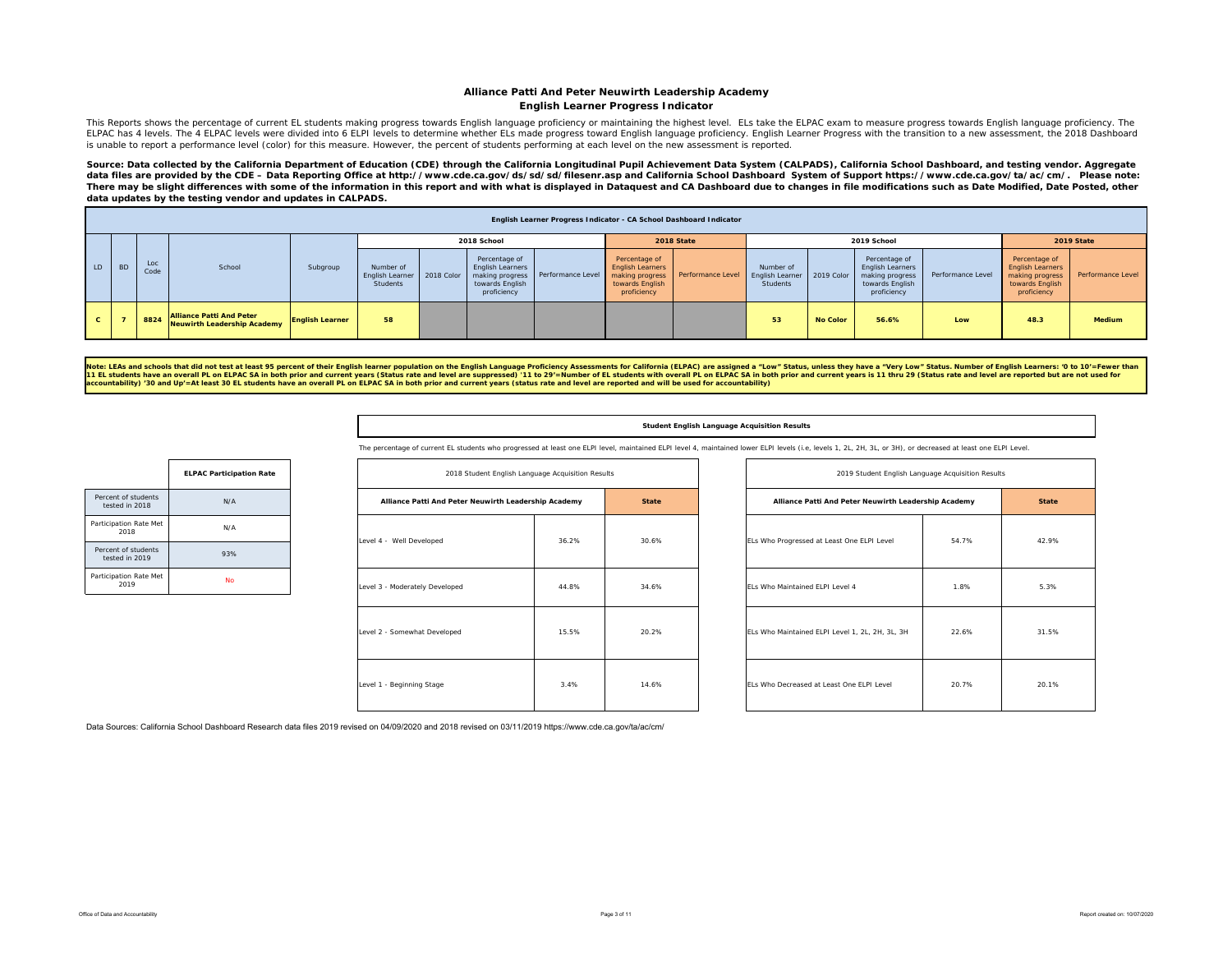# Alliance Patti And Peter Neuwirth Leadership Academy

## English Learner Progress Indicator

This Reports shows the percentage of current EL students making progress towards English language proficiency or maintaining the highest level. ELs take the ELPAC exam to measure progress towards English language proficiency. The ELPAC has 4 levels. The 4 ELPAC levels were divided into 6 ELPI levels to determine whether ELs made progress toward English language proficiency. English Learner Progress with the transition to a new assessment, the 2018 Dashboard is unable to report a performance level (color) for this measure. However, the percent of students performing at each level on the new assessment is reported.

**Source: Data collected by the California Department of Education (CDE) through the California Longitudinal Pupil Achievement Data System (CALPADS), California School Dashboard, and testing vendor. Aggregate data files are provided by the CDE – Data Reporting Office at http://www.cde.ca.gov/ds/sd/sd/filesenr.asp and California School Dashboard System of Support https://www.cde.ca.gov/ta/ac/cm/. Please note: There may be slight differences with some of the information in this report and with what is displayed in Dataquest and CA Dashboard due to changes in file modifications such as Date Modified, Date Posted, other data updates by the testing vendor and updates in CALPADS.**

**English Learner Progress Indicator - CA School Dashboard Indicator**

| LD | BD | Loc Code | School | Subgroup | 2018 School | | | | 2018 State | | 2019 School | | | | 2019 State | |
|---|---|---|---|---|---|---|---|---|---|---|---|---|---|---|---|---|
| | | | | | Number of English Learner Students | 2018 Color | Percentage of English Learners making progress towards English proficiency | Performance Level | Percentage of English Learners making progress towards English proficiency | Performance Level | Number of English Learner Students | 2019 Color | Percentage of English Learners making progress towards English proficiency | Performance Level | Percentage of English Learners making progress towards English proficiency | Performance Level |
| C | 7 | 8824 | Alliance Patti And Peter Neuwirth Leadership Academy | English Learner | 58 | | | | | | 53 | No Color | 56.6% | Low | 48.3 | Medium |

**Note: LEAs and schools that did not test at least 95 percent of their English learner population on the English Language Proficiency Assessments for California (ELPAC) are assigned a "Low" Status, unless they have a "Very Low" Status. Number of English Learners: '0 to 10'=Fewer than 11 EL students have an overall PL on ELPAC SA in both prior and current years (Status rate and level are suppressed) '11 to 29'=Number of EL students with overall PL on ELPAC SA in both prior and current years is 11 thru 29 (Status rate and level are reported but are not used for accountability) '30 and Up'=At least 30 EL students have an overall PL on ELPAC SA in both prior and current years (status rate and level are reported and will be used for accountability)**

| | ELPAC Participation Rate |
|---|---|
| Percent of students tested in 2018 | N/A |
| Participation Rate Met 2018 | N/A |
| Percent of students tested in 2019 | 93% |
| Participation Rate Met 2019 | No |

**Student English Language Acquisition Results**

The percentage of current EL students who progressed at least one ELPI level, maintained ELPI level 4, maintained lower ELPI levels (i.e, levels 1, 2L, 2H, 3L, or 3H), or decreased at least one ELPI Level.

| 2018 Student English Language Acquisition Results | | |
|---|---|---|
| | Alliance Patti And Peter Neuwirth Leadership Academy | State |
| Level 4 - Well Developed | 36.2% | 30.6% |
| Level 3 - Moderately Developed | 44.8% | 34.6% |
| Level 2 - Somewhat Developed | 15.5% | 20.2% |
| Level 1 - Beginning Stage | 3.4% | 14.6% |

| 2019 Student English Language Acquisition Results | | |
|---|---|---|
| | Alliance Patti And Peter Neuwirth Leadership Academy | State |
| ELs Who Progressed at Least One ELPI Level | 54.7% | 42.9% |
| ELs Who Maintained ELPI Level 4 | 1.8% | 5.3% |
| ELs Who Maintained ELPI Level 1, 2L, 2H, 3L, 3H | 22.6% | 31.5% |
| ELs Who Decreased at Least One ELPI Level | 20.7% | 20.1% |

Data Sources: California School Dashboard Research data files 2019 revised on 04/09/2020 and 2018 revised on 03/11/2019 https://www.cde.ca.gov/ta/ac/cm/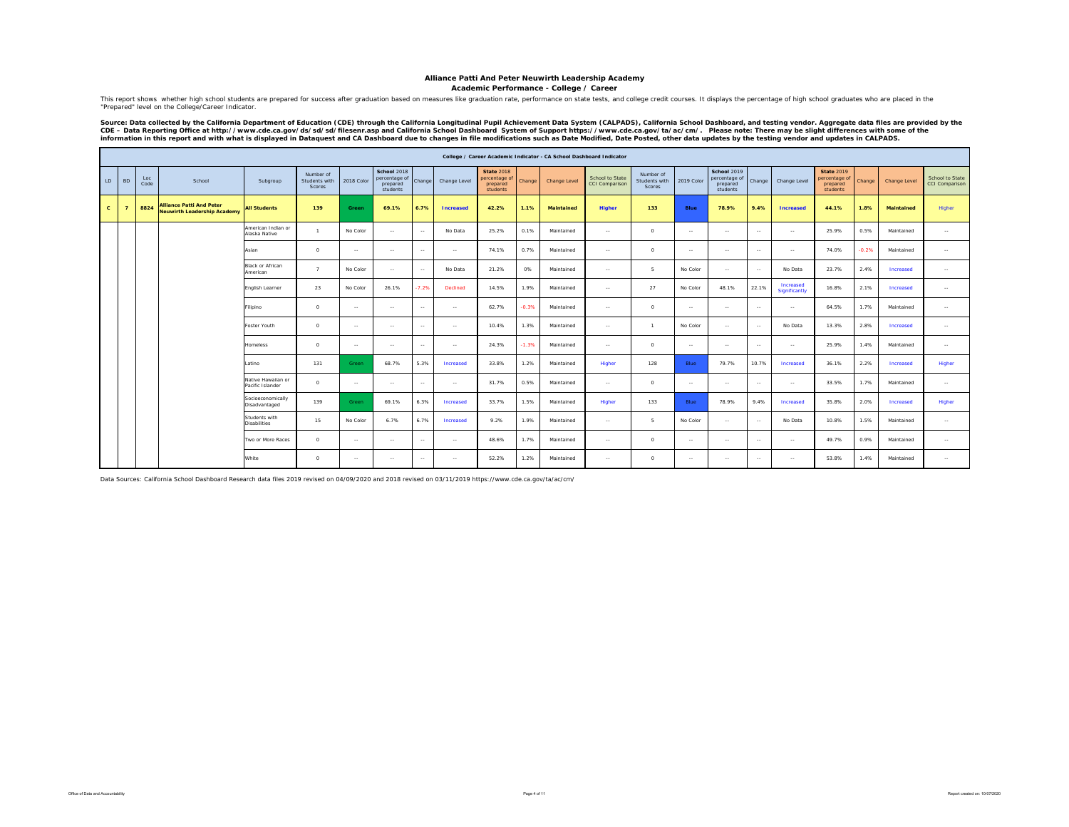# Alliance Patti And Peter Neuwirth Leadership Academy

## Academic Performance - College / Career

This report shows whether high school students are prepared for success after graduation based on measures like graduation rate, performance on state tests, and college credit courses. It displays the percentage of high school graduates who are placed in the "Prepared" level on the College/Career Indicator.

**Source: Data collected by the California Department of Education (CDE) through the California Longitudinal Pupil Achievement Data System (CALPADS), California School Dashboard, and testing vendor. Aggregate data files are provided by the CDE – Data Reporting Office at http://www.cde.ca.gov/ds/sd/sd/filesenr.asp and California School Dashboard System of Support https://www.cde.ca.gov/ta/ac/cm/. Please note: There may be slight differences with some of the information in this report and with what is displayed in Dataquest and CA Dashboard due to changes in file modifications such as Date Modified, Date Posted, other data updates by the testing vendor and updates in CALPADS.**

| College / Career Academic Indicator - CA School Dashboard Indicator | | | | | | | | | | | | | | | | | | | | | | | | |
|---|---|---|---|---|---|---|---|---|---|---|---|---|---|---|---|---|---|---|---|---|---|---|---|---|
| LD | BD | Loc Code | School | Subgroup | Number of Students with Scores | 2018 Color | School 2018 percentage of prepared students | Change | Change Level | State 2018 percentage of prepared students | Change | Change Level | School to State CCI Comparison | Number of Students with Scores | 2019 Color | School 2019 percentage of prepared students | Change | Change Level | State 2019 percentage of prepared students | Change | Change Level | School to State CCI Comparison |
| **C** | **7** | **8824** | **Alliance Patti And Peter Neuwirth Leadership Academy** | **All Students** | **139** | **Green** | **69.1%** | **6.7%** | **Increased** | **42.2%** | **1.1%** | **Maintained** | **Higher** | **133** | **Blue** | **78.9%** | **9.4%** | **Increased** | **44.1%** | **1.8%** | **Maintained** | **Higher** |
| | | | | American Indian or Alaska Native | 1 | No Color | -- | -- | No Data | 25.2% | 0.1% | Maintained | -- | 0 | -- | -- | -- | -- | 25.9% | 0.5% | Maintained | -- |
| | | | | Asian | 0 | -- | -- | -- | -- | 74.1% | 0.7% | Maintained | -- | 0 | -- | -- | -- | -- | 74.0% | -0.2% | Maintained | -- |
| | | | | Black or African American | 7 | No Color | -- | -- | No Data | 21.2% | 0% | Maintained | -- | 5 | No Color | -- | -- | No Data | 23.7% | 2.4% | Increased | -- |
| | | | | English Learner | 23 | No Color | 26.1% | -7.2% | Declined | 14.5% | 1.9% | Maintained | -- | 27 | No Color | 48.1% | 22.1% | Increased Significantly | 16.8% | 2.1% | Increased | -- |
| | | | | Filipino | 0 | -- | -- | -- | -- | 62.7% | -0.3% | Maintained | -- | 0 | -- | -- | -- | -- | 64.5% | 1.7% | Maintained | -- |
| | | | | Foster Youth | 0 | -- | -- | -- | -- | 10.4% | 1.3% | Maintained | -- | 1 | No Color | -- | -- | No Data | 13.3% | 2.8% | Increased | -- |
| | | | | Homeless | 0 | -- | -- | -- | -- | 24.3% | -1.3% | Maintained | -- | 0 | -- | -- | -- | -- | 25.9% | 1.4% | Maintained | -- |
| | | | | Latino | 131 | Green | 68.7% | 5.3% | Increased | 33.8% | 1.2% | Maintained | Higher | 128 | Blue | 79.7% | 10.7% | Increased | 36.1% | 2.2% | Increased | Higher |
| | | | | Native Hawaiian or Pacific Islander | 0 | -- | -- | -- | -- | 31.7% | 0.5% | Maintained | -- | 0 | -- | -- | -- | -- | 33.5% | 1.7% | Maintained | -- |
| | | | | Socioeconomically Disadvantaged | 139 | Green | 69.1% | 6.3% | Increased | 33.7% | 1.5% | Maintained | Higher | 133 | Blue | 78.9% | 9.4% | Increased | 35.8% | 2.0% | Increased | Higher |
| | | | | Students with Disabilities | 15 | No Color | 6.7% | 6.7% | Increased | 9.2% | 1.9% | Maintained | -- | 5 | No Color | -- | -- | No Data | 10.8% | 1.5% | Maintained | -- |
| | | | | Two or More Races | 0 | -- | -- | -- | -- | 48.6% | 1.7% | Maintained | -- | 0 | -- | -- | -- | -- | 49.7% | 0.9% | Maintained | -- |
| | | | | White | 0 | -- | -- | -- | -- | 52.2% | 1.2% | Maintained | -- | 0 | -- | -- | -- | -- | 53.8% | 1.4% | Maintained | -- |

Data Sources: California School Dashboard Research data files 2019 revised on 04/09/2020 and 2018 revised on 03/11/2019 https://www.cde.ca.gov/ta/ac/cm/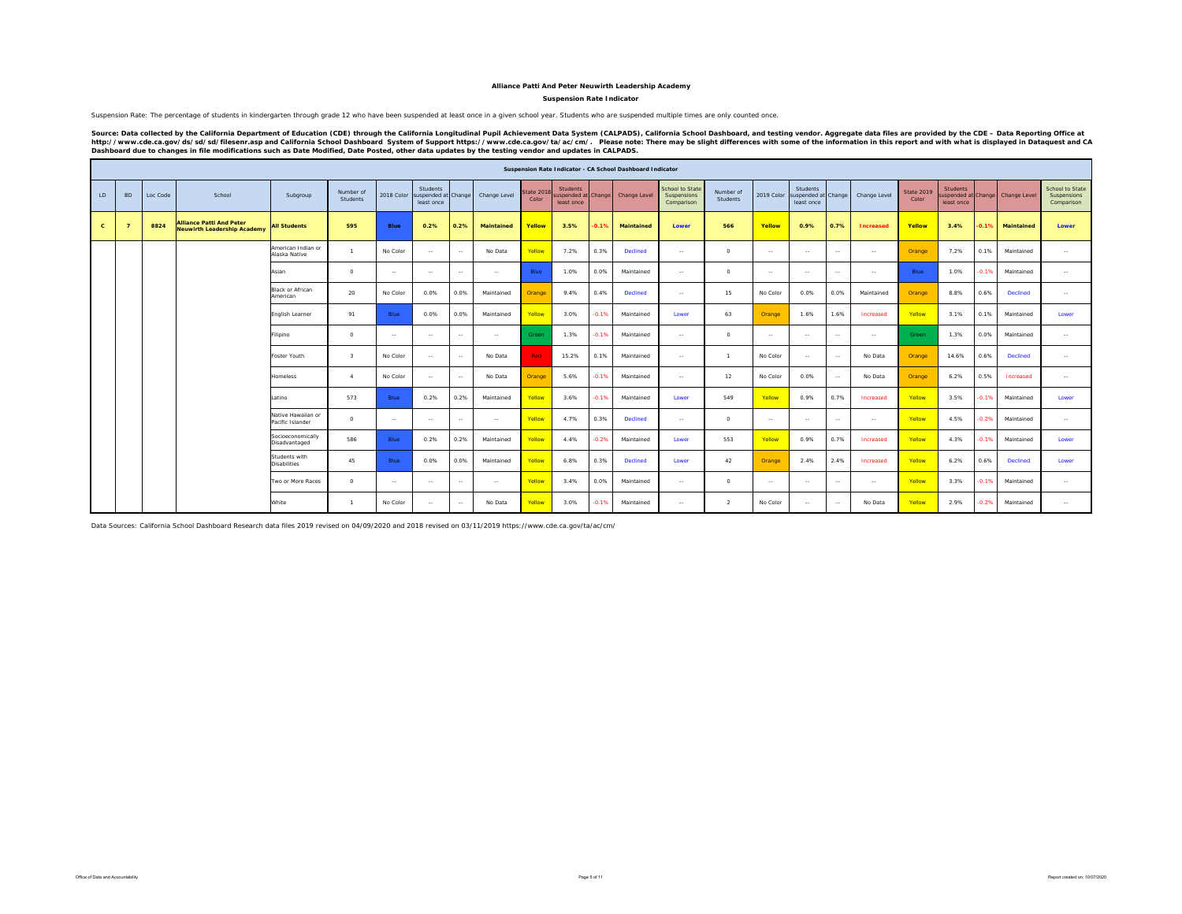**Alliance Patti And Peter Neuwirth Leadership Academy**

**Suspension Rate Indicator**

Suspension Rate: The percentage of students in kindergarten through grade 12 who have been suspended at least once in a given school year. Students who are suspended multiple times are only counted once.

**Source: Data collected by the California Department of Education (CDE) through the California Longitudinal Pupil Achievement Data System (CALPADS), California School Dashboard, and testing vendor. Aggregate data files are provided by the CDE – Data Reporting Office at http://www.cde.ca.gov/ds/sd/sd/filesenr.asp and California School Dashboard System of Support https://www.cde.ca.gov/ta/ac/cm/. Please note: There may be slight differences with some of the information in this report and with what is displayed in Dataquest and CA Dashboard due to changes in file modifications such as Date Modified, Date Posted, other data updates by the testing vendor and updates in CALPADS.**

| Suspension Rate Indicator - CA School Dashboard Indicator | | | | | | | | | | | | | | | | | | | | | | | | | |
|---|---|---|---|---|---|---|---|---|---|---|---|---|---|---|---|---|---|---|---|---|---|---|---|---|---|
| LD | BD | Loc Code | School | Subgroup | Number of Students | 2018 Color | Students suspended at least once | Change | Change Level | State 2018 Color | Students suspended at least once | Change | Change Level | School to State Suspensions Comparison | Number of Students | 2019 Color | Students suspended at least once | Change | Change Level | State 2019 Color | Students suspended at least once | Change | Change Level | School to State Suspensions Comparison |
| **C** | **7** | **8824** | **Alliance Patti And Peter Neuwirth Leadership Academy** | **All Students** | **595** | **Blue** | **0.2%** | **0.2%** | **Maintained** | **Yellow** | **3.5%** | **-0.1%** | **Maintained** | **Lower** | **566** | **Yellow** | **0.9%** | **0.7%** | **Increased** | **Yellow** | **3.4%** | **-0.1%** | **Maintained** | **Lower** |
| | | | | American Indian or Alaska Native | 1 | No Color | -- | -- | No Data | Yellow | 7.2% | 0.3% | Declined | -- | 0 | -- | -- | -- | -- | Orange | 7.2% | 0.1% | Maintained | -- |
| | | | | Asian | 0 | -- | -- | -- | -- | Blue | 1.0% | 0.0% | Maintained | -- | 0 | -- | -- | -- | -- | Blue | 1.0% | -0.1% | Maintained | -- |
| | | | | Black or African American | 20 | No Color | 0.0% | 0.0% | Maintained | Orange | 9.4% | 0.4% | Declined | -- | 15 | No Color | 0.0% | 0.0% | Maintained | Orange | 8.8% | 0.6% | Declined | -- |
| | | | | English Learner | 91 | Blue | 0.0% | 0.0% | Maintained | Yellow | 3.0% | -0.1% | Maintained | Lower | 63 | Orange | 1.6% | 1.6% | Increased | Yellow | 3.1% | 0.1% | Maintained | Lower |
| | | | | Filipino | 0 | -- | -- | -- | -- | Green | 1.3% | -0.1% | Maintained | -- | 0 | -- | -- | -- | -- | Green | 1.3% | 0.0% | Maintained | -- |
| | | | | Foster Youth | 3 | No Color | -- | -- | No Data | Red | 15.2% | 0.1% | Maintained | -- | 1 | No Color | -- | -- | No Data | Orange | 14.6% | 0.6% | Declined | -- |
| | | | | Homeless | 4 | No Color | -- | -- | No Data | Orange | 5.6% | -0.1% | Maintained | -- | 12 | No Color | 0.0% | -- | No Data | Orange | 6.2% | 0.5% | Increased | -- |
| | | | | Latino | 573 | Blue | 0.2% | 0.2% | Maintained | Yellow | 3.6% | -0.1% | Maintained | Lower | 549 | Yellow | 0.9% | 0.7% | Increased | Yellow | 3.5% | -0.1% | Maintained | Lower |
| | | | | Native Hawaiian or Pacific Islander | 0 | -- | -- | -- | -- | Yellow | 4.7% | 0.3% | Declined | -- | 0 | -- | -- | -- | -- | Yellow | 4.5% | -0.2% | Maintained | -- |
| | | | | Socioeconomically Disadvantaged | 586 | Blue | 0.2% | 0.2% | Maintained | Yellow | 4.4% | -0.2% | Maintained | Lower | 553 | Yellow | 0.9% | 0.7% | Increased | Yellow | 4.3% | -0.1% | Maintained | Lower |
| | | | | Students with Disabilities | 45 | Blue | 0.0% | 0.0% | Maintained | Yellow | 6.8% | 0.3% | Declined | Lower | 42 | Orange | 2.4% | 2.4% | Increased | Yellow | 6.2% | 0.6% | Declined | Lower |
| | | | | Two or More Races | 0 | -- | -- | -- | -- | Yellow | 3.4% | 0.0% | Maintained | -- | 0 | -- | -- | -- | -- | Yellow | 3.3% | -0.1% | Maintained | -- |
| | | | | White | 1 | No Color | -- | -- | No Data | Yellow | 3.0% | -0.1% | Maintained | -- | 2 | No Color | -- | -- | No Data | Yellow | 2.9% | -0.2% | Maintained | -- |

Data Sources: California School Dashboard Research data files 2019 revised on 04/09/2020 and 2018 revised on 03/11/2019 https://www.cde.ca.gov/ta/ac/cm/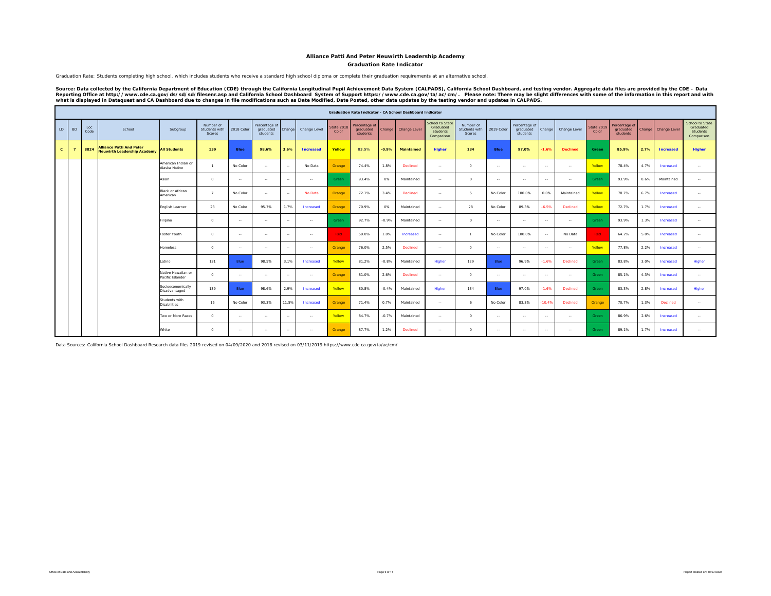# Alliance Patti And Peter Neuwirth Leadership Academy

## Graduation Rate Indicator

Graduation Rate: Students completing high school, which includes students who receive a standard high school diploma or complete their graduation requirements at an alternative school.

**Source: Data collected by the California Department of Education (CDE) through the California Longitudinal Pupil Achievement Data System (CALPADS), California School Dashboard, and testing vendor. Aggregate data files are provided by the CDE – Data Reporting Office at http://www.cde.ca.gov/ds/sd/sd/filesenr.asp and California School Dashboard System of Support https://www.cde.ca.gov/ta/ac/cm/. Please note: There may be slight differences with some of the information in this report and with what is displayed in Dataquest and CA Dashboard due to changes in file modifications such as Date Modified, Date Posted, other data updates by the testing vendor and updates in CALPADS.**

| Graduation Rate Indicator - CA School Dashboard Indicator | | | | | | | | | | | | | | | | | | | | | | | | | |
|---|---|---|---|---|---|---|---|---|---|---|---|---|---|---|---|---|---|---|---|---|---|---|---|---|---|
| LD | BD | Loc Code | School | Subgroup | Number of Students with Scores | 2018 Color | Percentage of graduated students | Change | Change Level | State 2018 Color | Percentage of graduated students | Change | Change Level | School to State Graduated Students Comparison | Number of Students with Scores | 2019 Color | Percentage of graduated students | Change | Change Level | State 2019 Color | Percentage of graduated students | Change | Change Level | School to State Graduated Students Comparison |
| **C** | **7** | **8824** | **Alliance Patti And Peter Neuwirth Leadership Academy** | **All Students** | **139** | **Blue** | **98.6%** | **3.6%** | **Increased** | **Yellow** | **83.5%** | **-0.9%** | **Maintained** | **Higher** | **134** | **Blue** | **97.0%** | **-1.6%** | **Declined** | **Green** | **85.9%** | **2.7%** | **Increased** | **Higher** |
| | | | | American Indian or Alaska Native | 1 | No Color | -- | -- | No Data | Orange | 74.4% | 1.8% | Declined | -- | 0 | -- | -- | -- | -- | Yellow | 78.4% | 4.7% | Increased | -- |
| | | | | Asian | 0 | -- | -- | -- | -- | Green | 93.4% | 0% | Maintained | -- | 0 | -- | -- | -- | -- | Green | 93.9% | 0.6% | Maintained | -- |
| | | | | Black or African American | 7 | No Color | -- | -- | No Data | Orange | 72.1% | 3.4% | Declined | -- | 5 | No Color | 100.0% | 0.0% | Maintained | Yellow | 78.7% | 6.7% | Increased | -- |
| | | | | English Learner | 23 | No Color | 95.7% | 1.7% | Increased | Orange | 70.9% | 0% | Maintained | -- | 28 | No Color | 89.3% | -6.5% | Declined | Yellow | 72.7% | 1.7% | Increased | -- |
| | | | | Filipino | 0 | -- | -- | -- | -- | Green | 92.7% | -0.9% | Maintained | -- | 0 | -- | -- | -- | -- | Green | 93.9% | 1.3% | Increased | -- |
| | | | | Foster Youth | 0 | -- | -- | -- | -- | Red | 59.0% | 1.0% | Increased | -- | 1 | No Color | 100.0% | -- | No Data | Red | 64.2% | 5.0% | Increased | -- |
| | | | | Homeless | 0 | -- | -- | -- | -- | Orange | 76.0% | 2.5% | Declined | -- | 0 | -- | -- | -- | -- | Yellow | 77.8% | 2.2% | Increased | -- |
| | | | | Latino | 131 | Blue | 98.5% | 3.1% | Increased | Yellow | 81.2% | -0.8% | Maintained | Higher | 129 | Blue | 96.9% | -1.6% | Declined | Green | 83.8% | 3.0% | Increased | Higher |
| | | | | Native Hawaiian or Pacific Islander | 0 | -- | -- | -- | -- | Orange | 81.0% | 2.6% | Declined | -- | 0 | -- | -- | -- | -- | Green | 85.1% | 4.3% | Increased | -- |
| | | | | Socioeconomically Disadvantaged | 139 | Blue | 98.6% | 2.9% | Increased | Yellow | 80.8% | -0.4% | Maintained | Higher | 134 | Blue | 97.0% | -1.6% | Declined | Green | 83.3% | 2.8% | Increased | Higher |
| | | | | Students with Disabilities | 15 | No Color | 93.3% | 11.5% | Increased | Orange | 71.4% | 0.7% | Maintained | -- | 6 | No Color | 83.3% | -10.4% | Declined | Orange | 70.7% | 1.3% | Declined | -- |
| | | | | Two or More Races | 0 | -- | -- | -- | -- | Yellow | 84.7% | -0.7% | Maintained | -- | 0 | -- | -- | -- | -- | Green | 86.9% | 2.6% | Increased | -- |
| | | | | White | 0 | -- | -- | -- | -- | Orange | 87.7% | 1.2% | Declined | -- | 0 | -- | -- | -- | -- | Green | 89.1% | 1.7% | Increased | -- |

Data Sources: California School Dashboard Research data files 2019 revised on 04/09/2020 and 2018 revised on 03/11/2019 https://www.cde.ca.gov/ta/ac/cm/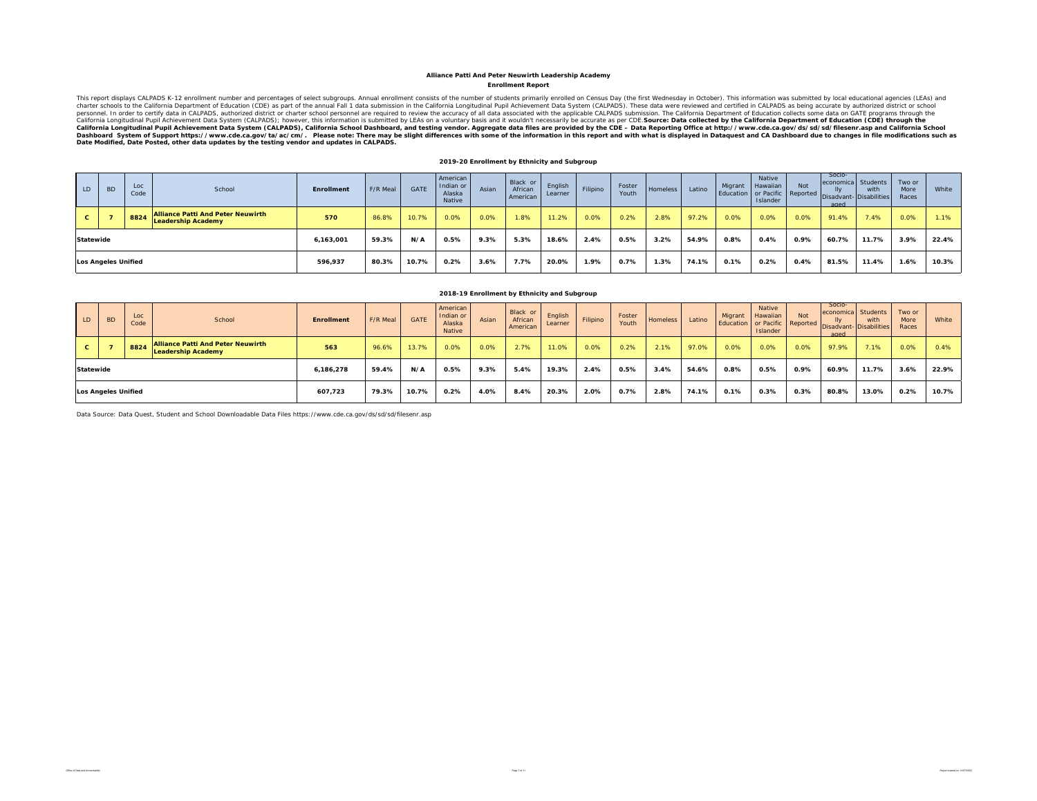**Alliance Patti And Peter Neuwirth Leadership Academy**

**Enrollment Report**

This report displays CALPADS K-12 enrollment number and percentages of select subgroups. Annual enrollment consists of the number of students primarily enrolled on Census Day (the first Wednesday in October). This information was submitted by local educational agencies (LEAs) and charter schools to the California Department of Education (CDE) as part of the annual Fall 1 data submission in the California Longitudinal Pupil Achievement Data System (CALPADS). These data were reviewed and certified in CALPADS as being accurate by authorized district or school personnel. In order to certify data in CALPADS, authorized district or charter school personnel are required to review the accuracy of all data associated with the applicable CALPADS submission. The California Department of Education collects some data on GATE programs through the California Longitudinal Pupil Achievement Data System (CALPADS); however, this information is submitted by LEAs on a voluntary basis and it wouldn't necessarily be accurate as per CDE. **Source: Data collected by the California Department of Education (CDE) through the California Longitudinal Pupil Achievement Data System (CALPADS), California School Dashboard, and testing vendor. Aggregate data files are provided by the CDE – Data Reporting Office at http://www.cde.ca.gov/ds/sd/sd/filesenr.asp and California School Dashboard System of Support https://www.cde.ca.gov/ta/ac/cm/. Please note: There may be slight differences with some of the information in this report and with what is displayed in Dataquest and CA Dashboard due to changes in file modifications such as Date Modified, Date Posted, other data updates by the testing vendor and updates in CALPADS.**

**2019-20 Enrollment by Ethnicity and Subgroup**

| LD | BD | Loc Code | School | Enrollment | F/R Meal | GATE | American Indian or Alaska Native | Asian | Black or African American | English Learner | Filipino | Foster Youth | Homeless | Latino | Migrant Education | Native Hawaiian or Pacific Islander | Not Reported | Socio-economically Disadvantaged | Students with Disabilities | Two or More Races | White |
|---|---|---|---|---|---|---|---|---|---|---|---|---|---|---|---|---|---|---|---|---|---|
| C | 7 | 8824 | Alliance Patti And Peter Neuwirth Leadership Academy | 570 | 86.8% | 10.7% | 0.0% | 0.0% | 1.8% | 11.2% | 0.0% | 0.2% | 2.8% | 97.2% | 0.0% | 0.0% | 0.0% | 91.4% | 7.4% | 0.0% | 1.1% |
| Statewide | | | | 6,163,001 | 59.3% | N/A | 0.5% | 9.3% | 5.3% | 18.6% | 2.4% | 0.5% | 3.2% | 54.9% | 0.8% | 0.4% | 0.9% | 60.7% | 11.7% | 3.9% | 22.4% |
| Los Angeles Unified | | | | 596,937 | 80.3% | 10.7% | 0.2% | 3.6% | 7.7% | 20.0% | 1.9% | 0.7% | 1.3% | 74.1% | 0.1% | 0.2% | 0.4% | 81.5% | 11.4% | 1.6% | 10.3% |

**2018-19 Enrollment by Ethnicity and Subgroup**

| LD | BD | Loc Code | School | Enrollment | F/R Meal | GATE | American Indian or Alaska Native | Asian | Black or African American | English Learner | Filipino | Foster Youth | Homeless | Latino | Migrant Education | Native Hawaiian or Pacific Islander | Not Reported | Socio-economically Disadvantaged | Students with Disabilities | Two or More Races | White |
|---|---|---|---|---|---|---|---|---|---|---|---|---|---|---|---|---|---|---|---|---|---|
| C | 7 | 8824 | Alliance Patti And Peter Neuwirth Leadership Academy | 563 | 96.6% | 13.7% | 0.0% | 0.0% | 2.7% | 11.0% | 0.0% | 0.2% | 2.1% | 97.0% | 0.0% | 0.0% | 0.0% | 97.9% | 7.1% | 0.0% | 0.4% |
| Statewide | | | | 6,186,278 | 59.4% | N/A | 0.5% | 9.3% | 5.4% | 19.3% | 2.4% | 0.5% | 3.4% | 54.6% | 0.8% | 0.5% | 0.9% | 60.9% | 11.7% | 3.6% | 22.9% |
| Los Angeles Unified | | | | 607,723 | 79.3% | 10.7% | 0.2% | 4.0% | 8.4% | 20.3% | 2.0% | 0.7% | 2.8% | 74.1% | 0.1% | 0.3% | 0.3% | 80.8% | 13.0% | 0.2% | 10.7% |

Data Source: Data Quest, Student and School Downloadable Data Files https://www.cde.ca.gov/ds/sd/sd/filesenr.asp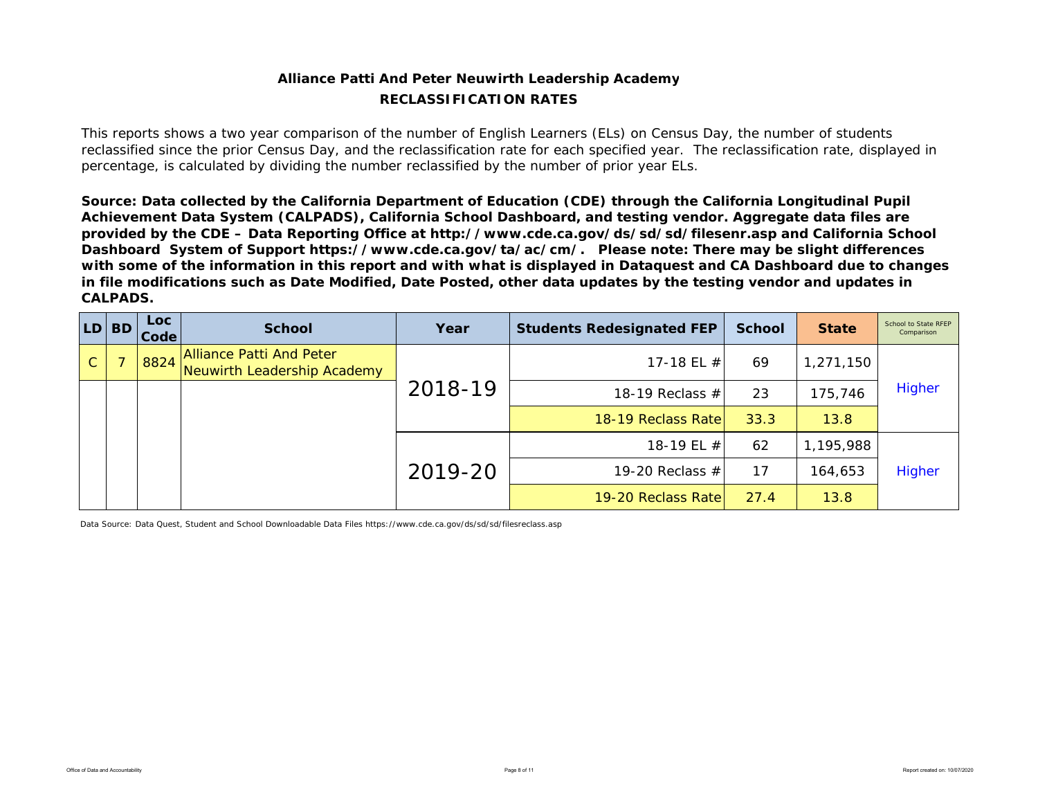**Alliance Patti And Peter Neuwirth Leadership Academy**

**RECLASSIFICATION RATES**

This reports shows a two year comparison of the number of English Learners (ELs) on Census Day, the number of students reclassified since the prior Census Day, and the reclassification rate for each specified year. The reclassification rate, displayed in percentage, is calculated by dividing the number reclassified by the number of prior year ELs.

**Source: Data collected by the California Department of Education (CDE) through the California Longitudinal Pupil Achievement Data System (CALPADS), California School Dashboard, and testing vendor. Aggregate data files are provided by the CDE – Data Reporting Office at http://www.cde.ca.gov/ds/sd/sd/filesenr.asp and California School Dashboard System of Support https://www.cde.ca.gov/ta/ac/cm/. Please note: There may be slight differences with some of the information in this report and with what is displayed in Dataquest and CA Dashboard due to changes in file modifications such as Date Modified, Date Posted, other data updates by the testing vendor and updates in CALPADS.**

| LD | BD | Loc Code | School | Year | Students Redesignated FEP | School | State | School to State RFEP Comparison |
|---|---|---|---|---|---|---|---|---|
| C | 7 | 8824 | Alliance Patti And Peter Neuwirth Leadership Academy | 2018-19 | 17-18 EL # | 69 | 1,271,150 | Higher |
| | | | | | 18-19 Reclass # | 23 | 175,746 | |
| | | | | | 18-19 Reclass Rate | 33.3 | 13.8 | |
| | | | | 2019-20 | 18-19 EL # | 62 | 1,195,988 | Higher |
| | | | | | 19-20 Reclass # | 17 | 164,653 | |
| | | | | | 19-20 Reclass Rate | 27.4 | 13.8 | |

Data Source: Data Quest, Student and School Downloadable Data Files https://www.cde.ca.gov/ds/sd/sd/filesreclass.asp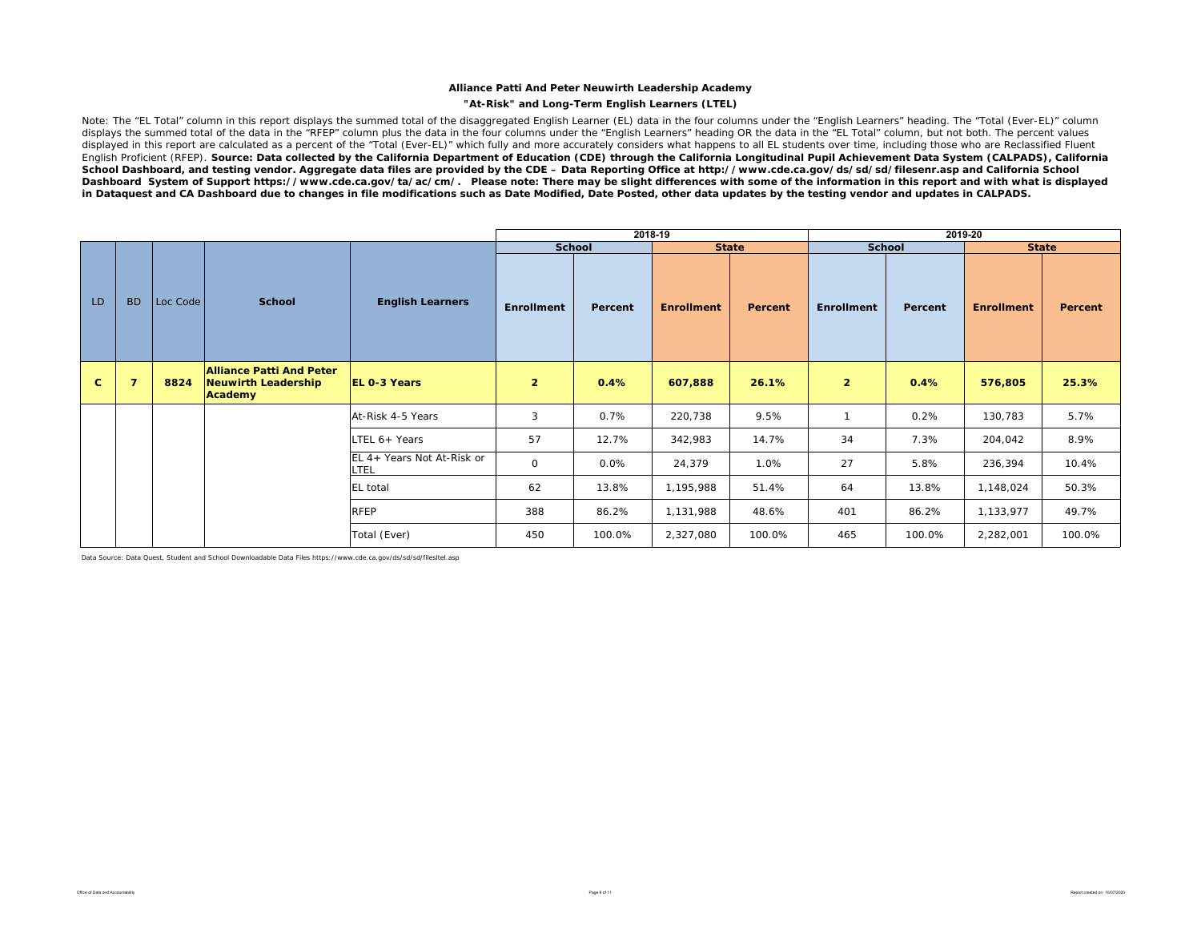**Alliance Patti And Peter Neuwirth Leadership Academy**

**"At-Risk" and Long-Term English Learners (LTEL)**

Note: The "EL Total" column in this report displays the summed total of the disaggregated English Learner (EL) data in the four columns under the "English Learners" heading. The "Total (Ever-EL)" column displays the summed total of the data in the "RFEP" column plus the data in the four columns under the "English Learners" heading OR the data in the "EL Total" column, but not both. The percent values displayed in this report are calculated as a percent of the "Total (Ever-EL)" which fully and more accurately considers what happens to all EL students over time, including those who are Reclassified Fluent English Proficient (RFEP). **Source: Data collected by the California Department of Education (CDE) through the California Longitudinal Pupil Achievement Data System (CALPADS), California School Dashboard, and testing vendor. Aggregate data files are provided by the CDE – Data Reporting Office at http://www.cde.ca.gov/ds/sd/sd/filesenr.asp and California School Dashboard System of Support https://www.cde.ca.gov/ta/ac/cm/. Please note: There may be slight differences with some of the information in this report and with what is displayed in Dataquest and CA Dashboard due to changes in file modifications such as Date Modified, Date Posted, other data updates by the testing vendor and updates in CALPADS.**

| | | | | | 2018-19 | | | | 2019-20 | | | |
|---|---|---|---|---|---|---|---|---|---|---|---|---|
| | | | | | School | | State | | School | | State | |
| LD | BD | Loc Code | School | English Learners | Enrollment | Percent | Enrollment | Percent | Enrollment | Percent | Enrollment | Percent |
| **C** | **7** | **8824** | **Alliance Patti And Peter Neuwirth Leadership Academy** | **EL 0-3 Years** | **2** | **0.4%** | **607,888** | **26.1%** | **2** | **0.4%** | **576,805** | **25.3%** |
| | | | | At-Risk 4-5 Years | 3 | 0.7% | 220,738 | 9.5% | 1 | 0.2% | 130,783 | 5.7% |
| | | | | LTEL 6+ Years | 57 | 12.7% | 342,983 | 14.7% | 34 | 7.3% | 204,042 | 8.9% |
| | | | | EL 4+ Years Not At-Risk or LTEL | 0 | 0.0% | 24,379 | 1.0% | 27 | 5.8% | 236,394 | 10.4% |
| | | | | EL total | 62 | 13.8% | 1,195,988 | 51.4% | 64 | 13.8% | 1,148,024 | 50.3% |
| | | | | RFEP | 388 | 86.2% | 1,131,988 | 48.6% | 401 | 86.2% | 1,133,977 | 49.7% |
| | | | | Total (Ever) | 450 | 100.0% | 2,327,080 | 100.0% | 465 | 100.0% | 2,282,001 | 100.0% |

Data Source: Data Quest, Student and School Downloadable Data Files https://www.cde.ca.gov/ds/sd/sd/filesltel.asp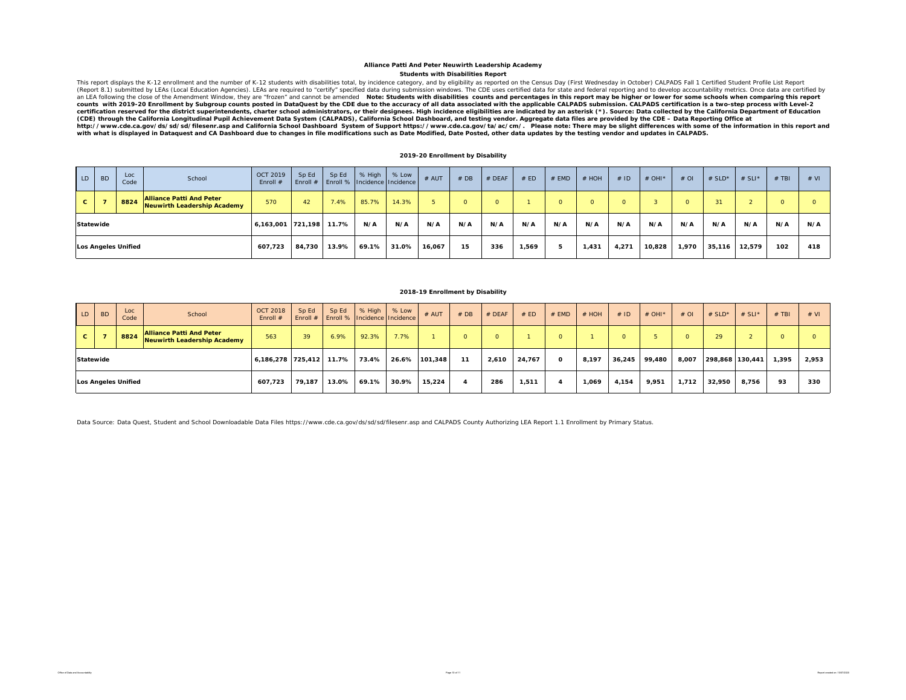**Alliance Patti And Peter Neuwirth Leadership Academy**

**Students with Disabilities Report**

This report displays the K-12 enrollment and the number of K-12 students with disabilities total, by incidence category, and by eligibility as reported on the Census Day (First Wednesday in October) CALPADS Fall 1 Certified Student Profile List Report (Report 8.1) submitted by LEAs (Local Education Agencies). LEAs are required to "certify" specified data during submission windows. The CDE uses certified data for state and federal reporting and to develop accountability metrics. Once data are certified by an LEA following the close of the Amendment Window, they are "frozen" and cannot be amended **Note: Students with disabilities counts and percentages in this report may be higher or lower for some schools when comparing this report counts with 2019-20 Enrollment by Subgroup counts posted in DataQuest by the CDE due to the accuracy of all data associated with the applicable CALPADS submission. CALPADS certification is a two-step process with Level-2 certification reserved for the district superintendents, charter school administrators, or their designees. High incidence eligibilities are indicated by an asterisk (*). Source: Data collected by the California Department of Education (CDE) through the California Longitudinal Pupil Achievement Data System (CALPADS), California School Dashboard, and testing vendor. Aggregate data files are provided by the CDE – Data Reporting Office at http://www.cde.ca.gov/ds/sd/sd/filesenr.asp and California School Dashboard System of Support https://www.cde.ca.gov/ta/ac/cm/. Please note: There may be slight differences with some of the information in this report and with what is displayed in Dataquest and CA Dashboard due to changes in file modifications such as Date Modified, Date Posted, other data updates by the testing vendor and updates in CALPADS.**

**2019-20 Enrollment by Disability**

| LD | BD | Loc Code | School | OCT 2019 Enroll # | Sp Ed Enroll # | Sp Ed Enroll % | % High Incidence | % Low Incidence | # AUT | # DB | # DEAF | # ED | # EMD | # HOH | # ID | # OHI* | # OI | # SLD* | # SLI* | # TBI | # VI |
|---|---|---|---|---|---|---|---|---|---|---|---|---|---|---|---|---|---|---|---|---|---|
| C | 7 | 8824 | Alliance Patti And Peter Neuwirth Leadership Academy | 570 | 42 | 7.4% | 85.7% | 14.3% | 5 | 0 | 0 | 1 | 0 | 0 | 0 | 3 | 0 | 31 | 2 | 0 | 0 |
| Statewide | | | | 6,163,001 | 721,198 | 11.7% | N/A | N/A | N/A | N/A | N/A | N/A | N/A | N/A | N/A | N/A | N/A | N/A | N/A | N/A | N/A |
| Los Angeles Unified | | | | 607,723 | 84,730 | 13.9% | 69.1% | 31.0% | 16,067 | 15 | 336 | 1,569 | 5 | 1,431 | 4,271 | 10,828 | 1,970 | 35,116 | 12,579 | 102 | 418 |

**2018-19 Enrollment by Disability**

| LD | BD | Loc Code | School | OCT 2018 Enroll # | Sp Ed Enroll # | Sp Ed Enroll % | % High Incidence | % Low Incidence | # AUT | # DB | # DEAF | # ED | # EMD | # HOH | # ID | # OHI* | # OI | # SLD* | # SLI* | # TBI | # VI |
|---|---|---|---|---|---|---|---|---|---|---|---|---|---|---|---|---|---|---|---|---|---|
| C | 7 | 8824 | Alliance Patti And Peter Neuwirth Leadership Academy | 563 | 39 | 6.9% | 92.3% | 7.7% | 1 | 0 | 0 | 1 | 0 | 1 | 0 | 5 | 0 | 29 | 2 | 0 | 0 |
| Statewide | | | | 6,186,278 | 725,412 | 11.7% | 73.4% | 26.6% | 101,348 | 11 | 2,610 | 24,767 | 0 | 8,197 | 36,245 | 99,480 | 8,007 | 298,868 | 130,441 | 1,395 | 2,953 |
| Los Angeles Unified | | | | 607,723 | 79,187 | 13.0% | 69.1% | 30.9% | 15,224 | 4 | 286 | 1,511 | 4 | 1,069 | 4,154 | 9,951 | 1,712 | 32,950 | 8,756 | 93 | 330 |

Data Source: Data Quest, Student and School Downloadable Data Files https://www.cde.ca.gov/ds/sd/sd/filesenr.asp and CALPADS County Authorizing LEA Report 1.1 Enrollment by Primary Status.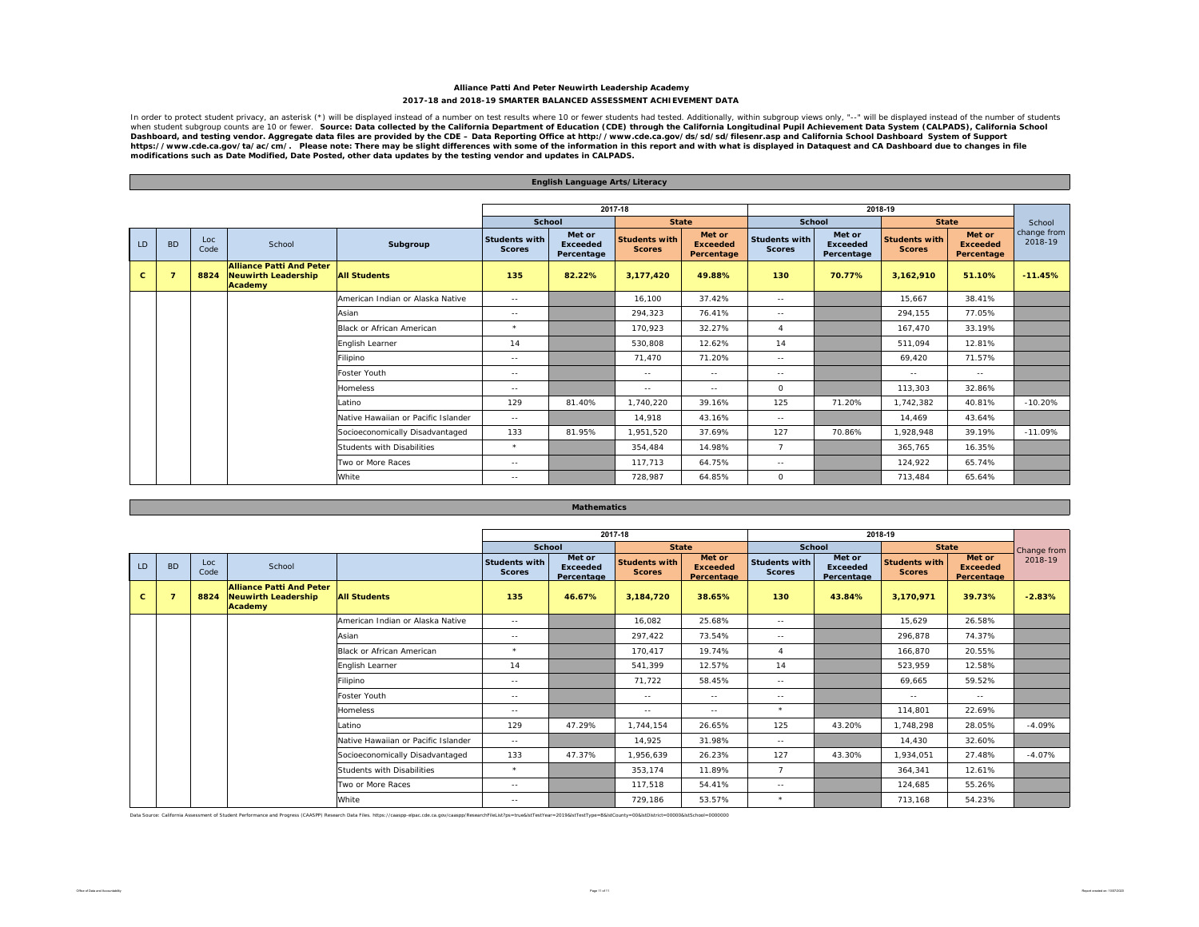# Alliance Patti And Peter Neuwirth Leadership Academy

## 2017-18 and 2018-19 SMARTER BALANCED ASSESSMENT ACHIEVEMENT DATA

In order to protect student privacy, an asterisk (*) will be displayed instead of a number on test results where 10 or fewer students had tested. Additionally, within subgroup views only, "--" will be displayed instead of the number of students when student subgroup counts are 10 or fewer. **Source: Data collected by the California Department of Education (CDE) through the California Longitudinal Pupil Achievement Data System (CALPADS), California School Dashboard, and testing vendor. Aggregate data files are provided by the CDE – Data Reporting Office at http://www.cde.ca.gov/ds/sd/sd/filesenr.asp and California School Dashboard System of Support https://www.cde.ca.gov/ta/ac/cm/. Please note: There may be slight differences with some of the information in this report and with what is displayed in Dataquest and CA Dashboard due to changes in file modifications such as Date Modified, Date Posted, other data updates by the testing vendor and updates in CALPADS.**

### English Language Arts/Literacy

| | | | | | 2017-18 | | | | 2018-19 | | | | |
|---|---|---|---|---|---|---|---|---|---|---|---|---|---|
| | | | | | School | | State | | School | | State | | School change from 2018-19 |
| LD | BD | Loc Code | School | Subgroup | Students with Scores | Met or Exceeded Percentage | Students with Scores | Met or Exceeded Percentage | Students with Scores | Met or Exceeded Percentage | Students with Scores | Met or Exceeded Percentage | |
| **C** | **7** | **8824** | **Alliance Patti And Peter Neuwirth Leadership Academy** | **All Students** | **135** | **82.22%** | **3,177,420** | **49.88%** | **130** | **70.77%** | **3,162,910** | **51.10%** | **-11.45%** |
| | | | | American Indian or Alaska Native | -- | | 16,100 | 37.42% | -- | | 15,667 | 38.41% | |
| | | | | Asian | -- | | 294,323 | 76.41% | -- | | 294,155 | 77.05% | |
| | | | | Black or African American | * | | 170,923 | 32.27% | 4 | | 167,470 | 33.19% | |
| | | | | English Learner | 14 | | 530,808 | 12.62% | 14 | | 511,094 | 12.81% | |
| | | | | Filipino | -- | | 71,470 | 71.20% | -- | | 69,420 | 71.57% | |
| | | | | Foster Youth | -- | | -- | -- | -- | | -- | -- | |
| | | | | Homeless | -- | | -- | -- | 0 | | 113,303 | 32.86% | |
| | | | | Latino | 129 | 81.40% | 1,740,220 | 39.16% | 125 | 71.20% | 1,742,382 | 40.81% | -10.20% |
| | | | | Native Hawaiian or Pacific Islander | -- | | 14,918 | 43.16% | -- | | 14,469 | 43.64% | |
| | | | | Socioeconomically Disadvantaged | 133 | 81.95% | 1,951,520 | 37.69% | 127 | 70.86% | 1,928,948 | 39.19% | -11.09% |
| | | | | Students with Disabilities | * | | 354,484 | 14.98% | 7 | | 365,765 | 16.35% | |
| | | | | Two or More Races | -- | | 117,713 | 64.75% | -- | | 124,922 | 65.74% | |
| | | | | White | -- | | 728,987 | 64.85% | 0 | | 713,484 | 65.64% | |

### Mathematics

| | | | | | 2017-18 | | | | 2018-19 | | | | |
|---|---|---|---|---|---|---|---|---|---|---|---|---|---|
| | | | | | School | | State | | School | | State | | Change from 2018-19 |
| LD | BD | Loc Code | School | | Students with Scores | Met or Exceeded Percentage | Students with Scores | Met or Exceeded Percentage | Students with Scores | Met or Exceeded Percentage | Students with Scores | Met or Exceeded Percentage | |
| **C** | **7** | **8824** | **Alliance Patti And Peter Neuwirth Leadership Academy** | **All Students** | **135** | **46.67%** | **3,184,720** | **38.65%** | **130** | **43.84%** | **3,170,971** | **39.73%** | **-2.83%** |
| | | | | American Indian or Alaska Native | -- | | 16,082 | 25.68% | -- | | 15,629 | 26.58% | |
| | | | | Asian | -- | | 297,422 | 73.54% | -- | | 296,878 | 74.37% | |
| | | | | Black or African American | * | | 170,417 | 19.74% | 4 | | 166,870 | 20.55% | |
| | | | | English Learner | 14 | | 541,399 | 12.57% | 14 | | 523,959 | 12.58% | |
| | | | | Filipino | -- | | 71,722 | 58.45% | -- | | 69,665 | 59.52% | |
| | | | | Foster Youth | -- | | -- | -- | -- | | -- | -- | |
| | | | | Homeless | -- | | -- | -- | * | | 114,801 | 22.69% | |
| | | | | Latino | 129 | 47.29% | 1,744,154 | 26.65% | 125 | 43.20% | 1,748,298 | 28.05% | -4.09% |
| | | | | Native Hawaiian or Pacific Islander | -- | | 14,925 | 31.98% | -- | | 14,430 | 32.60% | |
| | | | | Socioeconomically Disadvantaged | 133 | 47.37% | 1,956,639 | 26.23% | 127 | 43.30% | 1,934,051 | 27.48% | -4.07% |
| | | | | Students with Disabilities | * | | 353,174 | 11.89% | 7 | | 364,341 | 12.61% | |
| | | | | Two or More Races | -- | | 117,518 | 54.41% | -- | | 124,685 | 55.26% | |
| | | | | White | -- | | 729,186 | 53.57% | * | | 713,168 | 54.23% | |

Data Source: California Assessment of Student Performance and Progress (CAASPP) Research Data Files. https://caaspp-elpac.cde.ca.gov/caaspp/ResearchFileList?ps=true&lstTestYear=2019&lstTestType=B&lstCounty=00&lstDistrict=00000&lstSchool=0000000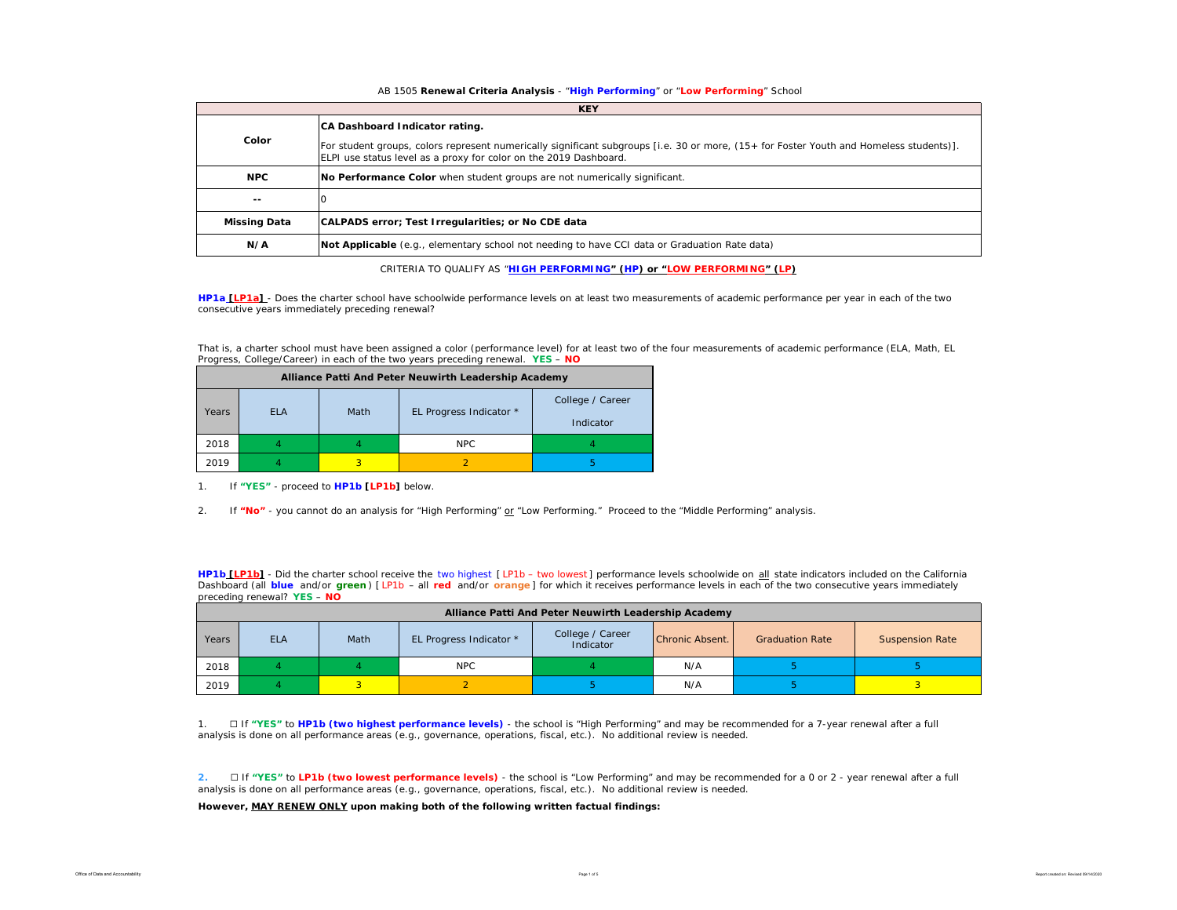AB 1505 **Renewal Criteria Analysis** - "**High Performing**" or "**Low Performing**" School

| KEY | |
|---|---|
| **Color** | **CA Dashboard Indicator rating.**<br>For student groups, colors represent numerically significant subgroups [i.e. 30 or more, (15+ for Foster Youth and Homeless students)]. ELPI use status level as a proxy for color on the 2019 Dashboard. |
| **NPC** | **No Performance Color** when student groups are not numerically significant. |
| **--** | 0 |
| **Missing Data** | **CALPADS error; Test Irregularities; or No CDE data** |
| **N/A** | **Not Applicable** (e.g., elementary school not needing to have CCI data or Graduation Rate data) |

CRITERIA TO QUALIFY AS "**HIGH PERFORMING" (HP) or "LOW PERFORMING" (LP)**

**HP1a [LP1a]** - Does the charter school have schoolwide performance levels on at least two measurements of academic performance per year in each of the two consecutive years immediately preceding renewal?

That is, a charter school must have been assigned a color (performance level) for at least two of the four measurements of academic performance (ELA, Math, EL Progress, College/Career) in each of the two years preceding renewal. **YES** – **NO**

| Alliance Patti And Peter Neuwirth Leadership Academy | | | | |
|---|---|---|---|---|
| Years | ELA | Math | EL Progress Indicator * | College / Career Indicator |
| 2018 | 4 | 4 | NPC | 4 |
| 2019 | 4 | 3 | 2 | 5 |

1. If **"YES"** - proceed to **HP1b [LP1b]** below.

2. If **"No"** - you cannot do an analysis for "High Performing" or "Low Performing." Proceed to the "Middle Performing" analysis.

**HP1b [LP1b]** - Did the charter school receive the two highest [ LP1b – two lowest ] performance levels schoolwide on all state indicators included on the California Dashboard (all **blue** and/or **green**) [ LP1b – all **red** and/or **orange** ] for which it receives performance levels in each of the two consecutive years immediately preceding renewal? **YES** – **NO**

| Alliance Patti And Peter Neuwirth Leadership Academy | | | | | | | |
|---|---|---|---|---|---|---|---|
| Years | ELA | Math | EL Progress Indicator * | College / Career Indicator | Chronic Absent. | Graduation Rate | Suspension Rate |
| 2018 | 4 | 4 | NPC | 4 | N/A | 5 | 5 |
| 2019 | 4 | 3 | 2 | 5 | N/A | 5 | 3 |

1. ☐ If **"YES"** to **HP1b (two highest performance levels)** - the school is "High Performing" and may be recommended for a 7-year renewal after a full analysis is done on all performance areas (e.g., governance, operations, fiscal, etc.). No additional review is needed.

2. ☐ If **"YES"** to **LP1b (two lowest performance levels)** - the school is "Low Performing" and may be recommended for a 0 or 2 - year renewal after a full analysis is done on all performance areas (e.g., governance, operations, fiscal, etc.). No additional review is needed.

**However, MAY RENEW ONLY upon making both of the following written factual findings:**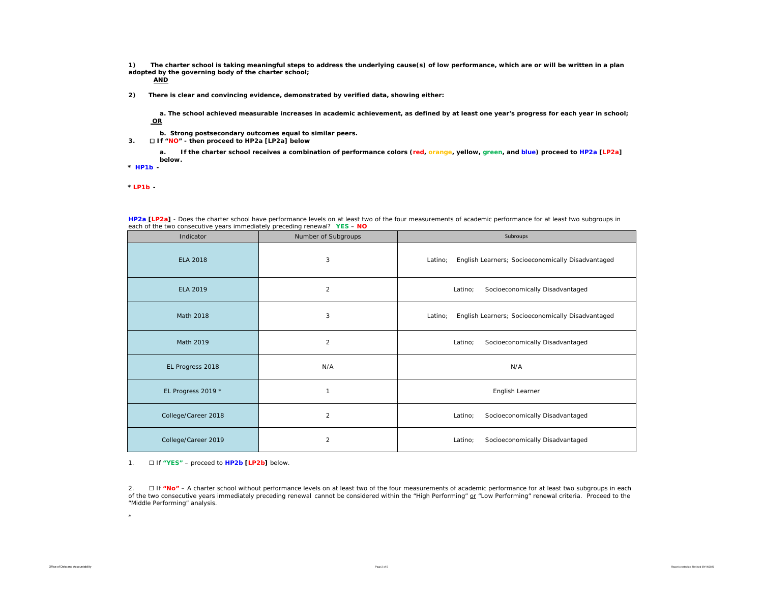**1) The charter school is taking meaningful steps to address the underlying cause(s) of low performance, which are or will be written in a plan adopted by the governing body of the charter school;**

**AND**

**2) There is clear and convincing evidence, demonstrated by verified data, showing either:**

**a. The school achieved measurable increases in academic achievement, as defined by at least one year's progress for each year in school;**

**OR**

**b. Strong postsecondary outcomes equal to similar peers.**

**3. ☐ If "NO" - then proceed to HP2a [LP2a] below**

**a. If the charter school receives a combination of performance colors (red, orange, yellow, green, and blue) proceed to HP2a [LP2a] below.**

**\* HP1b -**

**\* LP1b -**

**HP2a [LP2a]** - Does the charter school have performance levels on at least two of the four measurements of academic performance for at least two subgroups in each of the two consecutive years immediately preceding renewal? **YES** – **NO**

| Indicator | Number of Subgroups | Subroups |
|---|---|---|
| ELA 2018 | 3 | Latino; English Learners; Socioeconomically Disadvantaged |
| ELA 2019 | 2 | Latino; Socioeconomically Disadvantaged |
| Math 2018 | 3 | Latino; English Learners; Socioeconomically Disadvantaged |
| Math 2019 | 2 | Latino; Socioeconomically Disadvantaged |
| EL Progress 2018 | N/A | N/A |
| EL Progress 2019 * | 1 | English Learner |
| College/Career 2018 | 2 | Latino; Socioeconomically Disadvantaged |
| College/Career 2019 | 2 | Latino; Socioeconomically Disadvantaged |

1. ☐ If **"YES"** – proceed to **HP2b [LP2b]** below.

2. ☐ If **"No"** – A charter school without performance levels on at least two of the four measurements of academic performance for at least two subgroups in each of the two consecutive years immediately preceding renewal cannot be considered within the "High Performing" or "Low Performing" renewal criteria. Proceed to the "Middle Performing" analysis.

*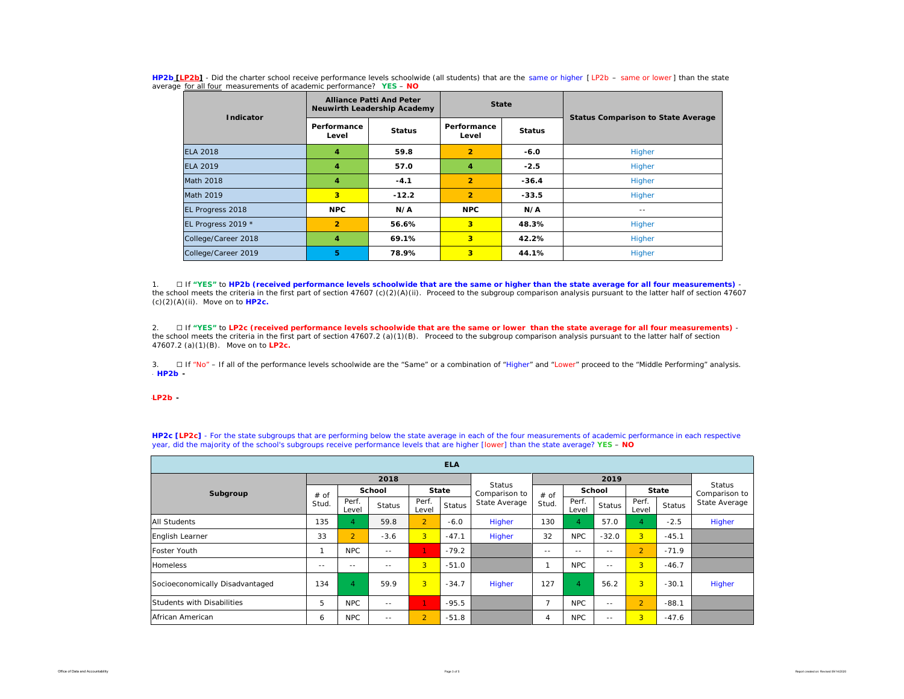**HP2b [LP2b]** - Did the charter school receive performance levels schoolwide (all students) that are the same or higher [ LP2b – same or lower ] than the state average for all four measurements of academic performance? **YES** – **NO**

| Indicator | Alliance Patti And Peter Neuwirth Leadership Academy | | State | | Status Comparison to State Average |
|---|---|---|---|---|---|
| | Performance Level | Status | Performance Level | Status | |
| ELA 2018 | 4 | 59.8 | 2 | -6.0 | Higher |
| ELA 2019 | 4 | 57.0 | 4 | -2.5 | Higher |
| Math 2018 | 4 | -4.1 | 2 | -36.4 | Higher |
| Math 2019 | 3 | -12.2 | 2 | -33.5 | Higher |
| EL Progress 2018 | NPC | N/A | NPC | N/A | -- |
| EL Progress 2019 * | 2 | 56.6% | 3 | 48.3% | Higher |
| College/Career 2018 | 4 | 69.1% | 3 | 42.2% | Higher |
| College/Career 2019 | 5 | 78.9% | 3 | 44.1% | Higher |

1. ☐ If **"YES"** to **HP2b (received performance levels schoolwide that are the same or higher than the state average for all four measurements)** - the school meets the criteria in the first part of section 47607 (c)(2)(A)(ii). Proceed to the subgroup comparison analysis pursuant to the latter half of section 47607 (c)(2)(A)(ii). Move on to **HP2c.**

2. ☐ If **"YES"** to **LP2c (received performance levels schoolwide that are the same or lower than the state average for all four measurements)** - the school meets the criteria in the first part of section 47607.2 (a)(1)(B). Proceed to the subgroup comparison analysis pursuant to the latter half of section 47607.2 (a)(1)(B). Move on to **LP2c.**

3. ☐ If "No" – If all of the performance levels schoolwide are the "Same" or a combination of "Higher" and "Lower" proceed to the "Middle Performing" analysis.

**HP2b -**

**LP2b -**

**HP2c [LP2c]** - For the state subgroups that are performing below the state average in each of the four measurements of academic performance in each respective year, did the majority of the school's subgroups receive performance levels that are higher [lower] than the state average? **YES** – **NO**

| ELA | | | | | | | | | | | | |
|---|---|---|---|---|---|---|---|---|---|---|---|---|
| Subgroup | 2018 | | | | | Status Comparison to State Average | 2019 | | | | | Status Comparison to State Average |
| | # of Stud. | School | | State | | | # of Stud. | School | | State | | |
| | | Perf. Level | Status | Perf. Level | Status | | | Perf. Level | Status | Perf. Level | Status | |
| All Students | 135 | 4 | 59.8 | 2 | -6.0 | Higher | 130 | 4 | 57.0 | 4 | -2.5 | Higher |
| English Learner | 33 | 2 | -3.6 | 3 | -47.1 | Higher | 32 | NPC | -32.0 | 3 | -45.1 | |
| Foster Youth | 1 | NPC | -- | 1 | -79.2 | | -- | -- | -- | 2 | -71.9 | |
| Homeless | -- | -- | -- | 3 | -51.0 | | 1 | NPC | -- | 3 | -46.7 | |
| Socioeconomically Disadvantaged | 134 | 4 | 59.9 | 3 | -34.7 | Higher | 127 | 4 | 56.2 | 3 | -30.1 | Higher |
| Students with Disabilities | 5 | NPC | -- | 1 | -95.5 | | 7 | NPC | -- | 2 | -88.1 | |
| African American | 6 | NPC | -- | 2 | -51.8 | | 4 | NPC | -- | 3 | -47.6 | |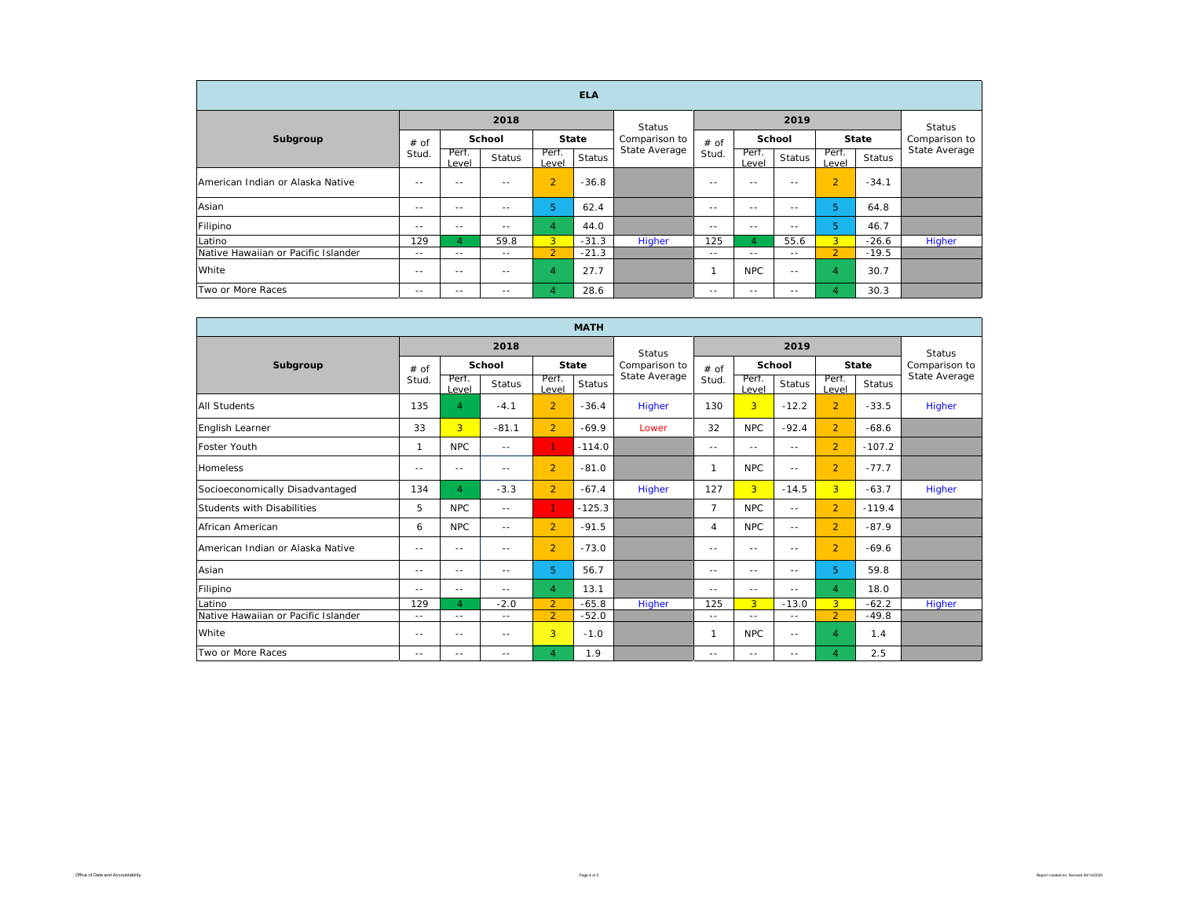| ELA | | | | | | | | | | | | |
|---|---|---|---|---|---|---|---|---|---|---|---|---|
| **Subgroup** | **2018** | | | | | Status Comparison to State Average | **2019** | | | | | Status Comparison to State Average |
| | # of Stud. | **School** | | **State** | | | # of Stud. | **School** | | **State** | | |
| | | Perf. Level | Status | Perf. Level | Status | | | Perf. Level | Status | Perf. Level | Status | |
| American Indian or Alaska Native | -- | -- | -- | 2 | -36.8 | | -- | -- | -- | 2 | -34.1 | |
| Asian | -- | -- | -- | 5 | 62.4 | | -- | -- | -- | 5 | 64.8 | |
| Filipino | -- | -- | -- | 4 | 44.0 | | -- | -- | -- | 5 | 46.7 | |
| Latino | 129 | 4 | 59.8 | 3 | -31.3 | Higher | 125 | 4 | 55.6 | 3 | -26.6 | Higher |
| Native Hawaiian or Pacific Islander | -- | -- | -- | 2 | -21.3 | | -- | -- | -- | 2 | -19.5 | |
| White | -- | -- | -- | 4 | 27.7 | | 1 | NPC | -- | 4 | 30.7 | |
| Two or More Races | -- | -- | -- | 4 | 28.6 | | -- | -- | -- | 4 | 30.3 | |

| MATH | | | | | | | | | | | | |
|---|---|---|---|---|---|---|---|---|---|---|---|---|
| **Subgroup** | **2018** | | | | | Status Comparison to State Average | **2019** | | | | | Status Comparison to State Average |
| | # of Stud. | **School** | | **State** | | | # of Stud. | **School** | | **State** | | |
| | | Perf. Level | Status | Perf. Level | Status | | | Perf. Level | Status | Perf. Level | Status | |
| All Students | 135 | 4 | -4.1 | 2 | -36.4 | Higher | 130 | 3 | -12.2 | 2 | -33.5 | Higher |
| English Learner | 33 | 3 | -81.1 | 2 | -69.9 | Lower | 32 | NPC | -92.4 | 2 | -68.6 | |
| Foster Youth | 1 | NPC | -- | 1 | -114.0 | | -- | -- | -- | 2 | -107.2 | |
| Homeless | -- | -- | -- | 2 | -81.0 | | 1 | NPC | -- | 2 | -77.7 | |
| Socioeconomically Disadvantaged | 134 | 4 | -3.3 | 2 | -67.4 | Higher | 127 | 3 | -14.5 | 3 | -63.7 | Higher |
| Students with Disabilities | 5 | NPC | -- | 1 | -125.3 | | 7 | NPC | -- | 2 | -119.4 | |
| African American | 6 | NPC | -- | 2 | -91.5 | | 4 | NPC | -- | 2 | -87.9 | |
| American Indian or Alaska Native | -- | -- | -- | 2 | -73.0 | | -- | -- | -- | 2 | -69.6 | |
| Asian | -- | -- | -- | 5 | 56.7 | | -- | -- | -- | 5 | 59.8 | |
| Filipino | -- | -- | -- | 4 | 13.1 | | -- | -- | -- | 4 | 18.0 | |
| Latino | 129 | 4 | -2.0 | 2 | -65.8 | Higher | 125 | 3 | -13.0 | 3 | -62.2 | Higher |
| Native Hawaiian or Pacific Islander | -- | -- | -- | 2 | -52.0 | | -- | -- | -- | 2 | -49.8 | |
| White | -- | -- | -- | 3 | -1.0 | | 1 | NPC | -- | 4 | 1.4 | |
| Two or More Races | -- | -- | -- | 4 | 1.9 | | -- | -- | -- | 4 | 2.5 | |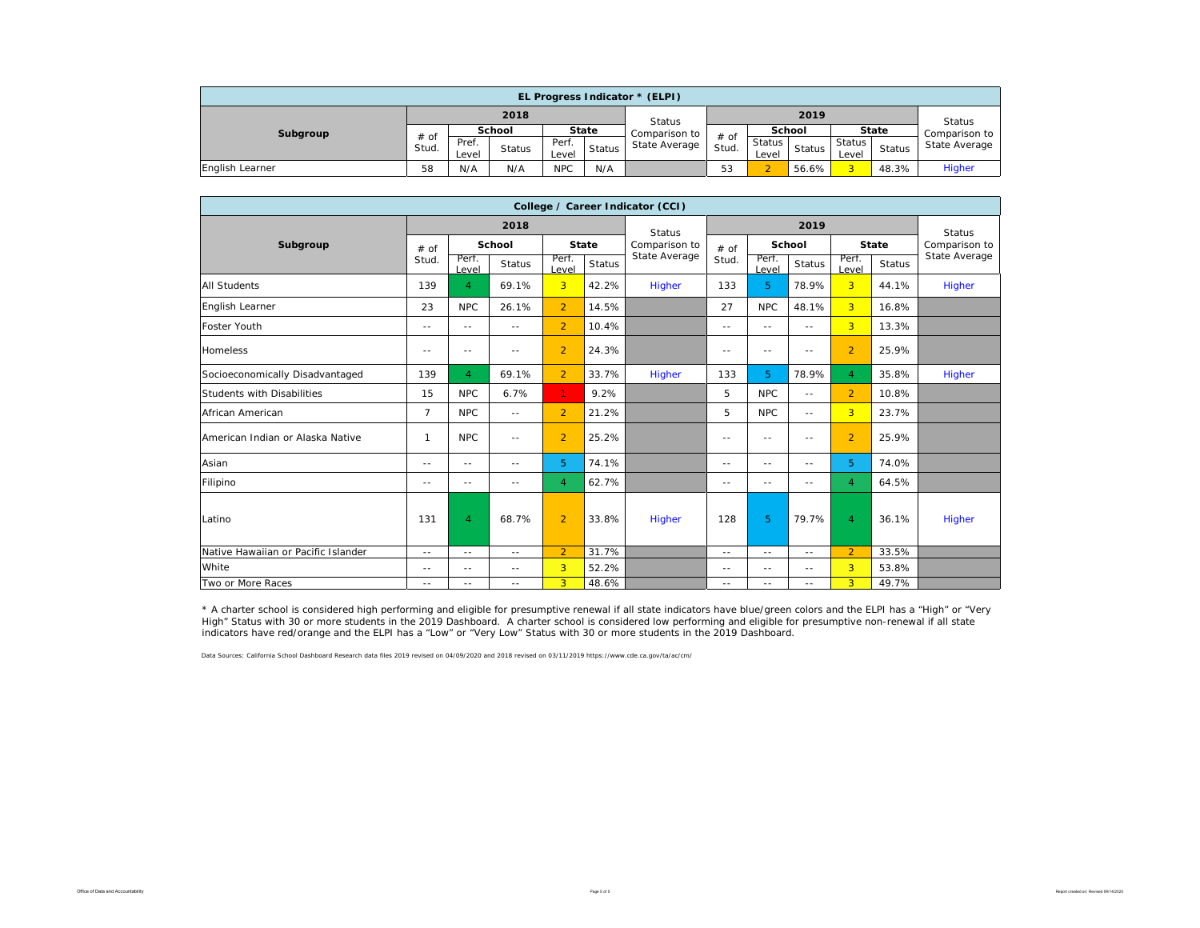| EL Progress Indicator * (ELPI) | | | | | | | | | | | | |
|---|---|---|---|---|---|---|---|---|---|---|---|---|
| Subgroup | 2018 | | | | | Status Comparison to State Average | 2019 | | | | | Status Comparison to State Average |
| | # of Stud. | School | | State | | | # of Stud. | School | | State | | |
| | | Pref. Level | Status | Perf. Level | Status | | | Status Level | Status | Status Level | Status | |
| English Learner | 58 | N/A | N/A | NPC | N/A | | 53 | 2 | 56.6% | 3 | 48.3% | Higher |

| College / Career Indicator (CCI) | | | | | | | | | | | | |
|---|---|---|---|---|---|---|---|---|---|---|---|---|
| Subgroup | 2018 | | | | | Status Comparison to State Average | 2019 | | | | | Status Comparison to State Average |
| | # of Stud. | School | | State | | | # of Stud. | School | | State | | |
| | | Perf. Level | Status | Perf. Level | Status | | | Perf. Level | Status | Perf. Level | Status | |
| All Students | 139 | 4 | 69.1% | 3 | 42.2% | Higher | 133 | 5 | 78.9% | 3 | 44.1% | Higher |
| English Learner | 23 | NPC | 26.1% | 2 | 14.5% | | 27 | NPC | 48.1% | 3 | 16.8% | |
| Foster Youth | -- | -- | -- | 2 | 10.4% | | -- | -- | -- | 3 | 13.3% | |
| Homeless | -- | -- | -- | 2 | 24.3% | | -- | -- | -- | 2 | 25.9% | |
| Socioeconomically Disadvantaged | 139 | 4 | 69.1% | 2 | 33.7% | Higher | 133 | 5 | 78.9% | 4 | 35.8% | Higher |
| Students with Disabilities | 15 | NPC | 6.7% | 1 | 9.2% | | 5 | NPC | -- | 2 | 10.8% | |
| African American | 7 | NPC | -- | 2 | 21.2% | | 5 | NPC | -- | 3 | 23.7% | |
| American Indian or Alaska Native | 1 | NPC | -- | 2 | 25.2% | | -- | -- | -- | 2 | 25.9% | |
| Asian | -- | -- | -- | 5 | 74.1% | | -- | -- | -- | 5 | 74.0% | |
| Filipino | -- | -- | -- | 4 | 62.7% | | -- | -- | -- | 4 | 64.5% | |
| Latino | 131 | 4 | 68.7% | 2 | 33.8% | Higher | 128 | 5 | 79.7% | 4 | 36.1% | Higher |
| Native Hawaiian or Pacific Islander | -- | -- | -- | 2 | 31.7% | | -- | -- | -- | 2 | 33.5% | |
| White | -- | -- | -- | 3 | 52.2% | | -- | -- | -- | 3 | 53.8% | |
| Two or More Races | -- | -- | -- | 3 | 48.6% | | -- | -- | -- | 3 | 49.7% | |

* A charter school is considered high performing and eligible for presumptive renewal if all state indicators have blue/green colors and the ELPI has a "High" or "Very High" Status with 30 or more students in the 2019 Dashboard. A charter school is considered low performing and eligible for presumptive non-renewal if all state indicators have red/orange and the ELPI has a "Low" or "Very Low" Status with 30 or more students in the 2019 Dashboard.

Data Sources: California School Dashboard Research data files 2019 revised on 04/09/2020 and 2018 revised on 03/11/2019 https://www.cde.ca.gov/ta/ac/cm/